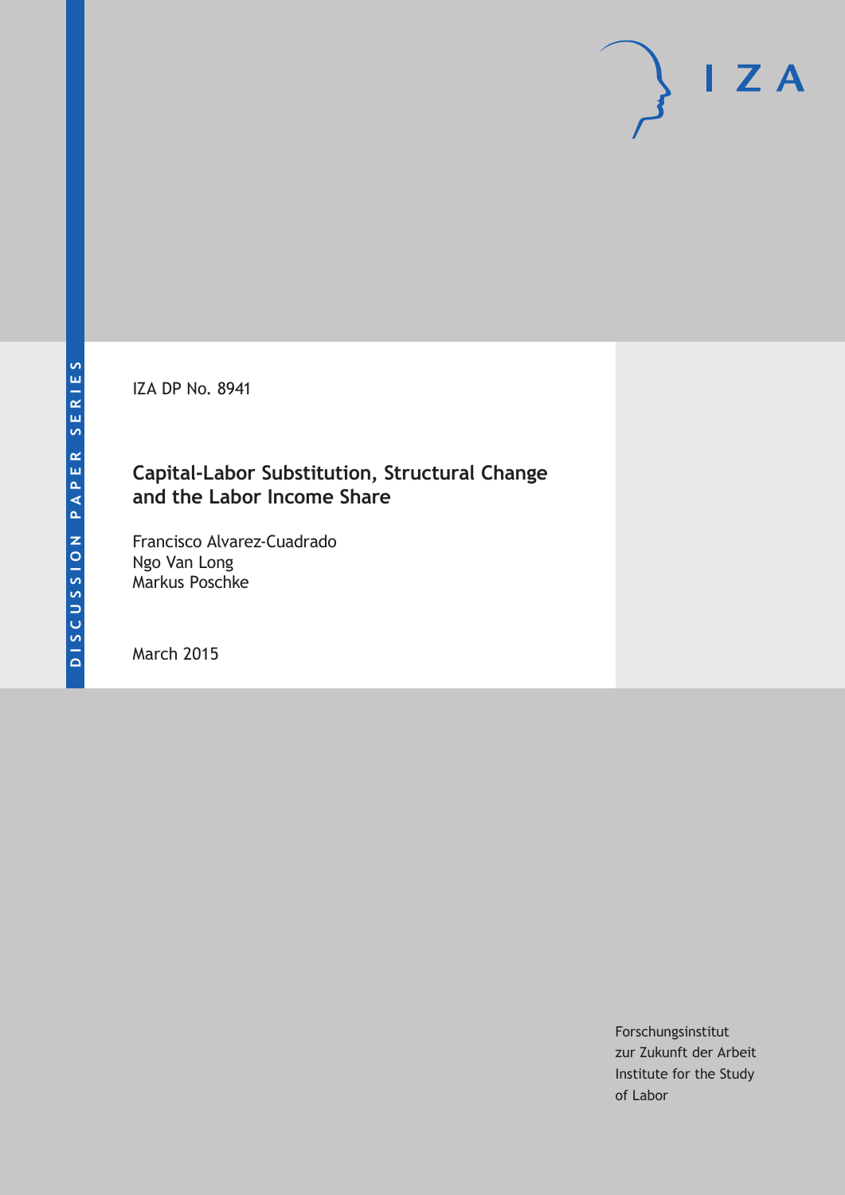DISCUSSION PAPER SERIES

IZA

IZA DP No. 8941

# Capital-Labor Substitution, Structural Change and the Labor Income Share

Francisco Alvarez-Cuadrado
Ngo Van Long
Markus Poschke

March 2015

Forschungsinstitut
zur Zukunft der Arbeit
Institute for the Study
of Labor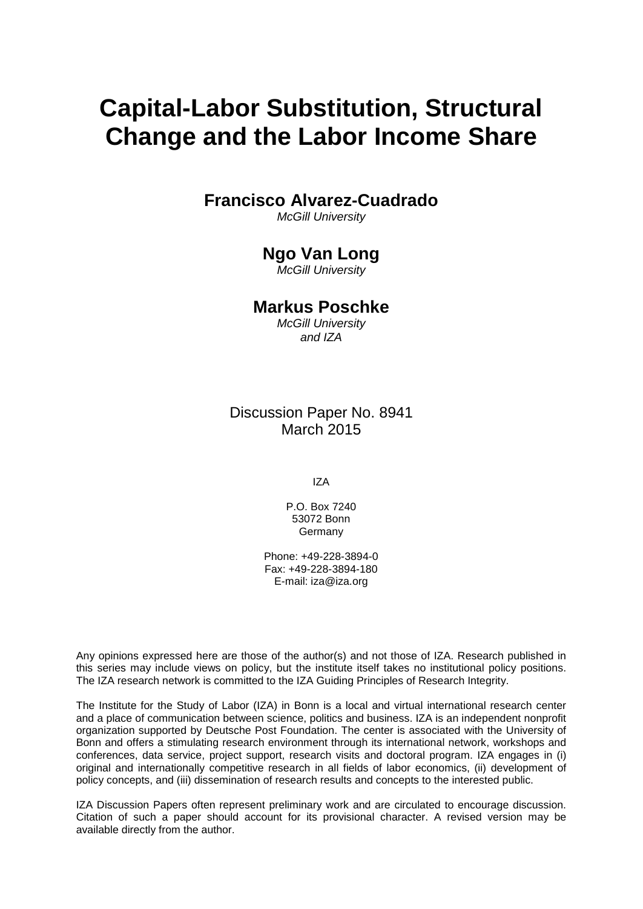# Capital-Labor Substitution, Structural Change and the Labor Income Share

**Francisco Alvarez-Cuadrado**
*McGill University*

**Ngo Van Long**
*McGill University*

**Markus Poschke**
*McGill University and IZA*

Discussion Paper No. 8941
March 2015

IZA

P.O. Box 7240
53072 Bonn
Germany

Phone: +49-228-3894-0
Fax: +49-228-3894-180
E-mail: iza@iza.org

Any opinions expressed here are those of the author(s) and not those of IZA. Research published in this series may include views on policy, but the institute itself takes no institutional policy positions. The IZA research network is committed to the IZA Guiding Principles of Research Integrity.

The Institute for the Study of Labor (IZA) in Bonn is a local and virtual international research center and a place of communication between science, politics and business. IZA is an independent nonprofit organization supported by Deutsche Post Foundation. The center is associated with the University of Bonn and offers a stimulating research environment through its international network, workshops and conferences, data service, project support, research visits and doctoral program. IZA engages in (i) original and internationally competitive research in all fields of labor economics, (ii) development of policy concepts, and (iii) dissemination of research results and concepts to the interested public.

IZA Discussion Papers often represent preliminary work and are circulated to encourage discussion. Citation of such a paper should account for its provisional character. A revised version may be available directly from the author.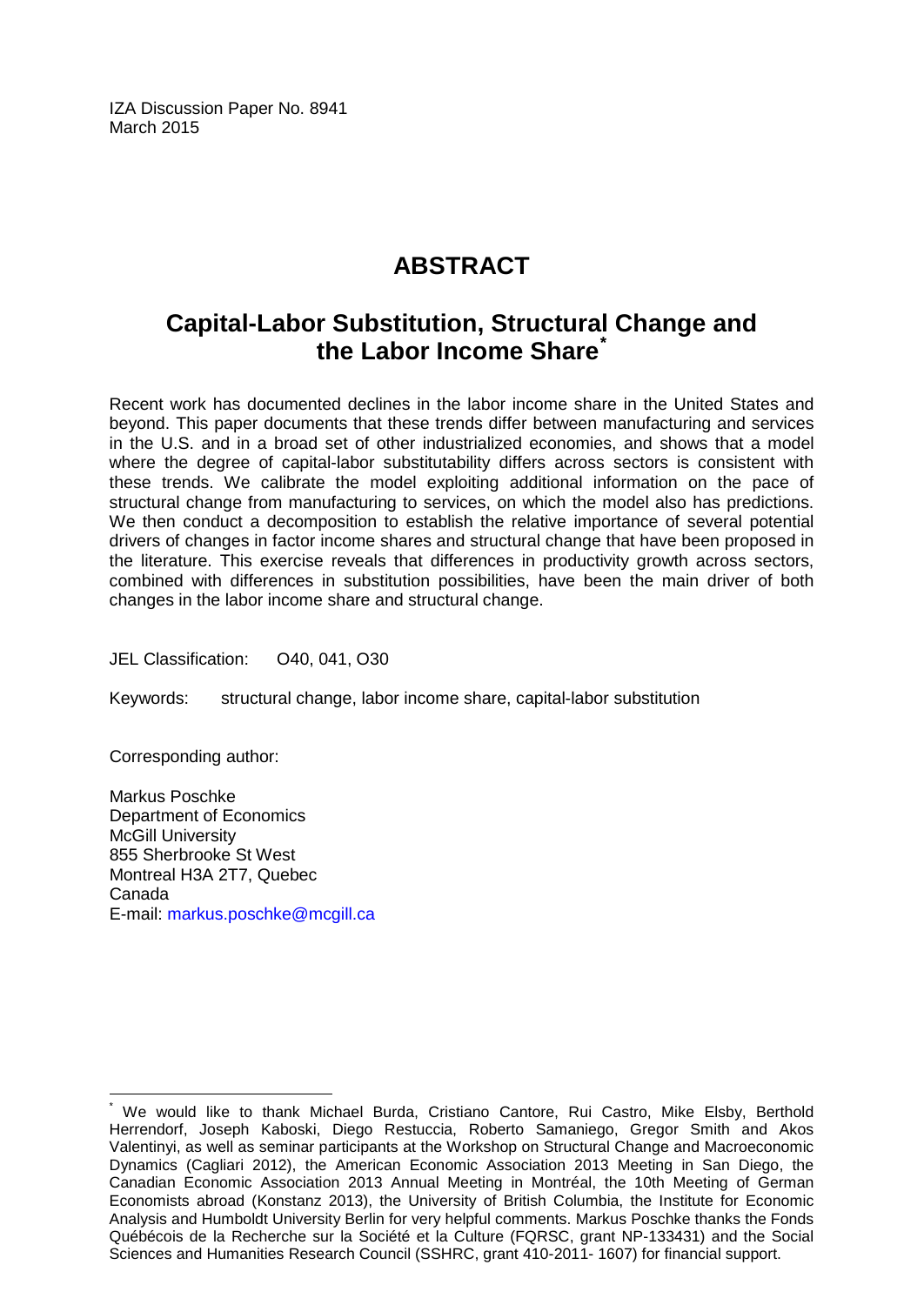IZA Discussion Paper No. 8941
March 2015

# ABSTRACT

## Capital-Labor Substitution, Structural Change and the Labor Income Share*

Recent work has documented declines in the labor income share in the United States and beyond. This paper documents that these trends differ between manufacturing and services in the U.S. and in a broad set of other industrialized economies, and shows that a model where the degree of capital-labor substitutability differs across sectors is consistent with these trends. We calibrate the model exploiting additional information on the pace of structural change from manufacturing to services, on which the model also has predictions. We then conduct a decomposition to establish the relative importance of several potential drivers of changes in factor income shares and structural change that have been proposed in the literature. This exercise reveals that differences in productivity growth across sectors, combined with differences in substitution possibilities, have been the main driver of both changes in the labor income share and structural change.

JEL Classification: O40, 041, O30

Keywords: structural change, labor income share, capital-labor substitution

Corresponding author:

Markus Poschke
Department of Economics
McGill University
855 Sherbrooke St West
Montreal H3A 2T7, Quebec
Canada
E-mail: markus.poschke@mcgill.ca

---

* We would like to thank Michael Burda, Cristiano Cantore, Rui Castro, Mike Elsby, Berthold Herrendorf, Joseph Kaboski, Diego Restuccia, Roberto Samaniego, Gregor Smith and Akos Valentinyi, as well as seminar participants at the Workshop on Structural Change and Macroeconomic Dynamics (Cagliari 2012), the American Economic Association 2013 Meeting in San Diego, the Canadian Economic Association 2013 Annual Meeting in Montréal, the 10th Meeting of German Economists abroad (Konstanz 2013), the University of British Columbia, the Institute for Economic Analysis and Humboldt University Berlin for very helpful comments. Markus Poschke thanks the Fonds Québécois de la Recherche sur la Société et la Culture (FQRSC, grant NP-133431) and the Social Sciences and Humanities Research Council (SSHRC, grant 410-2011- 1607) for financial support.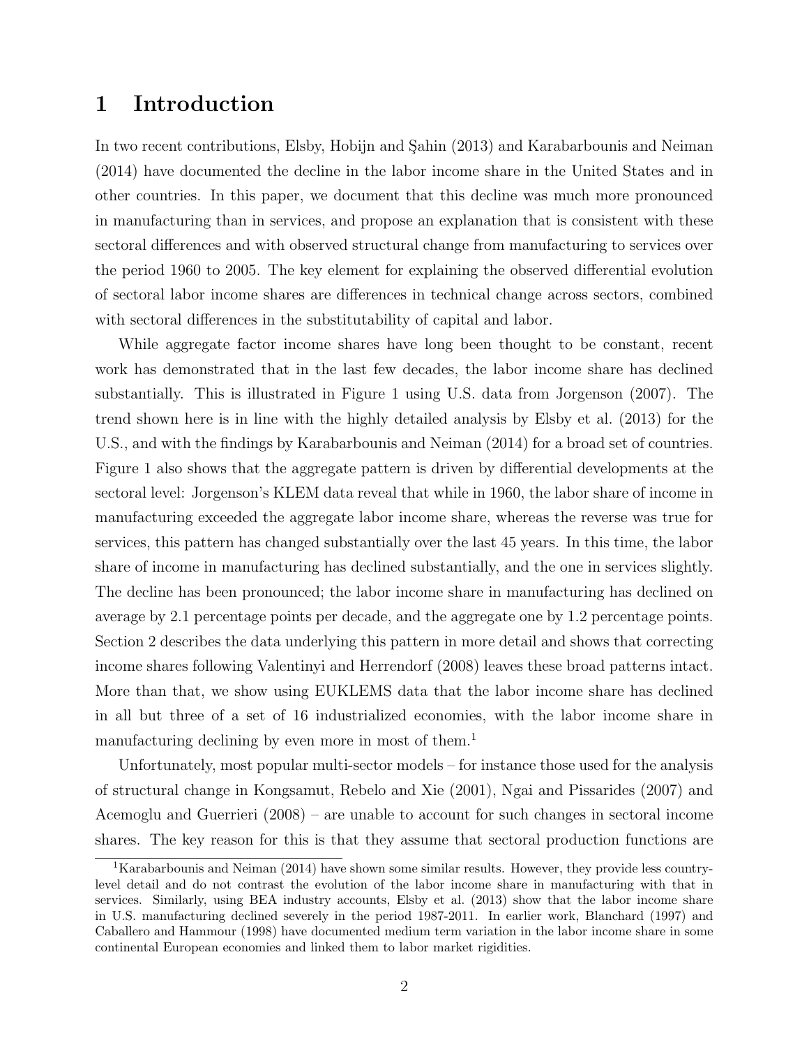# 1 Introduction

In two recent contributions, Elsby, Hobijn and Şahin (2013) and Karabarbounis and Neiman (2014) have documented the decline in the labor income share in the United States and in other countries. In this paper, we document that this decline was much more pronounced in manufacturing than in services, and propose an explanation that is consistent with these sectoral differences and with observed structural change from manufacturing to services over the period 1960 to 2005. The key element for explaining the observed differential evolution of sectoral labor income shares are differences in technical change across sectors, combined with sectoral differences in the substitutability of capital and labor.

While aggregate factor income shares have long been thought to be constant, recent work has demonstrated that in the last few decades, the labor income share has declined substantially. This is illustrated in Figure 1 using U.S. data from Jorgenson (2007). The trend shown here is in line with the highly detailed analysis by Elsby et al. (2013) for the U.S., and with the findings by Karabarbounis and Neiman (2014) for a broad set of countries. Figure 1 also shows that the aggregate pattern is driven by differential developments at the sectoral level: Jorgenson's KLEM data reveal that while in 1960, the labor share of income in manufacturing exceeded the aggregate labor income share, whereas the reverse was true for services, this pattern has changed substantially over the last 45 years. In this time, the labor share of income in manufacturing has declined substantially, and the one in services slightly. The decline has been pronounced; the labor income share in manufacturing has declined on average by 2.1 percentage points per decade, and the aggregate one by 1.2 percentage points. Section 2 describes the data underlying this pattern in more detail and shows that correcting income shares following Valentinyi and Herrendorf (2008) leaves these broad patterns intact. More than that, we show using EUKLEMS data that the labor income share has declined in all but three of a set of 16 industrialized economies, with the labor income share in manufacturing declining by even more in most of them.[1]

Unfortunately, most popular multi-sector models – for instance those used for the analysis of structural change in Kongsamut, Rebelo and Xie (2001), Ngai and Pissarides (2007) and Acemoglu and Guerrieri (2008) – are unable to account for such changes in sectoral income shares. The key reason for this is that they assume that sectoral production functions are

[1] Karabarbounis and Neiman (2014) have shown some similar results. However, they provide less country-level detail and do not contrast the evolution of the labor income share in manufacturing with that in services. Similarly, using BEA industry accounts, Elsby et al. (2013) show that the labor income share in U.S. manufacturing declined severely in the period 1987-2011. In earlier work, Blanchard (1997) and Caballero and Hammour (1998) have documented medium term variation in the labor income share in some continental European economies and linked them to labor market rigidities.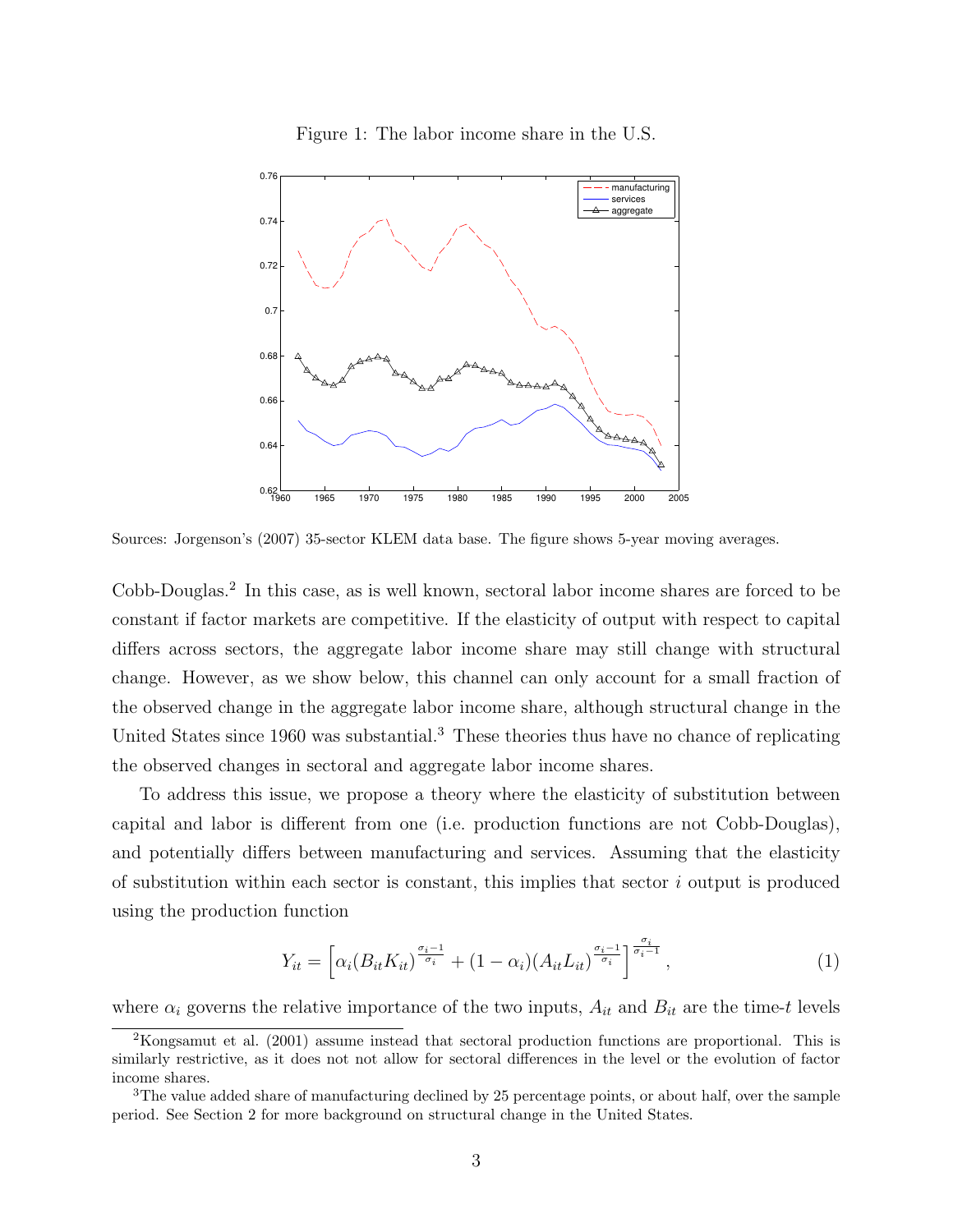Figure 1: The labor income share in the U.S.

Sources: Jorgenson's (2007) 35-sector KLEM data base. The figure shows 5-year moving averages.

Cobb-Douglas.[2] In this case, as is well known, sectoral labor income shares are forced to be constant if factor markets are competitive. If the elasticity of output with respect to capital differs across sectors, the aggregate labor income share may still change with structural change. However, as we show below, this channel can only account for a small fraction of the observed change in the aggregate labor income share, although structural change in the United States since 1960 was substantial.[3] These theories thus have no chance of replicating the observed changes in sectoral and aggregate labor income shares.

To address this issue, we propose a theory where the elasticity of substitution between capital and labor is different from one (i.e. production functions are not Cobb-Douglas), and potentially differs between manufacturing and services. Assuming that the elasticity of substitution within each sector is constant, this implies that sector $i$ output is produced using the production function

$$Y_{it} = \left[ \alpha_i (B_{it} K_{it})^{\frac{\sigma_i - 1}{\sigma_i}} + (1 - \alpha_i)(A_{it} L_{it})^{\frac{\sigma_i - 1}{\sigma_i}} \right]^{\frac{\sigma_i}{\sigma_i - 1}}, \tag{1}$$

where $\alpha_i$ governs the relative importance of the two inputs, $A_{it}$ and $B_{it}$ are the time-$t$ levels

[2] Kongsamut et al. (2001) assume instead that sectoral production functions are proportional. This is similarly restrictive, as it does not not allow for sectoral differences in the level or the evolution of factor income shares.

[3] The value added share of manufacturing declined by 25 percentage points, or about half, over the sample period. See Section 2 for more background on structural change in the United States.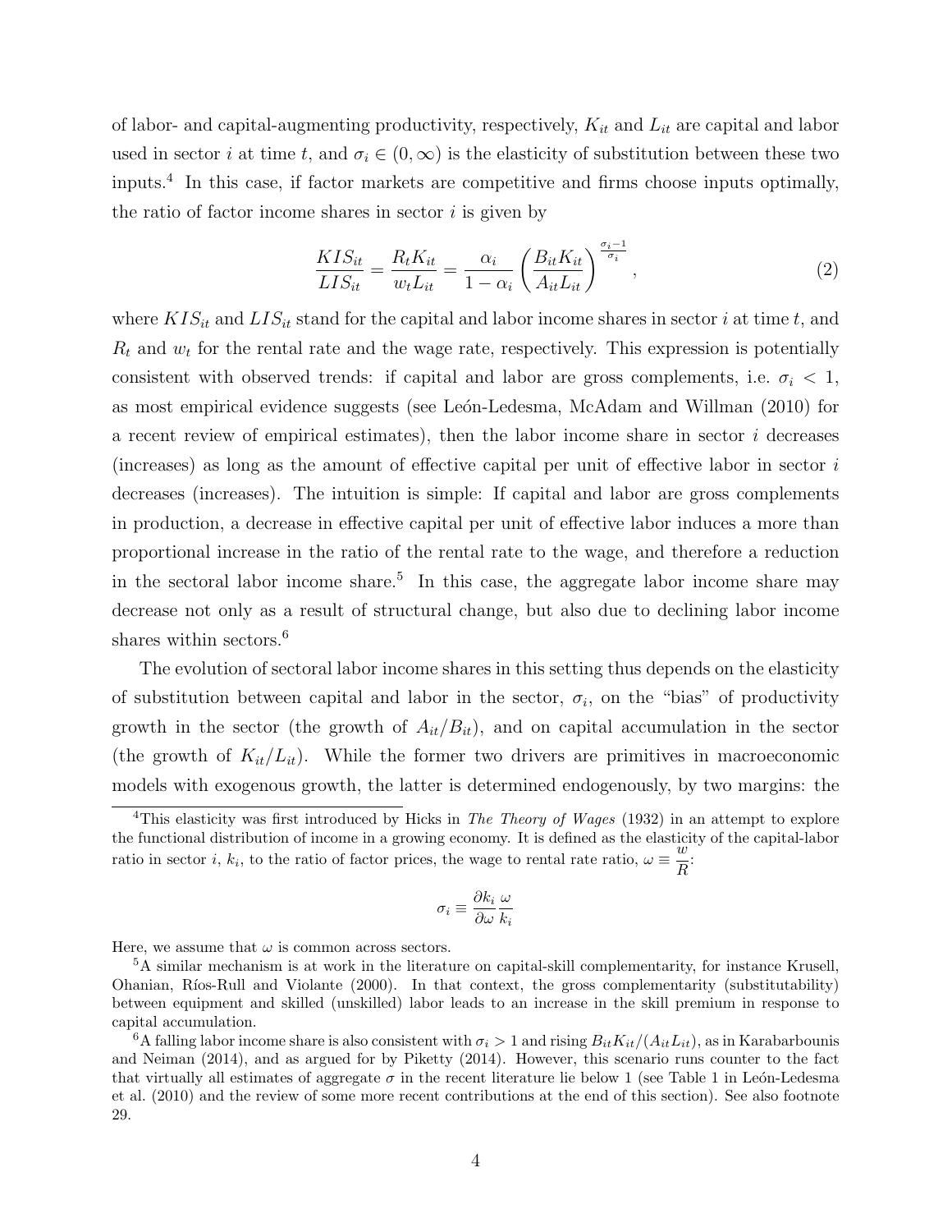of labor- and capital-augmenting productivity, respectively, $K_{it}$ and $L_{it}$ are capital and labor used in sector $i$ at time $t$, and $\sigma_i \in (0, \infty)$ is the elasticity of substitution between these two inputs.[4] In this case, if factor markets are competitive and firms choose inputs optimally, the ratio of factor income shares in sector $i$ is given by

$$\frac{KIS_{it}}{LIS_{it}} = \frac{R_t K_{it}}{w_t L_{it}} = \frac{\alpha_i}{1-\alpha_i} \left( \frac{B_{it} K_{it}}{A_{it} L_{it}} \right)^{\frac{\sigma_i - 1}{\sigma_i}}, \tag{2}$$

where $KIS_{it}$ and $LIS_{it}$ stand for the capital and labor income shares in sector $i$ at time $t$, and $R_t$ and $w_t$ for the rental rate and the wage rate, respectively. This expression is potentially consistent with observed trends: if capital and labor are gross complements, i.e. $\sigma_i < 1$, as most empirical evidence suggests (see León-Ledesma, McAdam and Willman (2010) for a recent review of empirical estimates), then the labor income share in sector $i$ decreases (increases) as long as the amount of effective capital per unit of effective labor in sector $i$ decreases (increases). The intuition is simple: If capital and labor are gross complements in production, a decrease in effective capital per unit of effective labor induces a more than proportional increase in the ratio of the rental rate to the wage, and therefore a reduction in the sectoral labor income share.[5] In this case, the aggregate labor income share may decrease not only as a result of structural change, but also due to declining labor income shares within sectors.[6]

The evolution of sectoral labor income shares in this setting thus depends on the elasticity of substitution between capital and labor in the sector, $\sigma_i$, on the "bias" of productivity growth in the sector (the growth of $A_{it}/B_{it}$), and on capital accumulation in the sector (the growth of $K_{it}/L_{it}$). While the former two drivers are primitives in macroeconomic models with exogenous growth, the latter is determined endogenously, by two margins: the

---

[4] This elasticity was first introduced by Hicks in *The Theory of Wages* (1932) in an attempt to explore the functional distribution of income in a growing economy. It is defined as the elasticity of the capital-labor ratio in sector $i$, $k_i$, to the ratio of factor prices, the wage to rental rate ratio, $\omega \equiv \frac{w}{R}$:

$$\sigma_i \equiv \frac{\partial k_i}{\partial \omega} \frac{\omega}{k_i}$$

Here, we assume that $\omega$ is common across sectors.

[5] A similar mechanism is at work in the literature on capital-skill complementarity, for instance Krusell, Ohanian, Ríos-Rull and Violante (2000). In that context, the gross complementarity (substitutability) between equipment and skilled (unskilled) labor leads to an increase in the skill premium in response to capital accumulation.

[6] A falling labor income share is also consistent with $\sigma_i > 1$ and rising $B_{it}K_{it}/(A_{it}L_{it})$, as in Karabarbounis and Neiman (2014), and as argued for by Piketty (2014). However, this scenario runs counter to the fact that virtually all estimates of aggregate $\sigma$ in the recent literature lie below 1 (see Table 1 in León-Ledesma et al. (2010) and the review of some more recent contributions at the end of this section). See also footnote 29.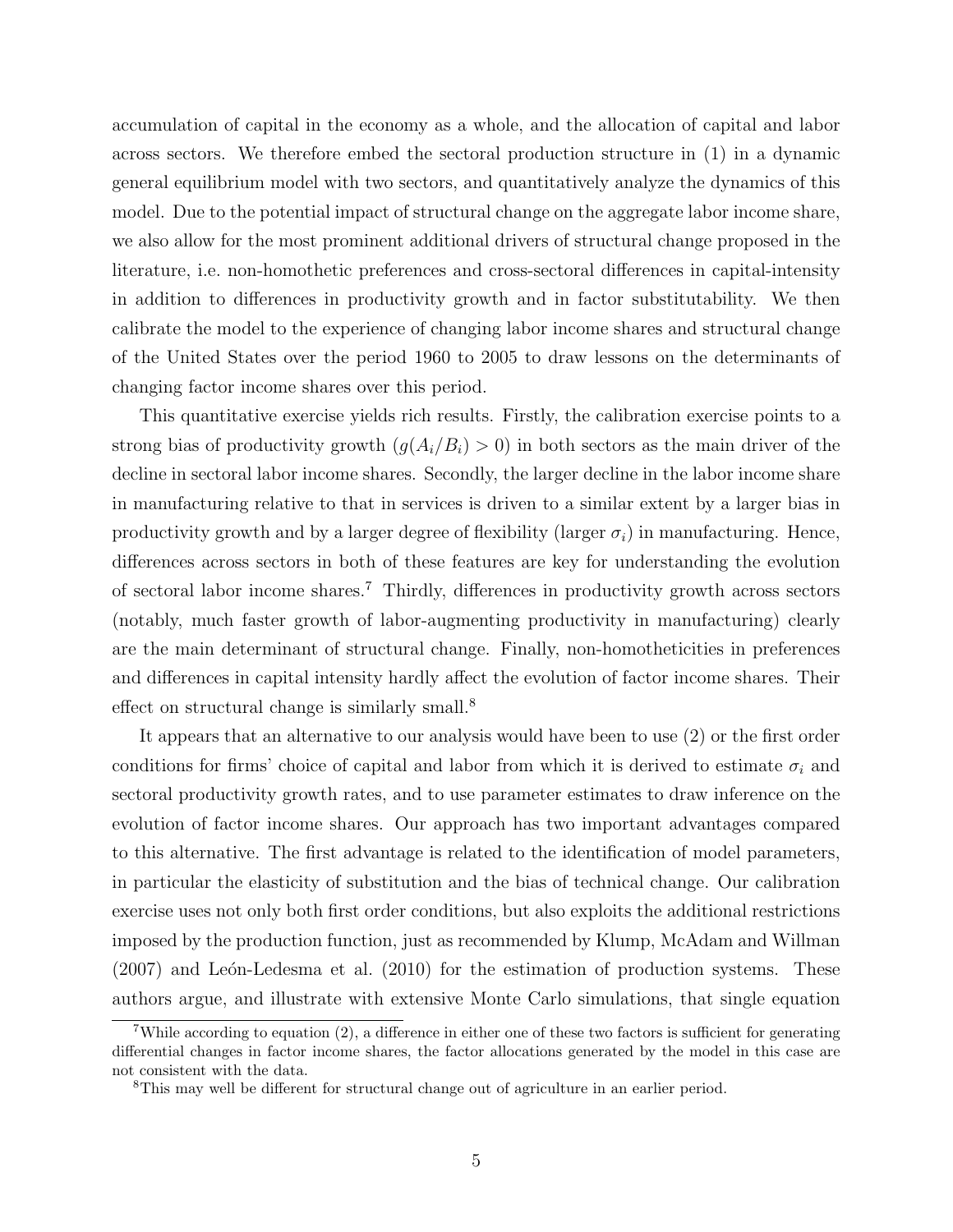accumulation of capital in the economy as a whole, and the allocation of capital and labor across sectors. We therefore embed the sectoral production structure in (1) in a dynamic general equilibrium model with two sectors, and quantitatively analyze the dynamics of this model. Due to the potential impact of structural change on the aggregate labor income share, we also allow for the most prominent additional drivers of structural change proposed in the literature, i.e. non-homothetic preferences and cross-sectoral differences in capital-intensity in addition to differences in productivity growth and in factor substitutability. We then calibrate the model to the experience of changing labor income shares and structural change of the United States over the period 1960 to 2005 to draw lessons on the determinants of changing factor income shares over this period.

This quantitative exercise yields rich results. Firstly, the calibration exercise points to a strong bias of productivity growth ($g(A_i/B_i) > 0$) in both sectors as the main driver of the decline in sectoral labor income shares. Secondly, the larger decline in the labor income share in manufacturing relative to that in services is driven to a similar extent by a larger bias in productivity growth and by a larger degree of flexibility (larger $\sigma_i$) in manufacturing. Hence, differences across sectors in both of these features are key for understanding the evolution of sectoral labor income shares.[7] Thirdly, differences in productivity growth across sectors (notably, much faster growth of labor-augmenting productivity in manufacturing) clearly are the main determinant of structural change. Finally, non-homotheticities in preferences and differences in capital intensity hardly affect the evolution of factor income shares. Their effect on structural change is similarly small.[8]

It appears that an alternative to our analysis would have been to use (2) or the first order conditions for firms' choice of capital and labor from which it is derived to estimate $\sigma_i$ and sectoral productivity growth rates, and to use parameter estimates to draw inference on the evolution of factor income shares. Our approach has two important advantages compared to this alternative. The first advantage is related to the identification of model parameters, in particular the elasticity of substitution and the bias of technical change. Our calibration exercise uses not only both first order conditions, but also exploits the additional restrictions imposed by the production function, just as recommended by Klump, McAdam and Willman (2007) and León-Ledesma et al. (2010) for the estimation of production systems. These authors argue, and illustrate with extensive Monte Carlo simulations, that single equation

[7] While according to equation (2), a difference in either one of these two factors is sufficient for generating differential changes in factor income shares, the factor allocations generated by the model in this case are not consistent with the data.

[8] This may well be different for structural change out of agriculture in an earlier period.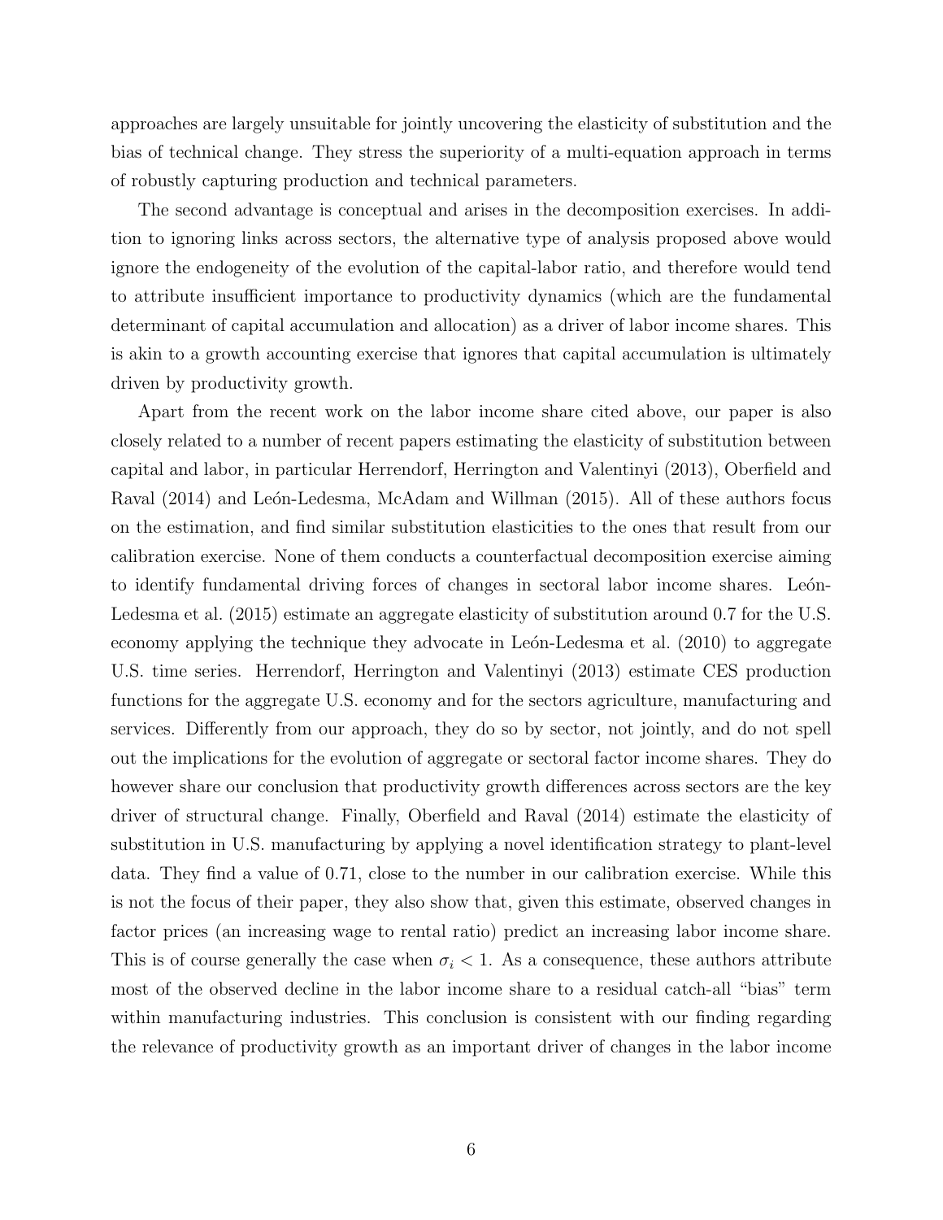approaches are largely unsuitable for jointly uncovering the elasticity of substitution and the bias of technical change. They stress the superiority of a multi-equation approach in terms of robustly capturing production and technical parameters.

The second advantage is conceptual and arises in the decomposition exercises. In addition to ignoring links across sectors, the alternative type of analysis proposed above would ignore the endogeneity of the evolution of the capital-labor ratio, and therefore would tend to attribute insufficient importance to productivity dynamics (which are the fundamental determinant of capital accumulation and allocation) as a driver of labor income shares. This is akin to a growth accounting exercise that ignores that capital accumulation is ultimately driven by productivity growth.

Apart from the recent work on the labor income share cited above, our paper is also closely related to a number of recent papers estimating the elasticity of substitution between capital and labor, in particular Herrendorf, Herrington and Valentinyi (2013), Oberfield and Raval (2014) and León-Ledesma, McAdam and Willman (2015). All of these authors focus on the estimation, and find similar substitution elasticities to the ones that result from our calibration exercise. None of them conducts a counterfactual decomposition exercise aiming to identify fundamental driving forces of changes in sectoral labor income shares. León-Ledesma et al. (2015) estimate an aggregate elasticity of substitution around 0.7 for the U.S. economy applying the technique they advocate in León-Ledesma et al. (2010) to aggregate U.S. time series. Herrendorf, Herrington and Valentinyi (2013) estimate CES production functions for the aggregate U.S. economy and for the sectors agriculture, manufacturing and services. Differently from our approach, they do so by sector, not jointly, and do not spell out the implications for the evolution of aggregate or sectoral factor income shares. They do however share our conclusion that productivity growth differences across sectors are the key driver of structural change. Finally, Oberfield and Raval (2014) estimate the elasticity of substitution in U.S. manufacturing by applying a novel identification strategy to plant-level data. They find a value of 0.71, close to the number in our calibration exercise. While this is not the focus of their paper, they also show that, given this estimate, observed changes in factor prices (an increasing wage to rental ratio) predict an increasing labor income share. This is of course generally the case when $\sigma_i < 1$. As a consequence, these authors attribute most of the observed decline in the labor income share to a residual catch-all "bias" term within manufacturing industries. This conclusion is consistent with our finding regarding the relevance of productivity growth as an important driver of changes in the labor income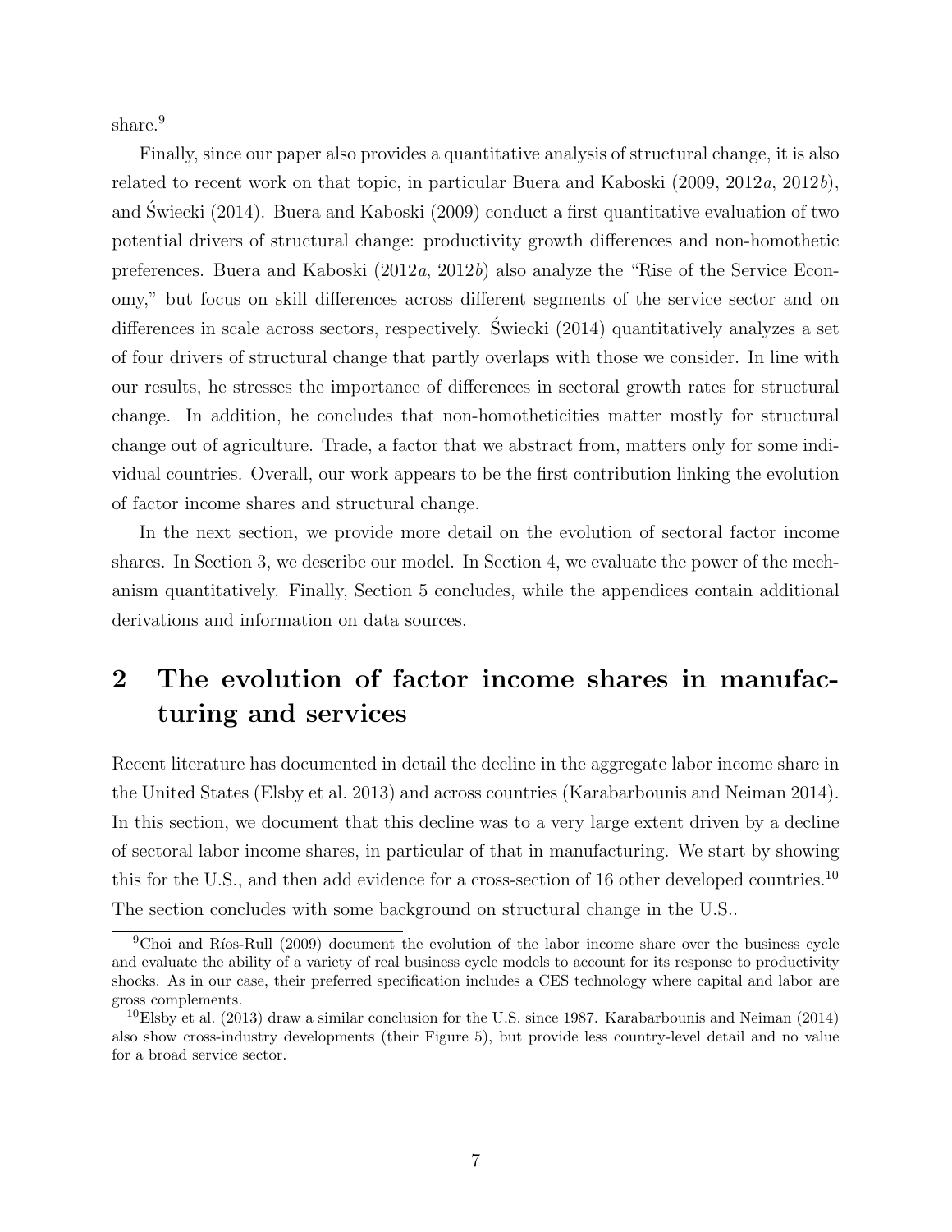share.[9]

Finally, since our paper also provides a quantitative analysis of structural change, it is also related to recent work on that topic, in particular Buera and Kaboski (2009, 2012*a*, 2012*b*), and Świecki (2014). Buera and Kaboski (2009) conduct a first quantitative evaluation of two potential drivers of structural change: productivity growth differences and non-homothetic preferences. Buera and Kaboski (2012*a*, 2012*b*) also analyze the "Rise of the Service Economy," but focus on skill differences across different segments of the service sector and on differences in scale across sectors, respectively. Świecki (2014) quantitatively analyzes a set of four drivers of structural change that partly overlaps with those we consider. In line with our results, he stresses the importance of differences in sectoral growth rates for structural change. In addition, he concludes that non-homotheticities matter mostly for structural change out of agriculture. Trade, a factor that we abstract from, matters only for some individual countries. Overall, our work appears to be the first contribution linking the evolution of factor income shares and structural change.

In the next section, we provide more detail on the evolution of sectoral factor income shares. In Section 3, we describe our model. In Section 4, we evaluate the power of the mechanism quantitatively. Finally, Section 5 concludes, while the appendices contain additional derivations and information on data sources.

## 2 The evolution of factor income shares in manufacturing and services

Recent literature has documented in detail the decline in the aggregate labor income share in the United States (Elsby et al. 2013) and across countries (Karabarbounis and Neiman 2014). In this section, we document that this decline was to a very large extent driven by a decline of sectoral labor income shares, in particular of that in manufacturing. We start by showing this for the U.S., and then add evidence for a cross-section of 16 other developed countries.[10] The section concludes with some background on structural change in the U.S..

[9] Choi and Ríos-Rull (2009) document the evolution of the labor income share over the business cycle and evaluate the ability of a variety of real business cycle models to account for its response to productivity shocks. As in our case, their preferred specification includes a CES technology where capital and labor are gross complements.

[10] Elsby et al. (2013) draw a similar conclusion for the U.S. since 1987. Karabarbounis and Neiman (2014) also show cross-industry developments (their Figure 5), but provide less country-level detail and no value for a broad service sector.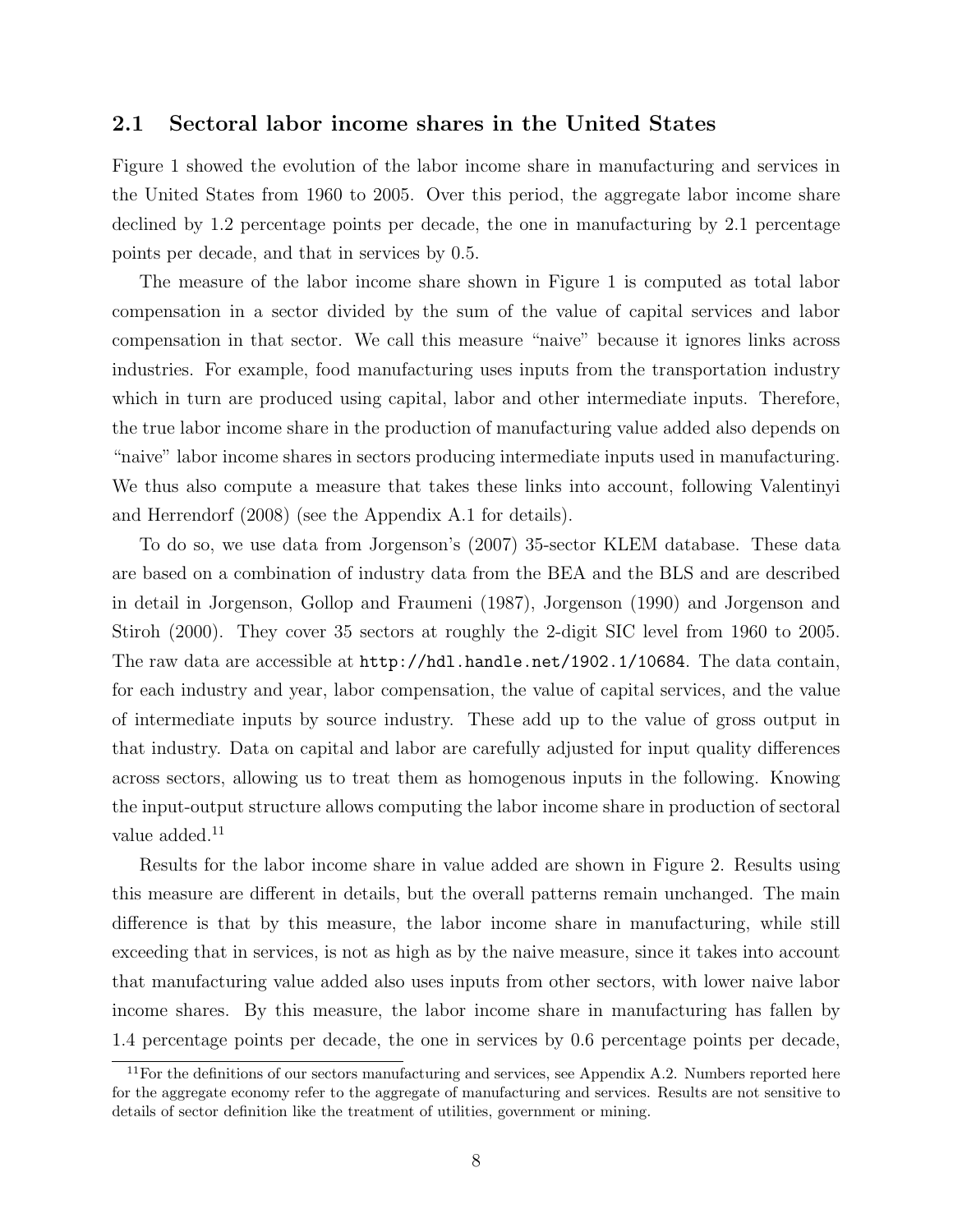### 2.1 Sectoral labor income shares in the United States

Figure 1 showed the evolution of the labor income share in manufacturing and services in the United States from 1960 to 2005. Over this period, the aggregate labor income share declined by 1.2 percentage points per decade, the one in manufacturing by 2.1 percentage points per decade, and that in services by 0.5.

The measure of the labor income share shown in Figure 1 is computed as total labor compensation in a sector divided by the sum of the value of capital services and labor compensation in that sector. We call this measure "naive" because it ignores links across industries. For example, food manufacturing uses inputs from the transportation industry which in turn are produced using capital, labor and other intermediate inputs. Therefore, the true labor income share in the production of manufacturing value added also depends on "naive" labor income shares in sectors producing intermediate inputs used in manufacturing. We thus also compute a measure that takes these links into account, following Valentinyi and Herrendorf (2008) (see the Appendix A.1 for details).

To do so, we use data from Jorgenson's (2007) 35-sector KLEM database. These data are based on a combination of industry data from the BEA and the BLS and are described in detail in Jorgenson, Gollop and Fraumeni (1987), Jorgenson (1990) and Jorgenson and Stiroh (2000). They cover 35 sectors at roughly the 2-digit SIC level from 1960 to 2005. The raw data are accessible at `http://hdl.handle.net/1902.1/10684`. The data contain, for each industry and year, labor compensation, the value of capital services, and the value of intermediate inputs by source industry. These add up to the value of gross output in that industry. Data on capital and labor are carefully adjusted for input quality differences across sectors, allowing us to treat them as homogenous inputs in the following. Knowing the input-output structure allows computing the labor income share in production of sectoral value added.[11]

Results for the labor income share in value added are shown in Figure 2. Results using this measure are different in details, but the overall patterns remain unchanged. The main difference is that by this measure, the labor income share in manufacturing, while still exceeding that in services, is not as high as by the naive measure, since it takes into account that manufacturing value added also uses inputs from other sectors, with lower naive labor income shares. By this measure, the labor income share in manufacturing has fallen by 1.4 percentage points per decade, the one in services by 0.6 percentage points per decade,

[11] For the definitions of our sectors manufacturing and services, see Appendix A.2. Numbers reported here for the aggregate economy refer to the aggregate of manufacturing and services. Results are not sensitive to details of sector definition like the treatment of utilities, government or mining.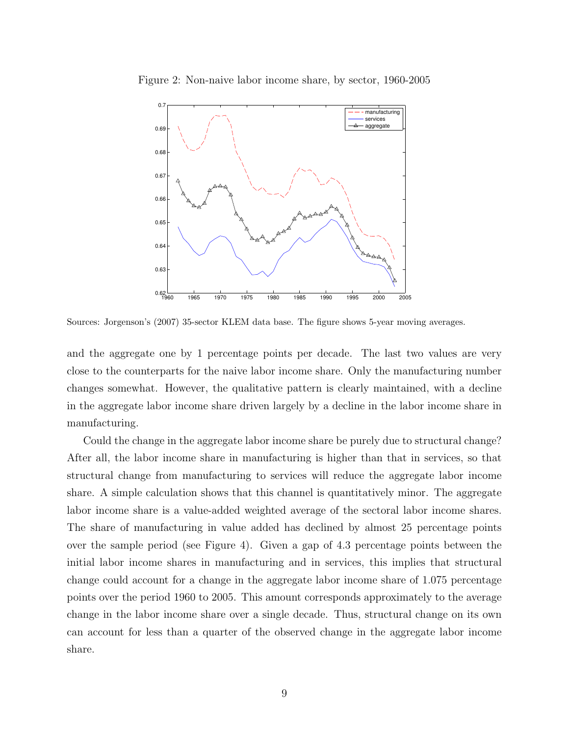Figure 2: Non-naive labor income share, by sector, 1960-2005

Sources: Jorgenson's (2007) 35-sector KLEM data base. The figure shows 5-year moving averages.

and the aggregate one by 1 percentage points per decade. The last two values are very close to the counterparts for the naive labor income share. Only the manufacturing number changes somewhat. However, the qualitative pattern is clearly maintained, with a decline in the aggregate labor income share driven largely by a decline in the labor income share in manufacturing.

Could the change in the aggregate labor income share be purely due to structural change? After all, the labor income share in manufacturing is higher than that in services, so that structural change from manufacturing to services will reduce the aggregate labor income share. A simple calculation shows that this channel is quantitatively minor. The aggregate labor income share is a value-added weighted average of the sectoral labor income shares. The share of manufacturing in value added has declined by almost 25 percentage points over the sample period (see Figure 4). Given a gap of 4.3 percentage points between the initial labor income shares in manufacturing and in services, this implies that structural change could account for a change in the aggregate labor income share of 1.075 percentage points over the period 1960 to 2005. This amount corresponds approximately to the average change in the labor income share over a single decade. Thus, structural change on its own can account for less than a quarter of the observed change in the aggregate labor income share.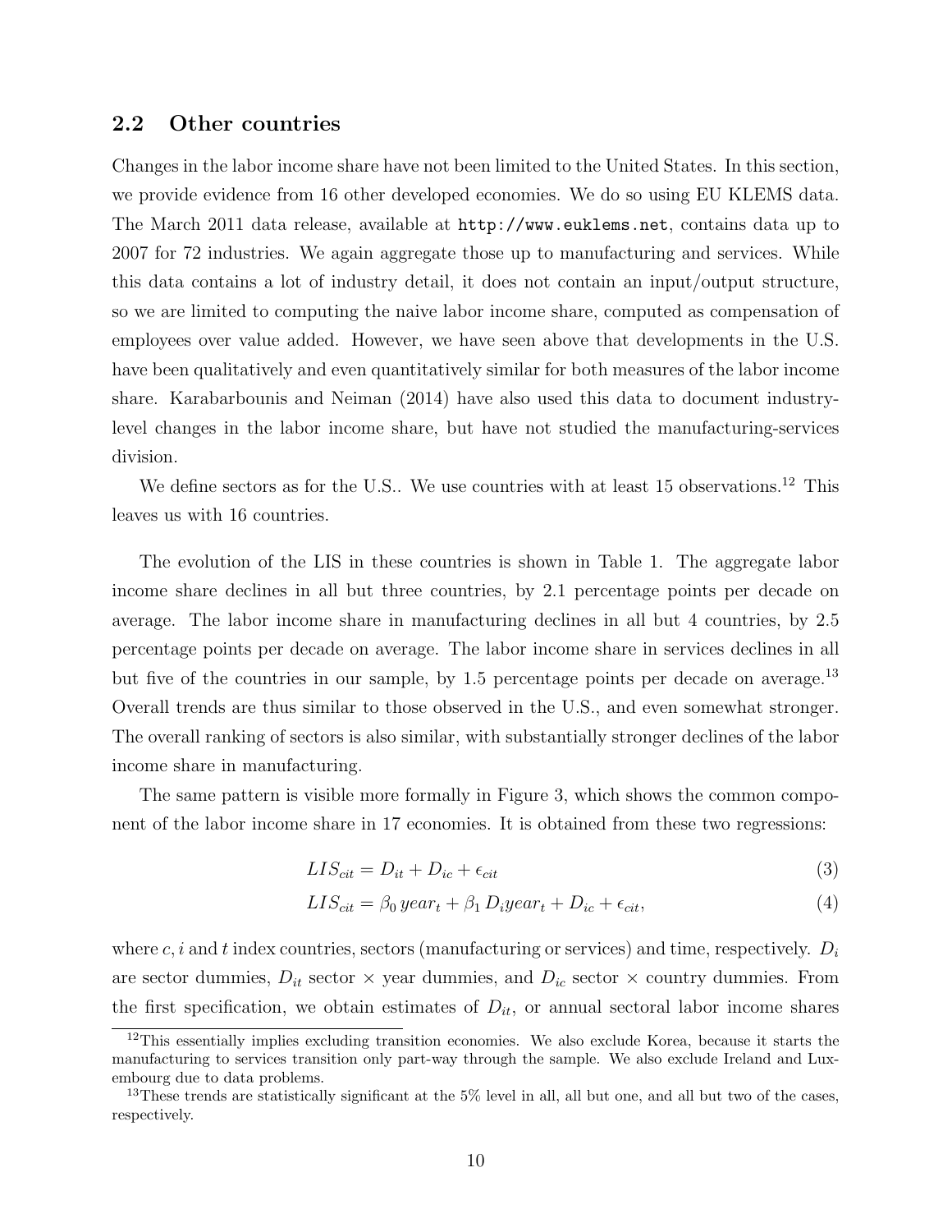## 2.2 Other countries

Changes in the labor income share have not been limited to the United States. In this section, we provide evidence from 16 other developed economies. We do so using EU KLEMS data. The March 2011 data release, available at `http://www.euklems.net`, contains data up to 2007 for 72 industries. We again aggregate those up to manufacturing and services. While this data contains a lot of industry detail, it does not contain an input/output structure, so we are limited to computing the naive labor income share, computed as compensation of employees over value added. However, we have seen above that developments in the U.S. have been qualitatively and even quantitatively similar for both measures of the labor income share. Karabarbounis and Neiman (2014) have also used this data to document industry-level changes in the labor income share, but have not studied the manufacturing-services division.

We define sectors as for the U.S.. We use countries with at least 15 observations.[12] This leaves us with 16 countries.

The evolution of the LIS in these countries is shown in Table 1. The aggregate labor income share declines in all but three countries, by 2.1 percentage points per decade on average. The labor income share in manufacturing declines in all but 4 countries, by 2.5 percentage points per decade on average. The labor income share in services declines in all but five of the countries in our sample, by 1.5 percentage points per decade on average.[13] Overall trends are thus similar to those observed in the U.S., and even somewhat stronger. The overall ranking of sectors is also similar, with substantially stronger declines of the labor income share in manufacturing.

The same pattern is visible more formally in Figure 3, which shows the common component of the labor income share in 17 economies. It is obtained from these two regressions:

$$LIS_{cit} = D_{it} + D_{ic} + \epsilon_{cit} \tag{3}$$

$$LIS_{cit} = \beta_0 \, year_t + \beta_1 \, D_i year_t + D_{ic} + \epsilon_{cit}, \tag{4}$$

where $c, i$ and $t$ index countries, sectors (manufacturing or services) and time, respectively. $D_i$ are sector dummies, $D_{it}$ sector $\times$ year dummies, and $D_{ic}$ sector $\times$ country dummies. From the first specification, we obtain estimates of $D_{it}$, or annual sectoral labor income shares

[12] This essentially implies excluding transition economies. We also exclude Korea, because it starts the manufacturing to services transition only part-way through the sample. We also exclude Ireland and Luxembourg due to data problems.

[13] These trends are statistically significant at the 5% level in all, all but one, and all but two of the cases, respectively.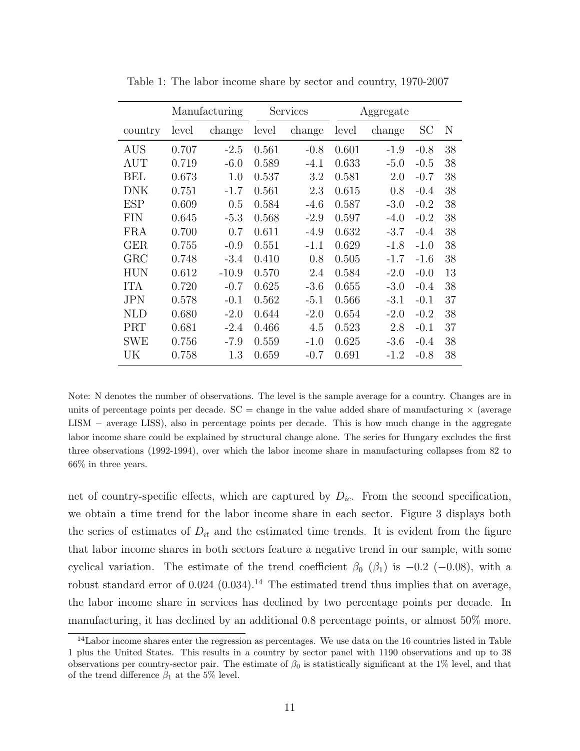Table 1: The labor income share by sector and country, 1970-2007

| | Manufacturing | | Services | | Aggregate | | | |
|---|---|---|---|---|---|---|---|---|
| country | level | change | level | change | level | change | SC | N |
| AUS | 0.707 | -2.5 | 0.561 | -0.8 | 0.601 | -1.9 | -0.8 | 38 |
| AUT | 0.719 | -6.0 | 0.589 | -4.1 | 0.633 | -5.0 | -0.5 | 38 |
| BEL | 0.673 | 1.0 | 0.537 | 3.2 | 0.581 | 2.0 | -0.7 | 38 |
| DNK | 0.751 | -1.7 | 0.561 | 2.3 | 0.615 | 0.8 | -0.4 | 38 |
| ESP | 0.609 | 0.5 | 0.584 | -4.6 | 0.587 | -3.0 | -0.2 | 38 |
| FIN | 0.645 | -5.3 | 0.568 | -2.9 | 0.597 | -4.0 | -0.2 | 38 |
| FRA | 0.700 | 0.7 | 0.611 | -4.9 | 0.632 | -3.7 | -0.4 | 38 |
| GER | 0.755 | -0.9 | 0.551 | -1.1 | 0.629 | -1.8 | -1.0 | 38 |
| GRC | 0.748 | -3.4 | 0.410 | 0.8 | 0.505 | -1.7 | -1.6 | 38 |
| HUN | 0.612 | -10.9 | 0.570 | 2.4 | 0.584 | -2.0 | -0.0 | 13 |
| ITA | 0.720 | -0.7 | 0.625 | -3.6 | 0.655 | -3.0 | -0.4 | 38 |
| JPN | 0.578 | -0.1 | 0.562 | -5.1 | 0.566 | -3.1 | -0.1 | 37 |
| NLD | 0.680 | -2.0 | 0.644 | -2.0 | 0.654 | -2.0 | -0.2 | 38 |
| PRT | 0.681 | -2.4 | 0.466 | 4.5 | 0.523 | 2.8 | -0.1 | 37 |
| SWE | 0.756 | -7.9 | 0.559 | -1.0 | 0.625 | -3.6 | -0.4 | 38 |
| UK | 0.758 | 1.3 | 0.659 | -0.7 | 0.691 | -1.2 | -0.8 | 38 |

Note: N denotes the number of observations. The level is the sample average for a country. Changes are in units of percentage points per decade. SC = change in the value added share of manufacturing × (average LISM − average LISS), also in percentage points per decade. This is how much change in the aggregate labor income share could be explained by structural change alone. The series for Hungary excludes the first three observations (1992-1994), over which the labor income share in manufacturing collapses from 82 to 66% in three years.

net of country-specific effects, which are captured by $D_{ic}$. From the second specification, we obtain a time trend for the labor income share in each sector. Figure 3 displays both the series of estimates of $D_{it}$ and the estimated time trends. It is evident from the figure that labor income shares in both sectors feature a negative trend in our sample, with some cyclical variation. The estimate of the trend coefficient $\beta_0$ ($\beta_1$) is $-0.2$ ($-0.08$), with a robust standard error of 0.024 (0.034).[14] The estimated trend thus implies that on average, the labor income share in services has declined by two percentage points per decade. In manufacturing, it has declined by an additional 0.8 percentage points, or almost 50% more.

[14] Labor income shares enter the regression as percentages. We use data on the 16 countries listed in Table 1 plus the United States. This results in a country by sector panel with 1190 observations and up to 38 observations per country-sector pair. The estimate of $\beta_0$ is statistically significant at the 1% level, and that of the trend difference $\beta_1$ at the 5% level.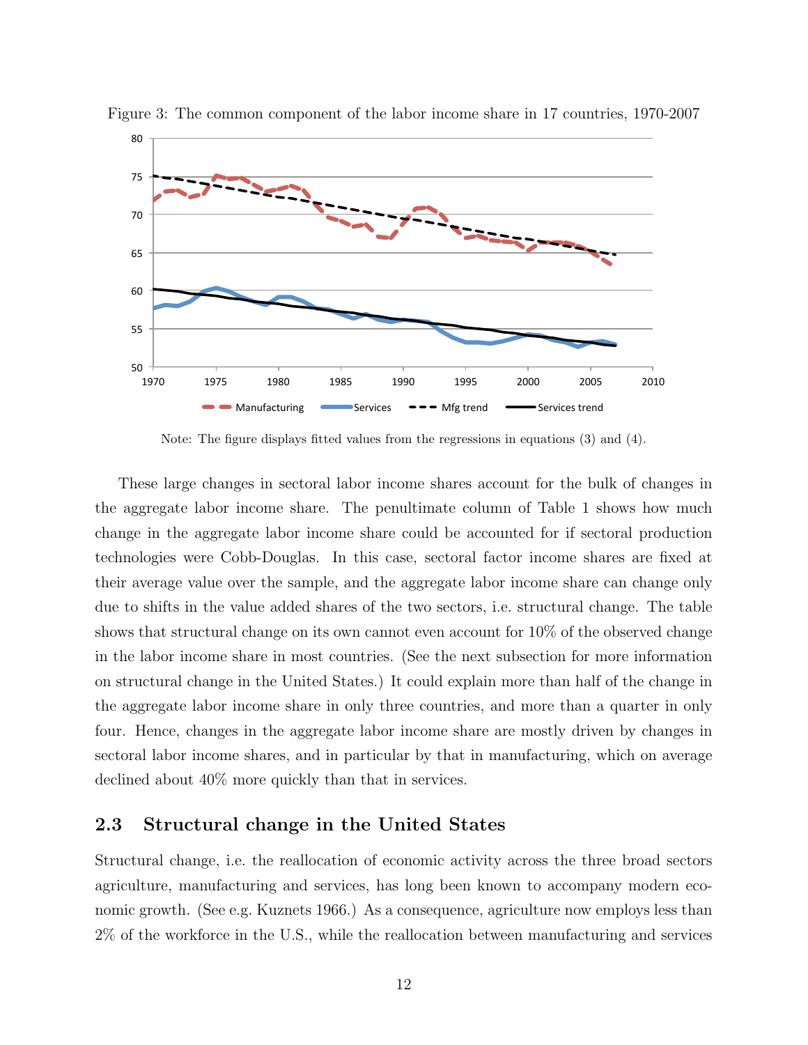Figure 3: The common component of the labor income share in 17 countries, 1970-2007

Note: The figure displays fitted values from the regressions in equations (3) and (4).

These large changes in sectoral labor income shares account for the bulk of changes in the aggregate labor income share. The penultimate column of Table 1 shows how much change in the aggregate labor income share could be accounted for if sectoral production technologies were Cobb-Douglas. In this case, sectoral factor income shares are fixed at their average value over the sample, and the aggregate labor income share can change only due to shifts in the value added shares of the two sectors, i.e. structural change. The table shows that structural change on its own cannot even account for 10% of the observed change in the labor income share in most countries. (See the next subsection for more information on structural change in the United States.) It could explain more than half of the change in the aggregate labor income share in only three countries, and more than a quarter in only four. Hence, changes in the aggregate labor income share are mostly driven by changes in sectoral labor income shares, and in particular by that in manufacturing, which on average declined about 40% more quickly than that in services.

## 2.3 Structural change in the United States

Structural change, i.e. the reallocation of economic activity across the three broad sectors agriculture, manufacturing and services, has long been known to accompany modern economic growth. (See e.g. Kuznets 1966.) As a consequence, agriculture now employs less than 2% of the workforce in the U.S., while the reallocation between manufacturing and services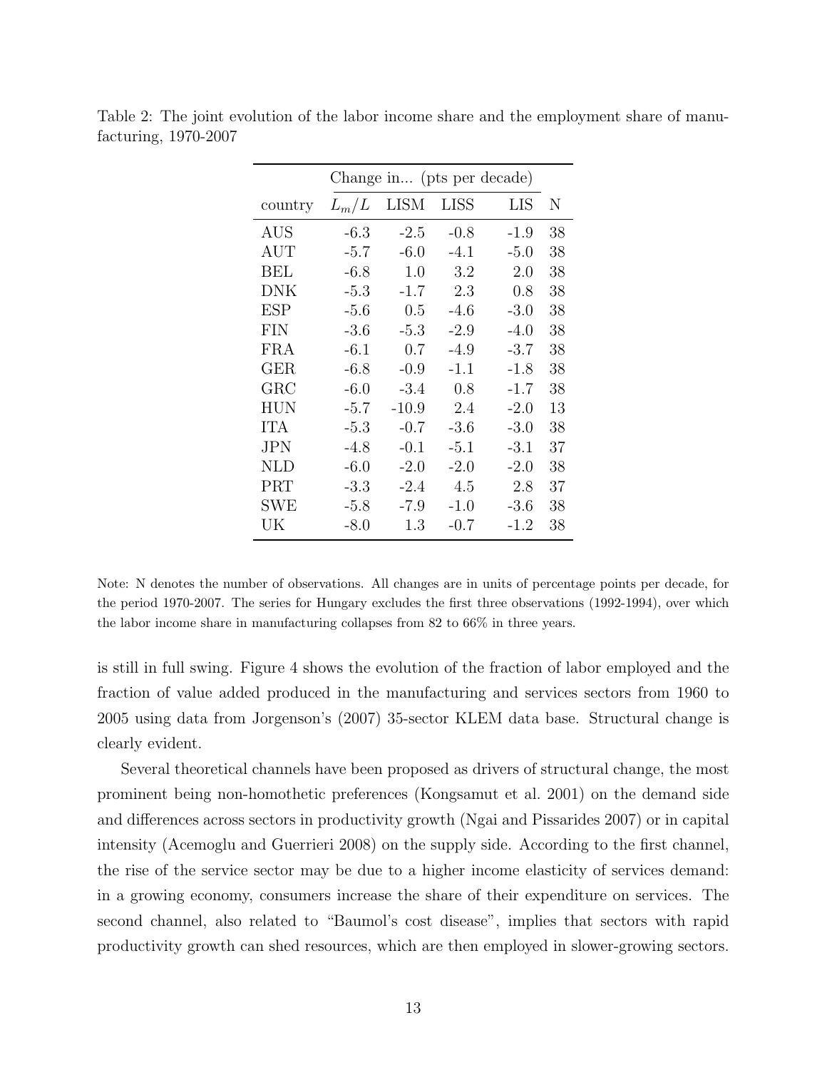Table 2: The joint evolution of the labor income share and the employment share of manufacturing, 1970-2007

| | Change in... (pts per decade) | | | | |
|---|---|---|---|---|---|
| country | $L_m/L$ | LISM | LISS | LIS | N |
| AUS | -6.3 | -2.5 | -0.8 | -1.9 | 38 |
| AUT | -5.7 | -6.0 | -4.1 | -5.0 | 38 |
| BEL | -6.8 | 1.0 | 3.2 | 2.0 | 38 |
| DNK | -5.3 | -1.7 | 2.3 | 0.8 | 38 |
| ESP | -5.6 | 0.5 | -4.6 | -3.0 | 38 |
| FIN | -3.6 | -5.3 | -2.9 | -4.0 | 38 |
| FRA | -6.1 | 0.7 | -4.9 | -3.7 | 38 |
| GER | -6.8 | -0.9 | -1.1 | -1.8 | 38 |
| GRC | -6.0 | -3.4 | 0.8 | -1.7 | 38 |
| HUN | -5.7 | -10.9 | 2.4 | -2.0 | 13 |
| ITA | -5.3 | -0.7 | -3.6 | -3.0 | 38 |
| JPN | -4.8 | -0.1 | -5.1 | -3.1 | 37 |
| NLD | -6.0 | -2.0 | -2.0 | -2.0 | 38 |
| PRT | -3.3 | -2.4 | 4.5 | 2.8 | 37 |
| SWE | -5.8 | -7.9 | -1.0 | -3.6 | 38 |
| UK | -8.0 | 1.3 | -0.7 | -1.2 | 38 |

Note: N denotes the number of observations. All changes are in units of percentage points per decade, for the period 1970-2007. The series for Hungary excludes the first three observations (1992-1994), over which the labor income share in manufacturing collapses from 82 to 66% in three years.

is still in full swing. Figure 4 shows the evolution of the fraction of labor employed and the fraction of value added produced in the manufacturing and services sectors from 1960 to 2005 using data from Jorgenson's (2007) 35-sector KLEM data base. Structural change is clearly evident.

Several theoretical channels have been proposed as drivers of structural change, the most prominent being non-homothetic preferences (Kongsamut et al. 2001) on the demand side and differences across sectors in productivity growth (Ngai and Pissarides 2007) or in capital intensity (Acemoglu and Guerrieri 2008) on the supply side. According to the first channel, the rise of the service sector may be due to a higher income elasticity of services demand: in a growing economy, consumers increase the share of their expenditure on services. The second channel, also related to "Baumol's cost disease", implies that sectors with rapid productivity growth can shed resources, which are then employed in slower-growing sectors.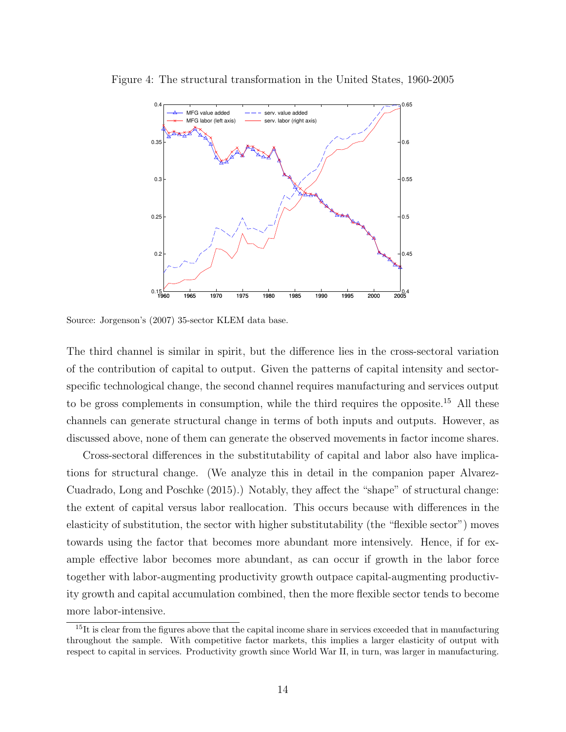Figure 4: The structural transformation in the United States, 1960-2005

Source: Jorgenson's (2007) 35-sector KLEM data base.

The third channel is similar in spirit, but the difference lies in the cross-sectoral variation of the contribution of capital to output. Given the patterns of capital intensity and sector-specific technological change, the second channel requires manufacturing and services output to be gross complements in consumption, while the third requires the opposite.[15] All these channels can generate structural change in terms of both inputs and outputs. However, as discussed above, none of them can generate the observed movements in factor income shares.

Cross-sectoral differences in the substitutability of capital and labor also have implications for structural change. (We analyze this in detail in the companion paper Alvarez-Cuadrado, Long and Poschke (2015).) Notably, they affect the "shape" of structural change: the extent of capital versus labor reallocation. This occurs because with differences in the elasticity of substitution, the sector with higher substitutability (the "flexible sector") moves towards using the factor that becomes more abundant more intensively. Hence, if for example effective labor becomes more abundant, as can occur if growth in the labor force together with labor-augmenting productivity growth outpace capital-augmenting productivity growth and capital accumulation combined, then the more flexible sector tends to become more labor-intensive.

[15] It is clear from the figures above that the capital income share in services exceeded that in manufacturing throughout the sample. With competitive factor markets, this implies a larger elasticity of output with respect to capital in services. Productivity growth since World War II, in turn, was larger in manufacturing.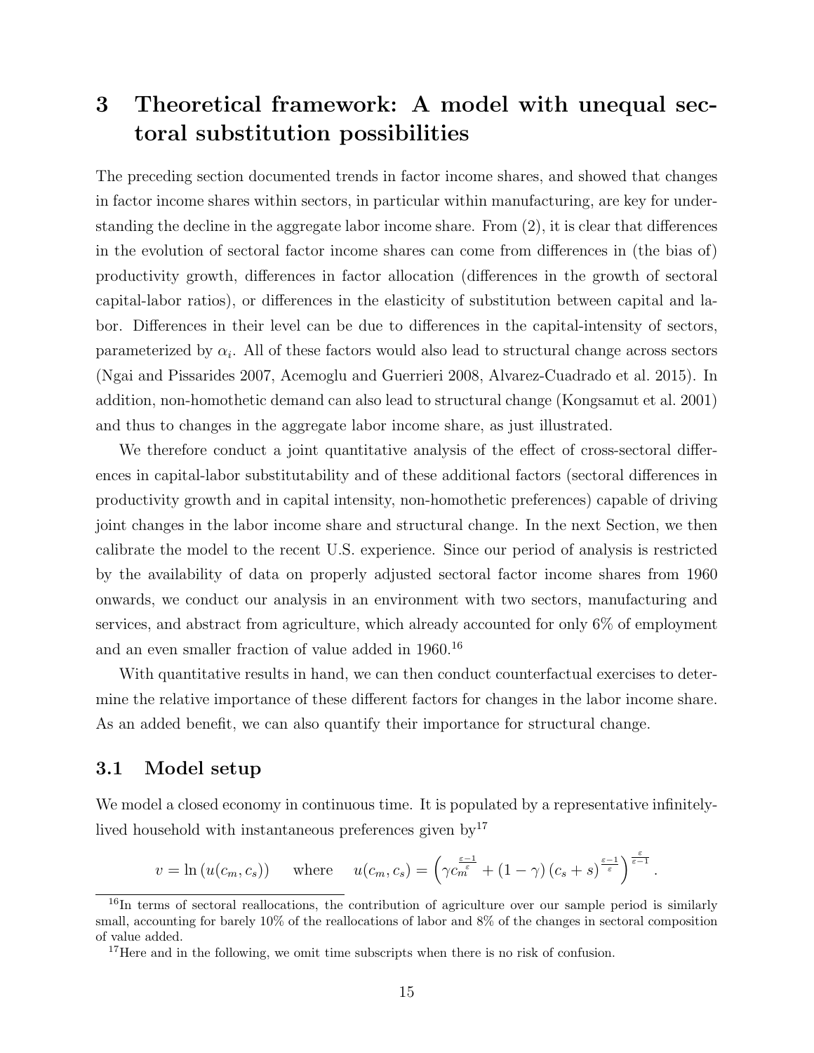# 3 Theoretical framework: A model with unequal sectoral substitution possibilities

The preceding section documented trends in factor income shares, and showed that changes in factor income shares within sectors, in particular within manufacturing, are key for understanding the decline in the aggregate labor income share. From (2), it is clear that differences in the evolution of sectoral factor income shares can come from differences in (the bias of) productivity growth, differences in factor allocation (differences in the growth of sectoral capital-labor ratios), or differences in the elasticity of substitution between capital and labor. Differences in their level can be due to differences in the capital-intensity of sectors, parameterized by $\alpha_i$. All of these factors would also lead to structural change across sectors (Ngai and Pissarides 2007, Acemoglu and Guerrieri 2008, Alvarez-Cuadrado et al. 2015). In addition, non-homothetic demand can also lead to structural change (Kongsamut et al. 2001) and thus to changes in the aggregate labor income share, as just illustrated.

We therefore conduct a joint quantitative analysis of the effect of cross-sectoral differences in capital-labor substitutability and of these additional factors (sectoral differences in productivity growth and in capital intensity, non-homothetic preferences) capable of driving joint changes in the labor income share and structural change. In the next Section, we then calibrate the model to the recent U.S. experience. Since our period of analysis is restricted by the availability of data on properly adjusted sectoral factor income shares from 1960 onwards, we conduct our analysis in an environment with two sectors, manufacturing and services, and abstract from agriculture, which already accounted for only 6% of employment and an even smaller fraction of value added in 1960.[16]

With quantitative results in hand, we can then conduct counterfactual exercises to determine the relative importance of these different factors for changes in the labor income share. As an added benefit, we can also quantify their importance for structural change.

## 3.1 Model setup

We model a closed economy in continuous time. It is populated by a representative infinitely-lived household with instantaneous preferences given by[17]

$$v = \ln\left(u(c_m, c_s)\right) \quad \text{ where } \quad u(c_m, c_s) = \left(\gamma c_m^{\frac{\varepsilon-1}{\varepsilon}} + (1-\gamma)\left(c_s + s\right)^{\frac{\varepsilon-1}{\varepsilon}}\right)^{\frac{\varepsilon}{\varepsilon-1}}.$$

[16] In terms of sectoral reallocations, the contribution of agriculture over our sample period is similarly small, accounting for barely 10% of the reallocations of labor and 8% of the changes in sectoral composition of value added.

[17] Here and in the following, we omit time subscripts when there is no risk of confusion.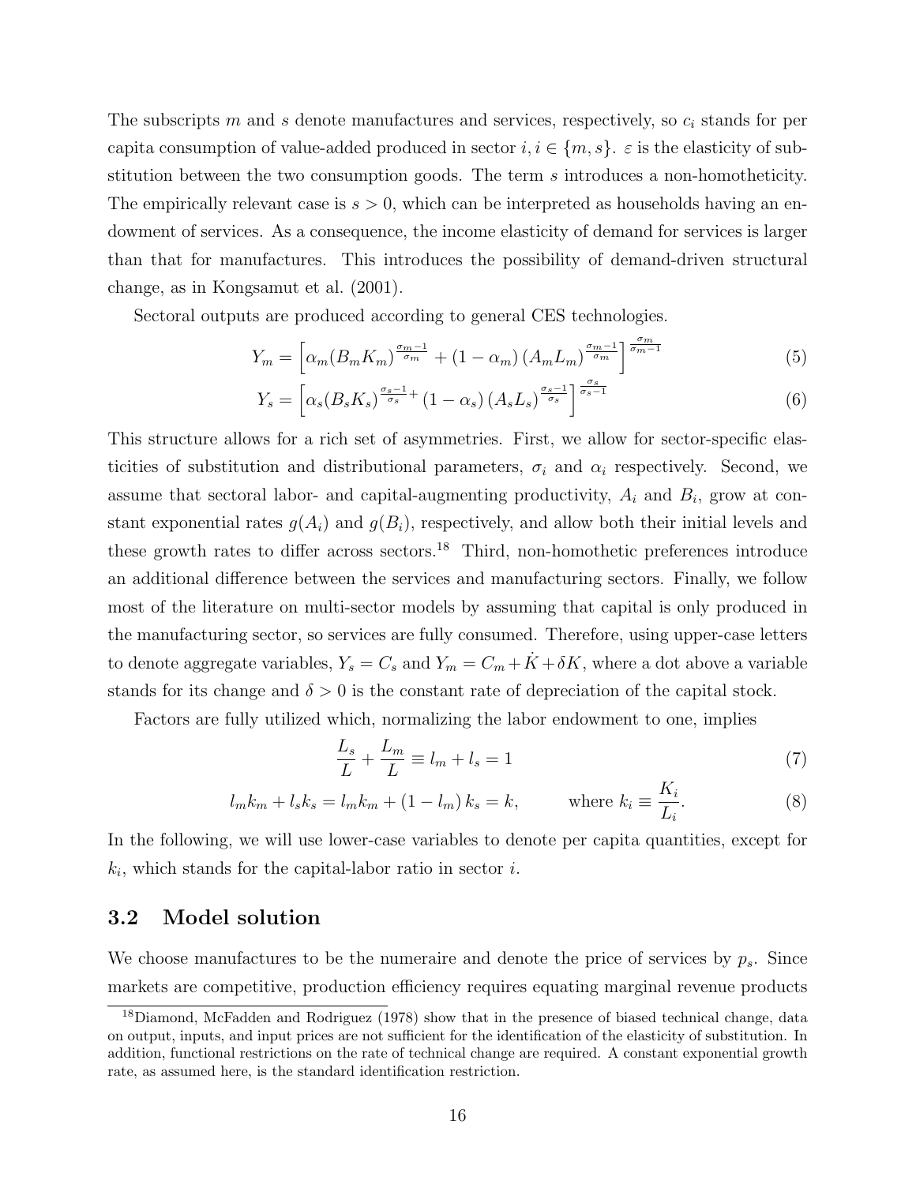The subscripts $m$ and $s$ denote manufactures and services, respectively, so $c_i$ stands for per capita consumption of value-added produced in sector $i, i \in \{m, s\}$. $\varepsilon$ is the elasticity of substitution between the two consumption goods. The term $s$ introduces a non-homotheticity. The empirically relevant case is $s > 0$, which can be interpreted as households having an endowment of services. As a consequence, the income elasticity of demand for services is larger than that for manufactures. This introduces the possibility of demand-driven structural change, as in Kongsamut et al. (2001).

Sectoral outputs are produced according to general CES technologies.

$$Y_m = \left[\alpha_m (B_m K_m)^{\frac{\sigma_m - 1}{\sigma_m}} + (1 - \alpha_m) (A_m L_m)^{\frac{\sigma_m - 1}{\sigma_m}}\right]^{\frac{\sigma_m}{\sigma_m - 1}} \tag{5}$$

$$Y_s = \left[\alpha_s (B_s K_s)^{\frac{\sigma_s - 1}{\sigma_s}} + (1 - \alpha_s) (A_s L_s)^{\frac{\sigma_s - 1}{\sigma_s}}\right]^{\frac{\sigma_s}{\sigma_s - 1}} \tag{6}$$

This structure allows for a rich set of asymmetries. First, we allow for sector-specific elasticities of substitution and distributional parameters, $\sigma_i$ and $\alpha_i$ respectively. Second, we assume that sectoral labor- and capital-augmenting productivity, $A_i$ and $B_i$, grow at constant exponential rates $g(A_i)$ and $g(B_i)$, respectively, and allow both their initial levels and these growth rates to differ across sectors.[18] Third, non-homothetic preferences introduce an additional difference between the services and manufacturing sectors. Finally, we follow most of the literature on multi-sector models by assuming that capital is only produced in the manufacturing sector, so services are fully consumed. Therefore, using upper-case letters to denote aggregate variables, $Y_s = C_s$ and $Y_m = C_m + \dot{K} + \delta K$, where a dot above a variable stands for its change and $\delta > 0$ is the constant rate of depreciation of the capital stock.

Factors are fully utilized which, normalizing the labor endowment to one, implies

$$\frac{L_s}{L} + \frac{L_m}{L} \equiv l_m + l_s = 1 \tag{7}$$

$$l_m k_m + l_s k_s = l_m k_m + (1 - l_m) k_s = k, \qquad \text{where } k_i \equiv \frac{K_i}{L_i}. \tag{8}$$

In the following, we will use lower-case variables to denote per capita quantities, except for $k_i$, which stands for the capital-labor ratio in sector $i$.

### 3.2 Model solution

We choose manufactures to be the numeraire and denote the price of services by $p_s$. Since markets are competitive, production efficiency requires equating marginal revenue products

[18] Diamond, McFadden and Rodriguez (1978) show that in the presence of biased technical change, data on output, inputs, and input prices are not sufficient for the identification of the elasticity of substitution. In addition, functional restrictions on the rate of technical change are required. A constant exponential growth rate, as assumed here, is the standard identification restriction.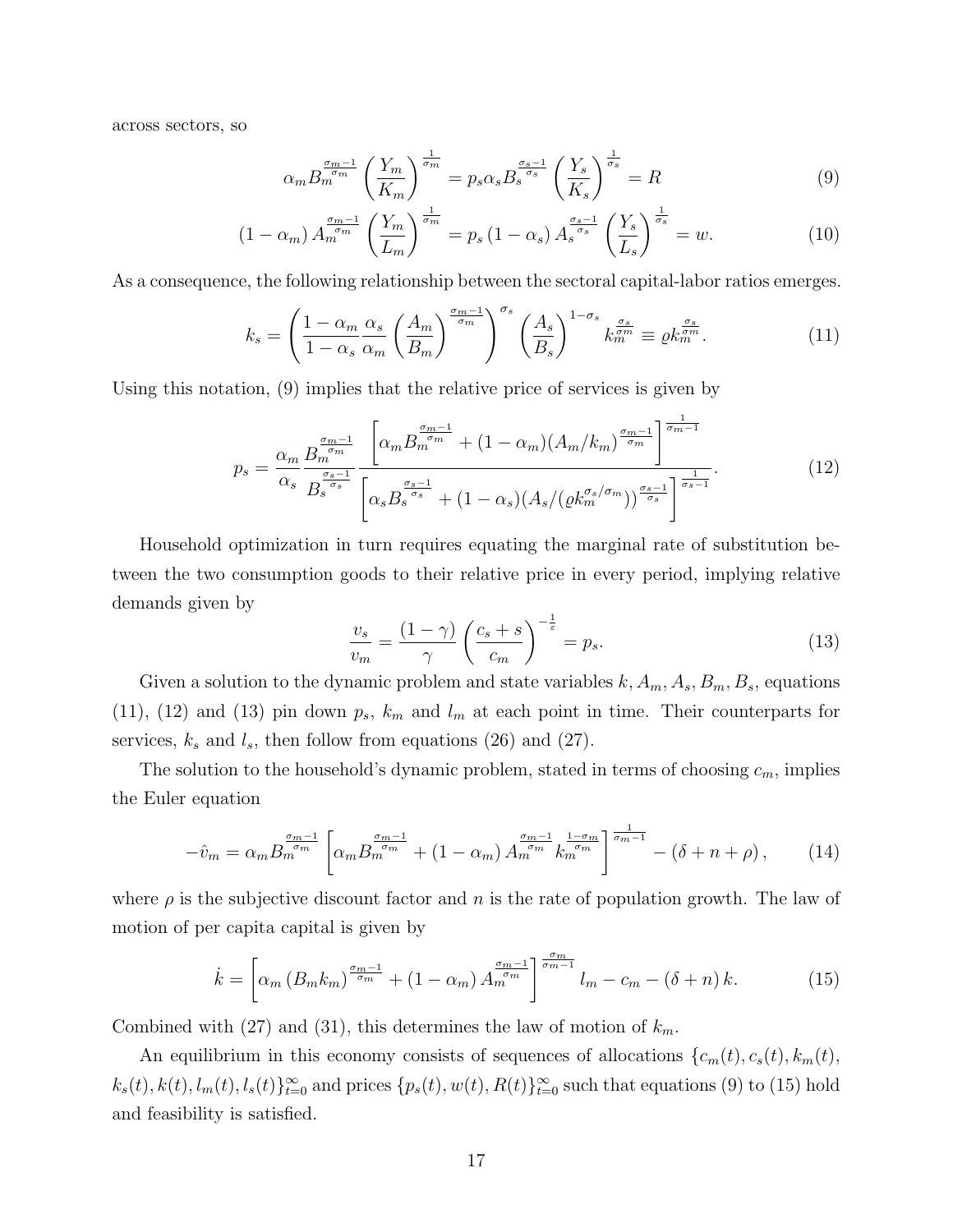across sectors, so

$$\alpha_m B_m^{\frac{\sigma_m-1}{\sigma_m}} \left(\frac{Y_m}{K_m}\right)^{\frac{1}{\sigma_m}} = p_s \alpha_s B_s^{\frac{\sigma_s-1}{\sigma_s}} \left(\frac{Y_s}{K_s}\right)^{\frac{1}{\sigma_s}} = R \tag{9}$$

$$(1-\alpha_m) A_m^{\frac{\sigma_m-1}{\sigma_m}} \left(\frac{Y_m}{L_m}\right)^{\frac{1}{\sigma_m}} = p_s (1-\alpha_s) A_s^{\frac{\sigma_s-1}{\sigma_s}} \left(\frac{Y_s}{L_s}\right)^{\frac{1}{\sigma_s}} = w. \tag{10}$$

As a consequence, the following relationship between the sectoral capital-labor ratios emerges.

$$k_s = \left(\frac{1-\alpha_m}{1-\alpha_s}\frac{\alpha_s}{\alpha_m}\left(\frac{A_m}{B_m}\right)^{\frac{\sigma_m-1}{\sigma_m}}\right)^{\sigma_s} \left(\frac{A_s}{B_s}\right)^{1-\sigma_s} k_m^{\frac{\sigma_s}{\sigma_m}} \equiv \varrho k_m^{\frac{\sigma_s}{\sigma_m}}. \tag{11}$$

Using this notation, (9) implies that the relative price of services is given by

$$p_s = \frac{\alpha_m}{\alpha_s}\frac{B_m^{\frac{\sigma_m-1}{\sigma_m}}}{B_s^{\frac{\sigma_s-1}{\sigma_s}}} \frac{\left[\alpha_m B_m^{\frac{\sigma_m-1}{\sigma_m}} + (1-\alpha_m)(A_m/k_m)^{\frac{\sigma_m-1}{\sigma_m}}\right]^{\frac{1}{\sigma_m-1}}}{\left[\alpha_s B_s^{\frac{\sigma_s-1}{\sigma_s}} + (1-\alpha_s)(A_s/(\varrho k_m^{\sigma_s/\sigma_m}))^{\frac{\sigma_s-1}{\sigma_s}}\right]^{\frac{1}{\sigma_s-1}}}. \tag{12}$$

Household optimization in turn requires equating the marginal rate of substitution between the two consumption goods to their relative price in every period, implying relative demands given by

$$\frac{v_s}{v_m} = \frac{(1-\gamma)}{\gamma}\left(\frac{c_s+s}{c_m}\right)^{-\frac{1}{\varepsilon}} = p_s. \tag{13}$$

Given a solution to the dynamic problem and state variables $k, A_m, A_s, B_m, B_s$, equations (11), (12) and (13) pin down $p_s$, $k_m$ and $l_m$ at each point in time. Their counterparts for services, $k_s$ and $l_s$, then follow from equations (26) and (27).

The solution to the household's dynamic problem, stated in terms of choosing $c_m$, implies the Euler equation

$$-\hat{v}_m = \alpha_m B_m^{\frac{\sigma_m-1}{\sigma_m}} \left[\alpha_m B_m^{\frac{\sigma_m-1}{\sigma_m}} + (1-\alpha_m) A_m^{\frac{\sigma_m-1}{\sigma_m}} k_m^{\frac{1-\sigma_m}{\sigma_m}}\right]^{\frac{1}{\sigma_m-1}} - (\delta+n+\rho), \tag{14}$$

where $\rho$ is the subjective discount factor and $n$ is the rate of population growth. The law of motion of per capita capital is given by

$$\dot{k} = \left[\alpha_m (B_m k_m)^{\frac{\sigma_m-1}{\sigma_m}} + (1-\alpha_m) A_m^{\frac{\sigma_m-1}{\sigma_m}}\right]^{\frac{\sigma_m}{\sigma_m-1}} l_m - c_m - (\delta+n)k. \tag{15}$$

Combined with (27) and (31), this determines the law of motion of $k_m$.

An equilibrium in this economy consists of sequences of allocations $\{c_m(t), c_s(t), k_m(t), k_s(t), k(t), l_m(t), l_s(t)\}_{t=0}^{\infty}$ and prices $\{p_s(t), w(t), R(t)\}_{t=0}^{\infty}$ such that equations (9) to (15) hold and feasibility is satisfied.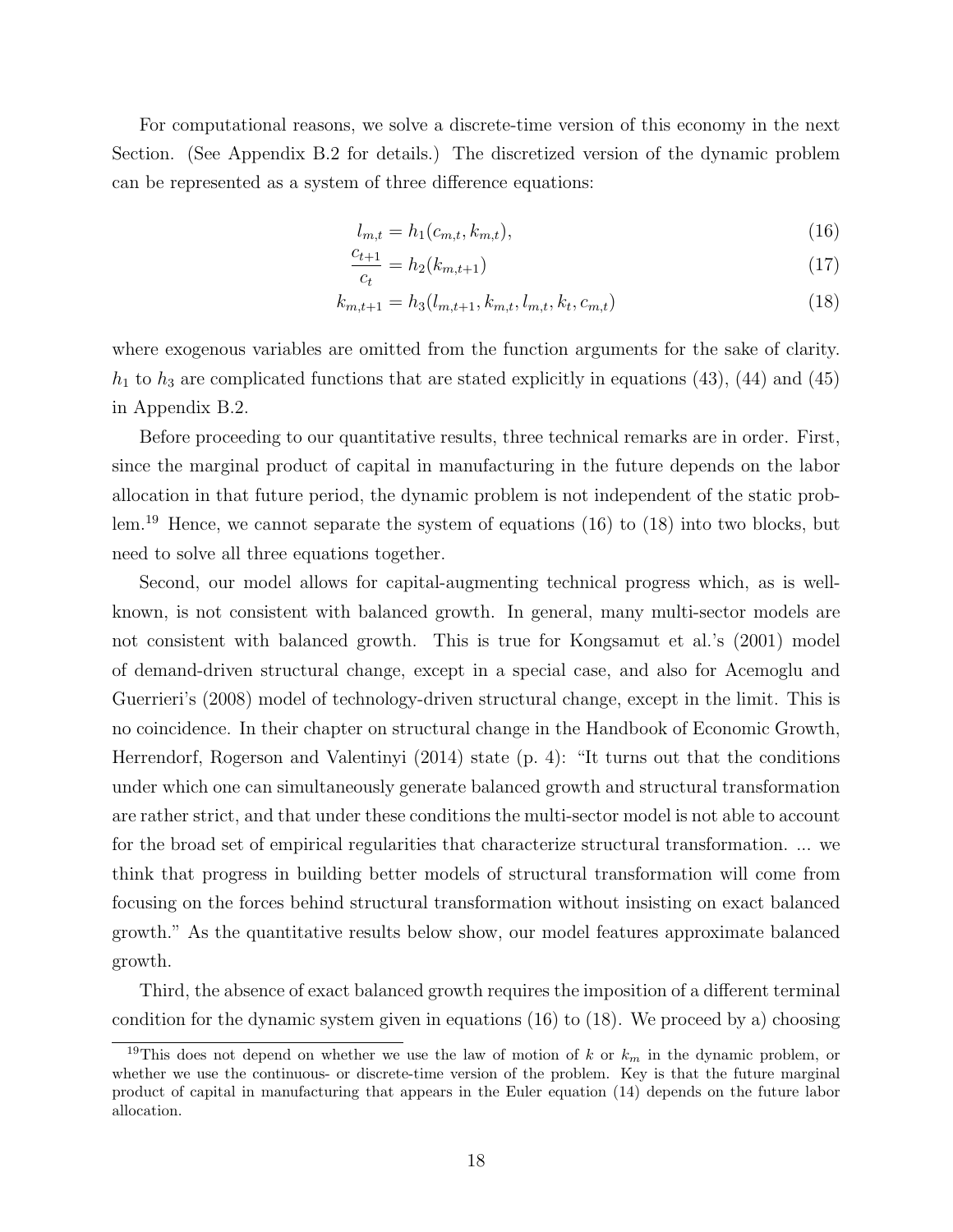For computational reasons, we solve a discrete-time version of this economy in the next Section. (See Appendix B.2 for details.) The discretized version of the dynamic problem can be represented as a system of three difference equations:

$$l_{m,t} = h_1(c_{m,t}, k_{m,t}), \tag{16}$$

$$\frac{c_{t+1}}{c_t} = h_2(k_{m,t+1}) \tag{17}$$

$$k_{m,t+1} = h_3(l_{m,t+1}, k_{m,t}, l_{m,t}, k_t, c_{m,t}) \tag{18}$$

where exogenous variables are omitted from the function arguments for the sake of clarity. $h_1$ to $h_3$ are complicated functions that are stated explicitly in equations (43), (44) and (45) in Appendix B.2.

Before proceeding to our quantitative results, three technical remarks are in order. First, since the marginal product of capital in manufacturing in the future depends on the labor allocation in that future period, the dynamic problem is not independent of the static problem.[19] Hence, we cannot separate the system of equations (16) to (18) into two blocks, but need to solve all three equations together.

Second, our model allows for capital-augmenting technical progress which, as is well-known, is not consistent with balanced growth. In general, many multi-sector models are not consistent with balanced growth. This is true for Kongsamut et al.'s (2001) model of demand-driven structural change, except in a special case, and also for Acemoglu and Guerrieri's (2008) model of technology-driven structural change, except in the limit. This is no coincidence. In their chapter on structural change in the Handbook of Economic Growth, Herrendorf, Rogerson and Valentinyi (2014) state (p. 4): "It turns out that the conditions under which one can simultaneously generate balanced growth and structural transformation are rather strict, and that under these conditions the multi-sector model is not able to account for the broad set of empirical regularities that characterize structural transformation. ... we think that progress in building better models of structural transformation will come from focusing on the forces behind structural transformation without insisting on exact balanced growth." As the quantitative results below show, our model features approximate balanced growth.

Third, the absence of exact balanced growth requires the imposition of a different terminal condition for the dynamic system given in equations (16) to (18). We proceed by a) choosing

[19] This does not depend on whether we use the law of motion of $k$ or $k_m$ in the dynamic problem, or whether we use the continuous- or discrete-time version of the problem. Key is that the future marginal product of capital in manufacturing that appears in the Euler equation (14) depends on the future labor allocation.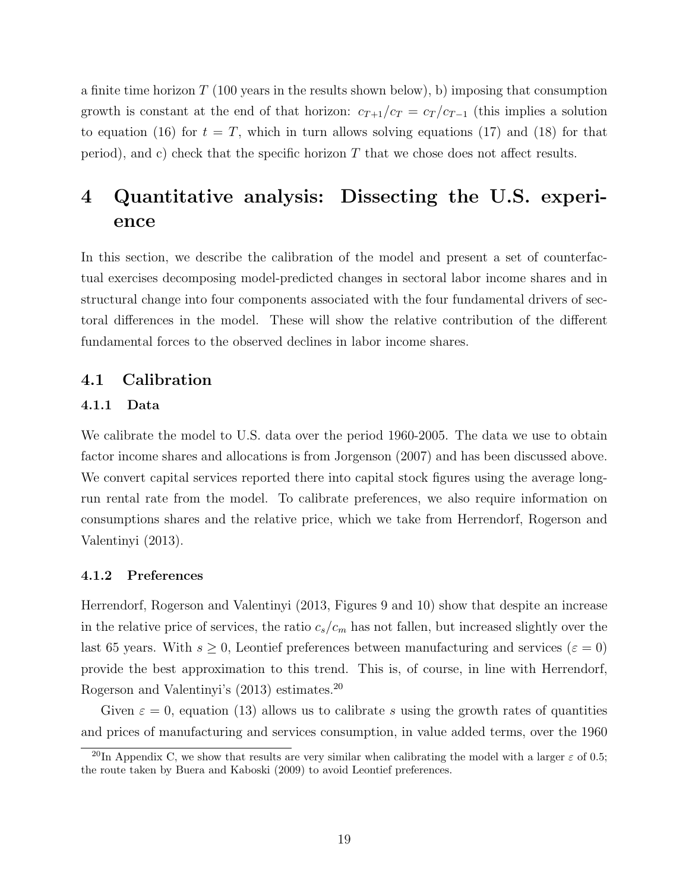a finite time horizon $T$ (100 years in the results shown below), b) imposing that consumption growth is constant at the end of that horizon: $c_{T+1}/c_T = c_T/c_{T-1}$ (this implies a solution to equation (16) for $t = T$, which in turn allows solving equations (17) and (18) for that period), and c) check that the specific horizon $T$ that we chose does not affect results.

# 4 Quantitative analysis: Dissecting the U.S. experience

In this section, we describe the calibration of the model and present a set of counterfactual exercises decomposing model-predicted changes in sectoral labor income shares and in structural change into four components associated with the four fundamental drivers of sectoral differences in the model. These will show the relative contribution of the different fundamental forces to the observed declines in labor income shares.

## 4.1 Calibration

### 4.1.1 Data

We calibrate the model to U.S. data over the period 1960-2005. The data we use to obtain factor income shares and allocations is from Jorgenson (2007) and has been discussed above. We convert capital services reported there into capital stock figures using the average long-run rental rate from the model. To calibrate preferences, we also require information on consumptions shares and the relative price, which we take from Herrendorf, Rogerson and Valentinyi (2013).

### 4.1.2 Preferences

Herrendorf, Rogerson and Valentinyi (2013, Figures 9 and 10) show that despite an increase in the relative price of services, the ratio $c_s/c_m$ has not fallen, but increased slightly over the last 65 years. With $s \geq 0$, Leontief preferences between manufacturing and services ($\varepsilon = 0$) provide the best approximation to this trend. This is, of course, in line with Herrendorf, Rogerson and Valentinyi's (2013) estimates.[20]

Given $\varepsilon = 0$, equation (13) allows us to calibrate $s$ using the growth rates of quantities and prices of manufacturing and services consumption, in value added terms, over the 1960

[20]In Appendix C, we show that results are very similar when calibrating the model with a larger $\varepsilon$ of 0.5; the route taken by Buera and Kaboski (2009) to avoid Leontief preferences.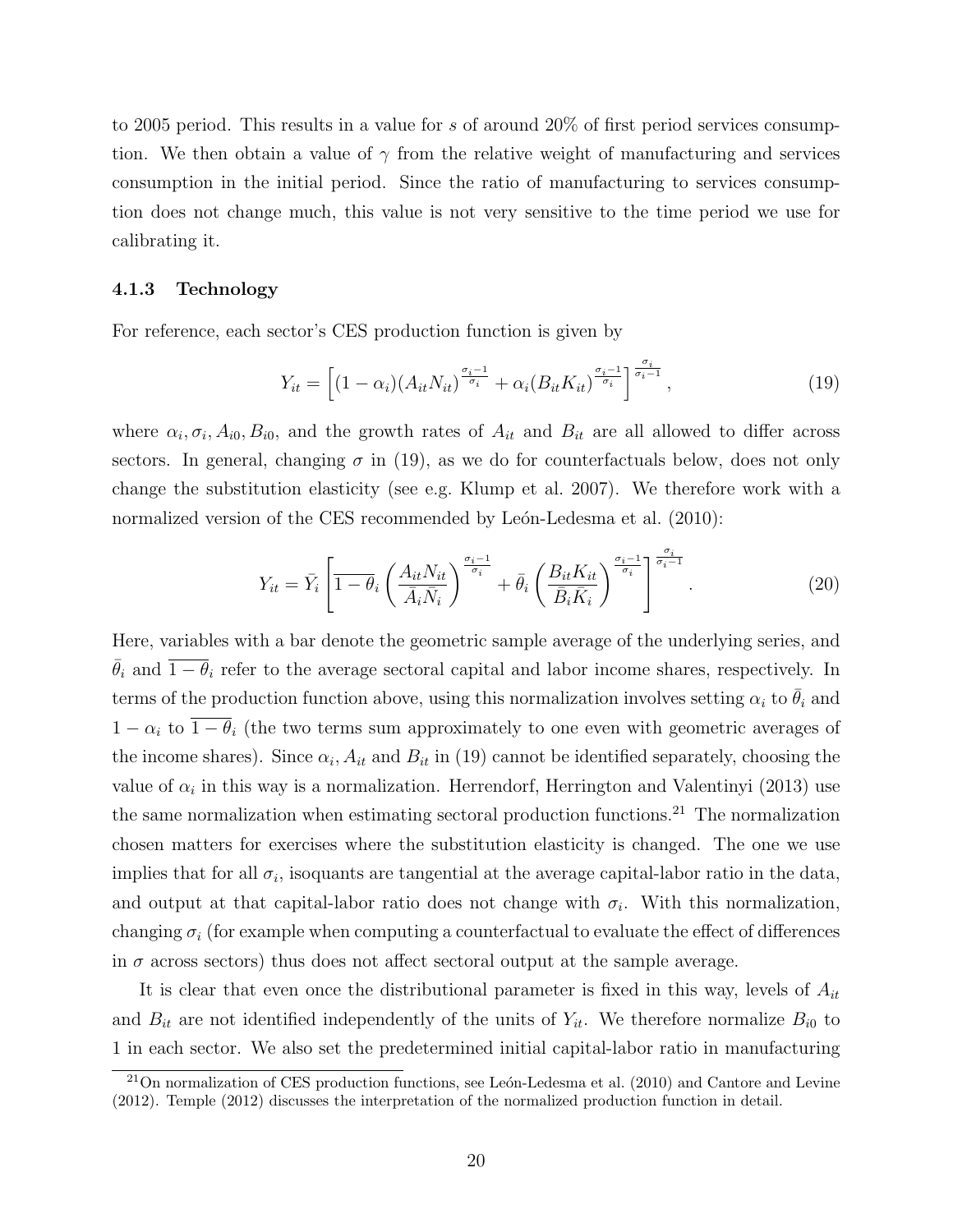to 2005 period. This results in a value for $s$ of around 20% of first period services consumption. We then obtain a value of $\gamma$ from the relative weight of manufacturing and services consumption in the initial period. Since the ratio of manufacturing to services consumption does not change much, this value is not very sensitive to the time period we use for calibrating it.

### 4.1.3 Technology

For reference, each sector's CES production function is given by

$$Y_{it} = \left[ (1-\alpha_i)(A_{it}N_{it})^{\frac{\sigma_i - 1}{\sigma_i}} + \alpha_i (B_{it}K_{it})^{\frac{\sigma_i - 1}{\sigma_i}} \right]^{\frac{\sigma_i}{\sigma_i - 1}}, \tag{19}$$

where $\alpha_i, \sigma_i, A_{i0}, B_{i0}$, and the growth rates of $A_{it}$ and $B_{it}$ are all allowed to differ across sectors. In general, changing $\sigma$ in (19), as we do for counterfactuals below, does not only change the substitution elasticity (see e.g. Klump et al. 2007). We therefore work with a normalized version of the CES recommended by León-Ledesma et al. (2010):

$$Y_{it} = \bar{Y}_i \left[ \overline{1-\theta}_i \left( \frac{A_{it}N_{it}}{\bar{A}_i \bar{N}_i} \right)^{\frac{\sigma_i - 1}{\sigma_i}} + \bar{\theta}_i \left( \frac{B_{it}K_{it}}{\bar{B}_i \bar{K}_i} \right)^{\frac{\sigma_i - 1}{\sigma_i}} \right]^{\frac{\sigma_i}{\sigma_i - 1}}. \tag{20}$$

Here, variables with a bar denote the geometric sample average of the underlying series, and $\bar{\theta}_i$ and $\overline{1-\theta}_i$ refer to the average sectoral capital and labor income shares, respectively. In terms of the production function above, using this normalization involves setting $\alpha_i$ to $\bar{\theta}_i$ and $1-\alpha_i$ to $\overline{1-\theta}_i$ (the two terms sum approximately to one even with geometric averages of the income shares). Since $\alpha_i$, $A_{it}$ and $B_{it}$ in (19) cannot be identified separately, choosing the value of $\alpha_i$ in this way is a normalization. Herrendorf, Herrington and Valentinyi (2013) use the same normalization when estimating sectoral production functions.[21] The normalization chosen matters for exercises where the substitution elasticity is changed. The one we use implies that for all $\sigma_i$, isoquants are tangential at the average capital-labor ratio in the data, and output at that capital-labor ratio does not change with $\sigma_i$. With this normalization, changing $\sigma_i$ (for example when computing a counterfactual to evaluate the effect of differences in $\sigma$ across sectors) thus does not affect sectoral output at the sample average.

It is clear that even once the distributional parameter is fixed in this way, levels of $A_{it}$ and $B_{it}$ are not identified independently of the units of $Y_{it}$. We therefore normalize $B_{i0}$ to 1 in each sector. We also set the predetermined initial capital-labor ratio in manufacturing

[21] On normalization of CES production functions, see León-Ledesma et al. (2010) and Cantore and Levine (2012). Temple (2012) discusses the interpretation of the normalized production function in detail.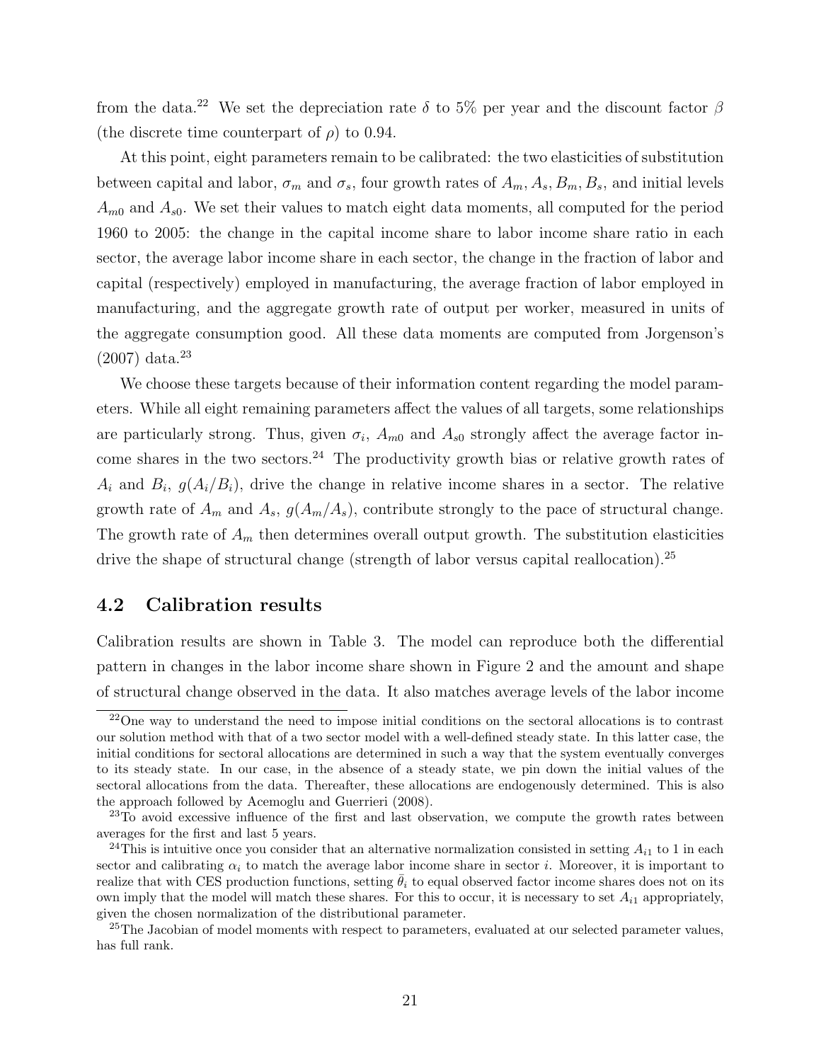from the data.[22] We set the depreciation rate $\delta$ to 5% per year and the discount factor $\beta$ (the discrete time counterpart of $\rho$) to 0.94.

At this point, eight parameters remain to be calibrated: the two elasticities of substitution between capital and labor, $\sigma_m$ and $\sigma_s$, four growth rates of $A_m, A_s, B_m, B_s$, and initial levels $A_{m0}$ and $A_{s0}$. We set their values to match eight data moments, all computed for the period 1960 to 2005: the change in the capital income share to labor income share ratio in each sector, the average labor income share in each sector, the change in the fraction of labor and capital (respectively) employed in manufacturing, the average fraction of labor employed in manufacturing, and the aggregate growth rate of output per worker, measured in units of the aggregate consumption good. All these data moments are computed from Jorgenson's (2007) data.[23]

We choose these targets because of their information content regarding the model parameters. While all eight remaining parameters affect the values of all targets, some relationships are particularly strong. Thus, given $\sigma_i$, $A_{m0}$ and $A_{s0}$ strongly affect the average factor income shares in the two sectors.[24] The productivity growth bias or relative growth rates of $A_i$ and $B_i$, $g(A_i/B_i)$, drive the change in relative income shares in a sector. The relative growth rate of $A_m$ and $A_s$, $g(A_m/A_s)$, contribute strongly to the pace of structural change. The growth rate of $A_m$ then determines overall output growth. The substitution elasticities drive the shape of structural change (strength of labor versus capital reallocation).[25]

## 4.2 Calibration results

Calibration results are shown in Table 3. The model can reproduce both the differential pattern in changes in the labor income share shown in Figure 2 and the amount and shape of structural change observed in the data. It also matches average levels of the labor income

[22] One way to understand the need to impose initial conditions on the sectoral allocations is to contrast our solution method with that of a two sector model with a well-defined steady state. In this latter case, the initial conditions for sectoral allocations are determined in such a way that the system eventually converges to its steady state. In our case, in the absence of a steady state, we pin down the initial values of the sectoral allocations from the data. Thereafter, these allocations are endogenously determined. This is also the approach followed by Acemoglu and Guerrieri (2008).

[23] To avoid excessive influence of the first and last observation, we compute the growth rates between averages for the first and last 5 years.

[24] This is intuitive once you consider that an alternative normalization consisted in setting $A_{i1}$ to 1 in each sector and calibrating $\alpha_i$ to match the average labor income share in sector $i$. Moreover, it is important to realize that with CES production functions, setting $\bar{\theta}_i$ to equal observed factor income shares does not on its own imply that the model will match these shares. For this to occur, it is necessary to set $A_{i1}$ appropriately, given the chosen normalization of the distributional parameter.

[25] The Jacobian of model moments with respect to parameters, evaluated at our selected parameter values, has full rank.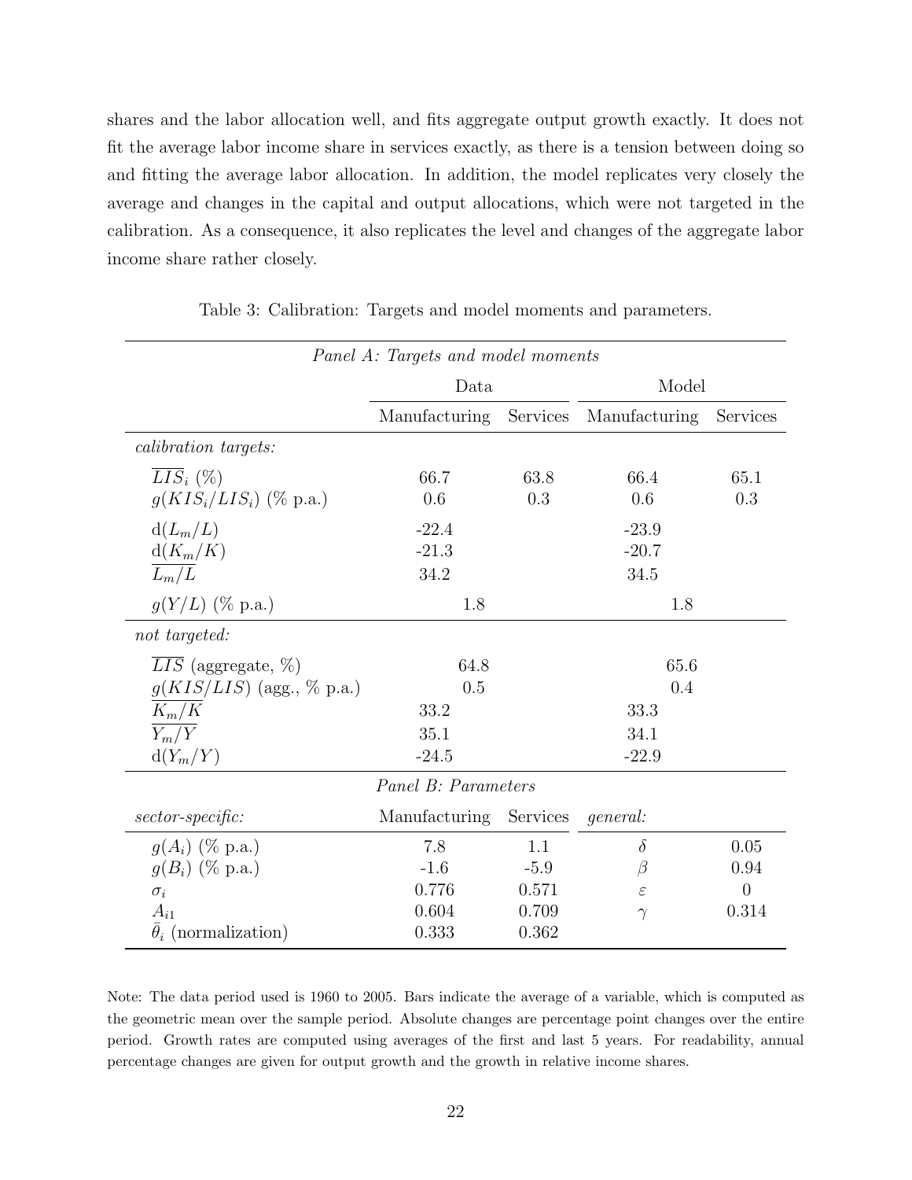shares and the labor allocation well, and fits aggregate output growth exactly. It does not fit the average labor income share in services exactly, as there is a tension between doing so and fitting the average labor allocation. In addition, the model replicates very closely the average and changes in the capital and output allocations, which were not targeted in the calibration. As a consequence, it also replicates the level and changes of the aggregate labor income share rather closely.

Table 3: Calibration: Targets and model moments and parameters.

| *Panel A: Targets and model moments* | | | | |
|---|---|---|---|---|
| | Data | | Model | |
| | Manufacturing | Services | Manufacturing | Services |
| *calibration targets:* | | | | |
| $\overline{LIS}_i$ (%) | 66.7 | 63.8 | 66.4 | 65.1 |
| $g(KIS_i/LIS_i)$ (% p.a.) | 0.6 | 0.3 | 0.6 | 0.3 |
| $\mathrm{d}(L_m/L)$ | -22.4 | | -23.9 | |
| $\mathrm{d}(K_m/K)$ | -21.3 | | -20.7 | |
| $\overline{L_m/L}$ | 34.2 | | 34.5 | |
| $g(Y/L)$ (% p.a.) | 1.8 | | 1.8 | |
| *not targeted:* | | | | |
| $\overline{LIS}$ (aggregate, %) | 64.8 | | 65.6 | |
| $g(KIS/LIS)$ (agg., % p.a.) | 0.5 | | 0.4 | |
| $\overline{K_m/K}$ | 33.2 | | 33.3 | |
| $\overline{Y_m/Y}$ | 35.1 | | 34.1 | |
| $\mathrm{d}(Y_m/Y)$ | -24.5 | | -22.9 | |
| *Panel B: Parameters* | | | | |
| *sector-specific:* | Manufacturing | Services | *general:* | |
| $g(A_i)$ (% p.a.) | 7.8 | 1.1 | $\delta$ | 0.05 |
| $g(B_i)$ (% p.a.) | -1.6 | -5.9 | $\beta$ | 0.94 |
| $\sigma_i$ | 0.776 | 0.571 | $\varepsilon$ | 0 |
| $A_{i1}$ | 0.604 | 0.709 | $\gamma$ | 0.314 |
| $\bar{\theta}_i$ (normalization) | 0.333 | 0.362 | | |

Note: The data period used is 1960 to 2005. Bars indicate the average of a variable, which is computed as the geometric mean over the sample period. Absolute changes are percentage point changes over the entire period. Growth rates are computed using averages of the first and last 5 years. For readability, annual percentage changes are given for output growth and the growth in relative income shares.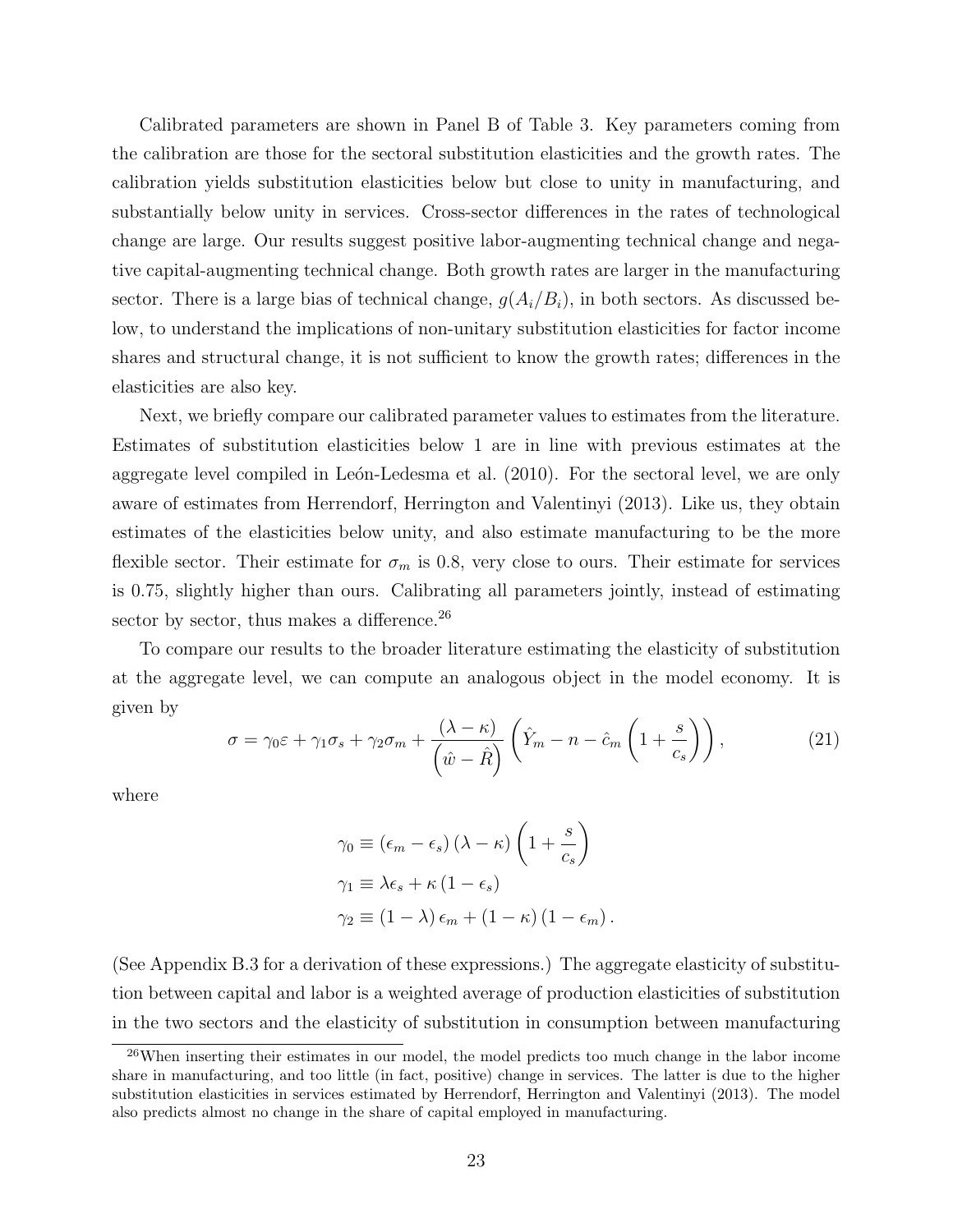Calibrated parameters are shown in Panel B of Table 3. Key parameters coming from the calibration are those for the sectoral substitution elasticities and the growth rates. The calibration yields substitution elasticities below but close to unity in manufacturing, and substantially below unity in services. Cross-sector differences in the rates of technological change are large. Our results suggest positive labor-augmenting technical change and negative capital-augmenting technical change. Both growth rates are larger in the manufacturing sector. There is a large bias of technical change, $g(A_i/B_i)$, in both sectors. As discussed below, to understand the implications of non-unitary substitution elasticities for factor income shares and structural change, it is not sufficient to know the growth rates; differences in the elasticities are also key.

Next, we briefly compare our calibrated parameter values to estimates from the literature. Estimates of substitution elasticities below 1 are in line with previous estimates at the aggregate level compiled in León-Ledesma et al. (2010). For the sectoral level, we are only aware of estimates from Herrendorf, Herrington and Valentinyi (2013). Like us, they obtain estimates of the elasticities below unity, and also estimate manufacturing to be the more flexible sector. Their estimate for $\sigma_m$ is 0.8, very close to ours. Their estimate for services is 0.75, slightly higher than ours. Calibrating all parameters jointly, instead of estimating sector by sector, thus makes a difference.[26]

To compare our results to the broader literature estimating the elasticity of substitution at the aggregate level, we can compute an analogous object in the model economy. It is given by

$$\sigma = \gamma_0 \varepsilon + \gamma_1 \sigma_s + \gamma_2 \sigma_m + \frac{(\lambda - \kappa)}{\left(\hat{w} - \hat{R}\right)} \left( \hat{Y}_m - n - \hat{c}_m \left(1 + \frac{s}{c_s}\right) \right), \tag{21}$$

where

$$\begin{aligned}
\gamma_0 &\equiv (\epsilon_m - \epsilon_s)(\lambda - \kappa)\left(1 + \frac{s}{c_s}\right) \\
\gamma_1 &\equiv \lambda \epsilon_s + \kappa (1 - \epsilon_s) \\
\gamma_2 &\equiv (1 - \lambda)\epsilon_m + (1 - \kappa)(1 - \epsilon_m).
\end{aligned}$$

(See Appendix B.3 for a derivation of these expressions.) The aggregate elasticity of substitution between capital and labor is a weighted average of production elasticities of substitution in the two sectors and the elasticity of substitution in consumption between manufacturing

[26] When inserting their estimates in our model, the model predicts too much change in the labor income share in manufacturing, and too little (in fact, positive) change in services. The latter is due to the higher substitution elasticities in services estimated by Herrendorf, Herrington and Valentinyi (2013). The model also predicts almost no change in the share of capital employed in manufacturing.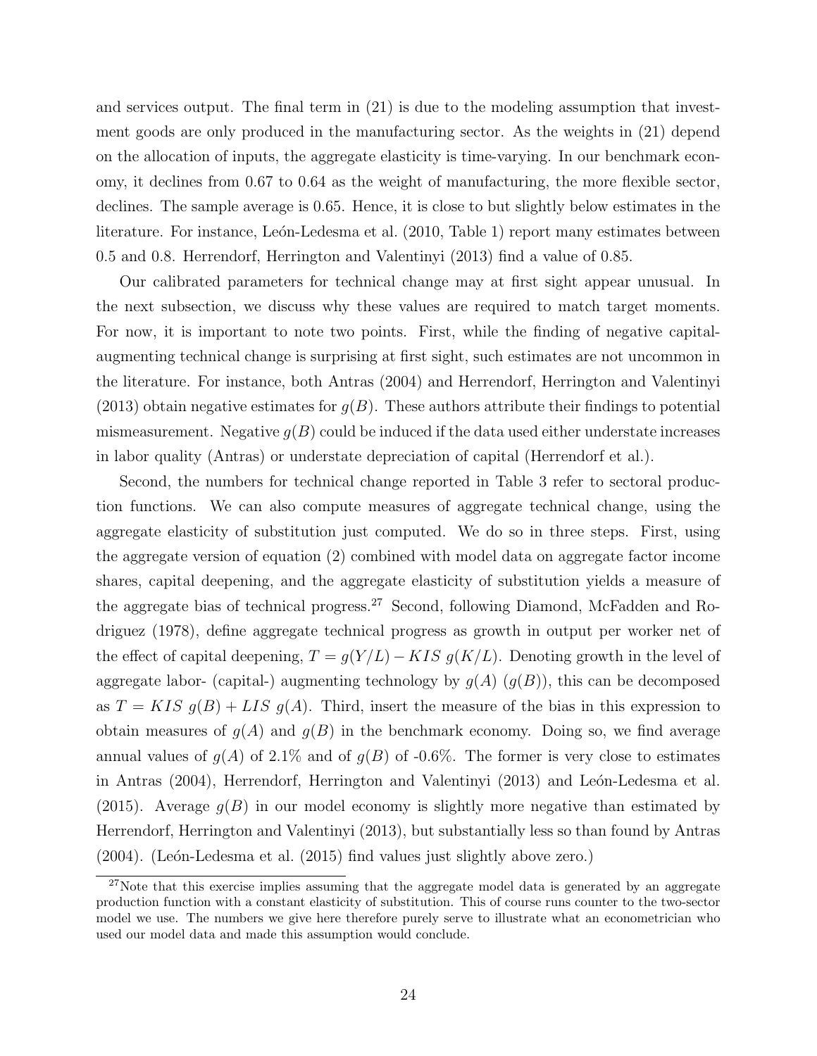and services output. The final term in (21) is due to the modeling assumption that investment goods are only produced in the manufacturing sector. As the weights in (21) depend on the allocation of inputs, the aggregate elasticity is time-varying. In our benchmark economy, it declines from 0.67 to 0.64 as the weight of manufacturing, the more flexible sector, declines. The sample average is 0.65. Hence, it is close to but slightly below estimates in the literature. For instance, León-Ledesma et al. (2010, Table 1) report many estimates between 0.5 and 0.8. Herrendorf, Herrington and Valentinyi (2013) find a value of 0.85.

Our calibrated parameters for technical change may at first sight appear unusual. In the next subsection, we discuss why these values are required to match target moments. For now, it is important to note two points. First, while the finding of negative capital-augmenting technical change is surprising at first sight, such estimates are not uncommon in the literature. For instance, both Antras (2004) and Herrendorf, Herrington and Valentinyi (2013) obtain negative estimates for $g(B)$. These authors attribute their findings to potential mismeasurement. Negative $g(B)$ could be induced if the data used either understate increases in labor quality (Antras) or understate depreciation of capital (Herrendorf et al.).

Second, the numbers for technical change reported in Table 3 refer to sectoral production functions. We can also compute measures of aggregate technical change, using the aggregate elasticity of substitution just computed. We do so in three steps. First, using the aggregate version of equation (2) combined with model data on aggregate factor income shares, capital deepening, and the aggregate elasticity of substitution yields a measure of the aggregate bias of technical progress.[27] Second, following Diamond, McFadden and Rodriguez (1978), define aggregate technical progress as growth in output per worker net of the effect of capital deepening, $T = g(Y/L) - KIS\ g(K/L)$. Denoting growth in the level of aggregate labor- (capital-) augmenting technology by $g(A)$ ($g(B)$), this can be decomposed as $T = KIS\ g(B) + LIS\ g(A)$. Third, insert the measure of the bias in this expression to obtain measures of $g(A)$ and $g(B)$ in the benchmark economy. Doing so, we find average annual values of $g(A)$ of 2.1% and of $g(B)$ of -0.6%. The former is very close to estimates in Antras (2004), Herrendorf, Herrington and Valentinyi (2013) and León-Ledesma et al. (2015). Average $g(B)$ in our model economy is slightly more negative than estimated by Herrendorf, Herrington and Valentinyi (2013), but substantially less so than found by Antras (2004). (León-Ledesma et al. (2015) find values just slightly above zero.)

[27] Note that this exercise implies assuming that the aggregate model data is generated by an aggregate production function with a constant elasticity of substitution. This of course runs counter to the two-sector model we use. The numbers we give here therefore purely serve to illustrate what an econometrician who used our model data and made this assumption would conclude.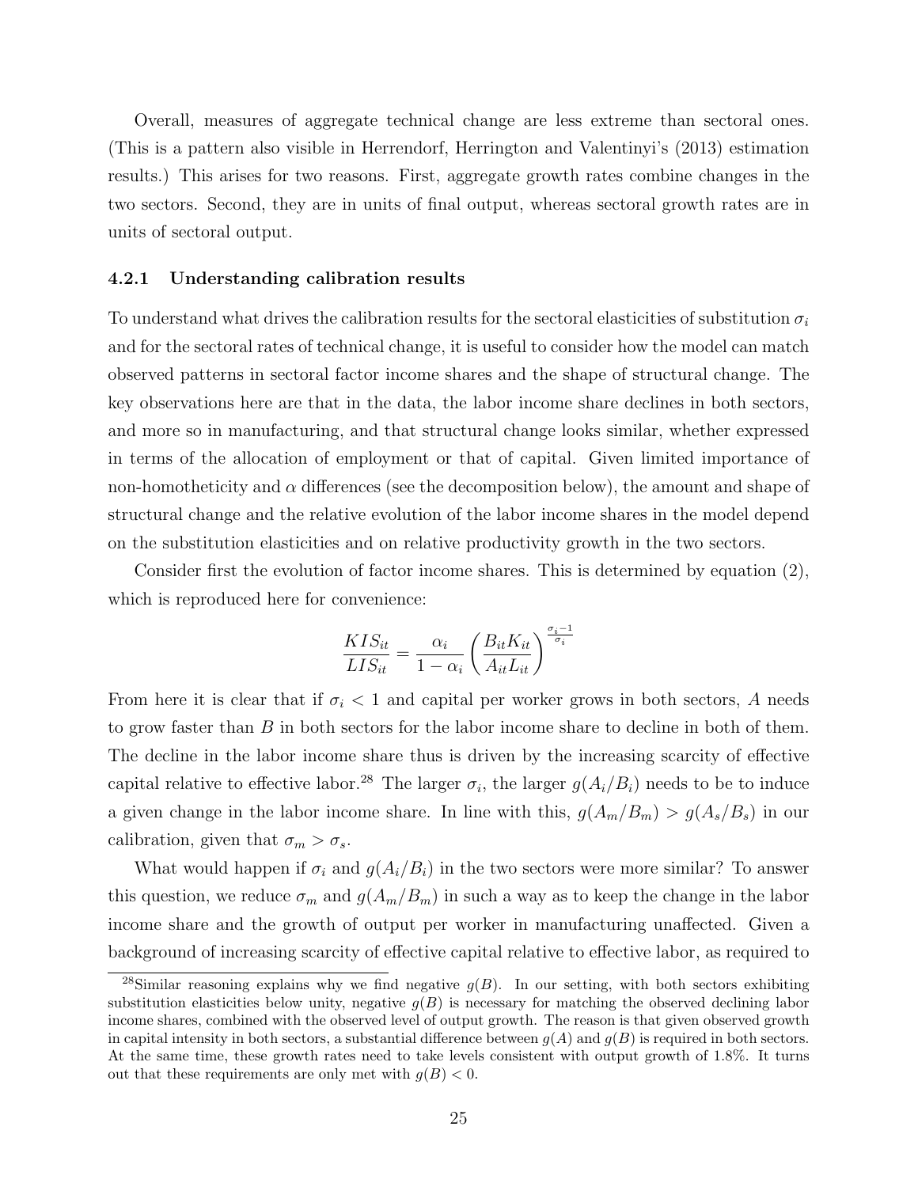Overall, measures of aggregate technical change are less extreme than sectoral ones. (This is a pattern also visible in Herrendorf, Herrington and Valentinyi's (2013) estimation results.) This arises for two reasons. First, aggregate growth rates combine changes in the two sectors. Second, they are in units of final output, whereas sectoral growth rates are in units of sectoral output.

### 4.2.1 Understanding calibration results

To understand what drives the calibration results for the sectoral elasticities of substitution $\sigma_i$ and for the sectoral rates of technical change, it is useful to consider how the model can match observed patterns in sectoral factor income shares and the shape of structural change. The key observations here are that in the data, the labor income share declines in both sectors, and more so in manufacturing, and that structural change looks similar, whether expressed in terms of the allocation of employment or that of capital. Given limited importance of non-homotheticity and $\alpha$ differences (see the decomposition below), the amount and shape of structural change and the relative evolution of the labor income shares in the model depend on the substitution elasticities and on relative productivity growth in the two sectors.

Consider first the evolution of factor income shares. This is determined by equation (2), which is reproduced here for convenience:

$$\frac{KIS_{it}}{LIS_{it}} = \frac{\alpha_i}{1-\alpha_i}\left(\frac{B_{it}K_{it}}{A_{it}L_{it}}\right)^{\frac{\sigma_i-1}{\sigma_i}}$$

From here it is clear that if $\sigma_i < 1$ and capital per worker grows in both sectors, $A$ needs to grow faster than $B$ in both sectors for the labor income share to decline in both of them. The decline in the labor income share thus is driven by the increasing scarcity of effective capital relative to effective labor.[28] The larger $\sigma_i$, the larger $g(A_i/B_i)$ needs to be to induce a given change in the labor income share. In line with this, $g(A_m/B_m) > g(A_s/B_s)$ in our calibration, given that $\sigma_m > \sigma_s$.

What would happen if $\sigma_i$ and $g(A_i/B_i)$ in the two sectors were more similar? To answer this question, we reduce $\sigma_m$ and $g(A_m/B_m)$ in such a way as to keep the change in the labor income share and the growth of output per worker in manufacturing unaffected. Given a background of increasing scarcity of effective capital relative to effective labor, as required to

[28] Similar reasoning explains why we find negative $g(B)$. In our setting, with both sectors exhibiting substitution elasticities below unity, negative $g(B)$ is necessary for matching the observed declining labor income shares, combined with the observed level of output growth. The reason is that given observed growth in capital intensity in both sectors, a substantial difference between $g(A)$ and $g(B)$ is required in both sectors. At the same time, these growth rates need to take levels consistent with output growth of 1.8%. It turns out that these requirements are only met with $g(B) < 0$.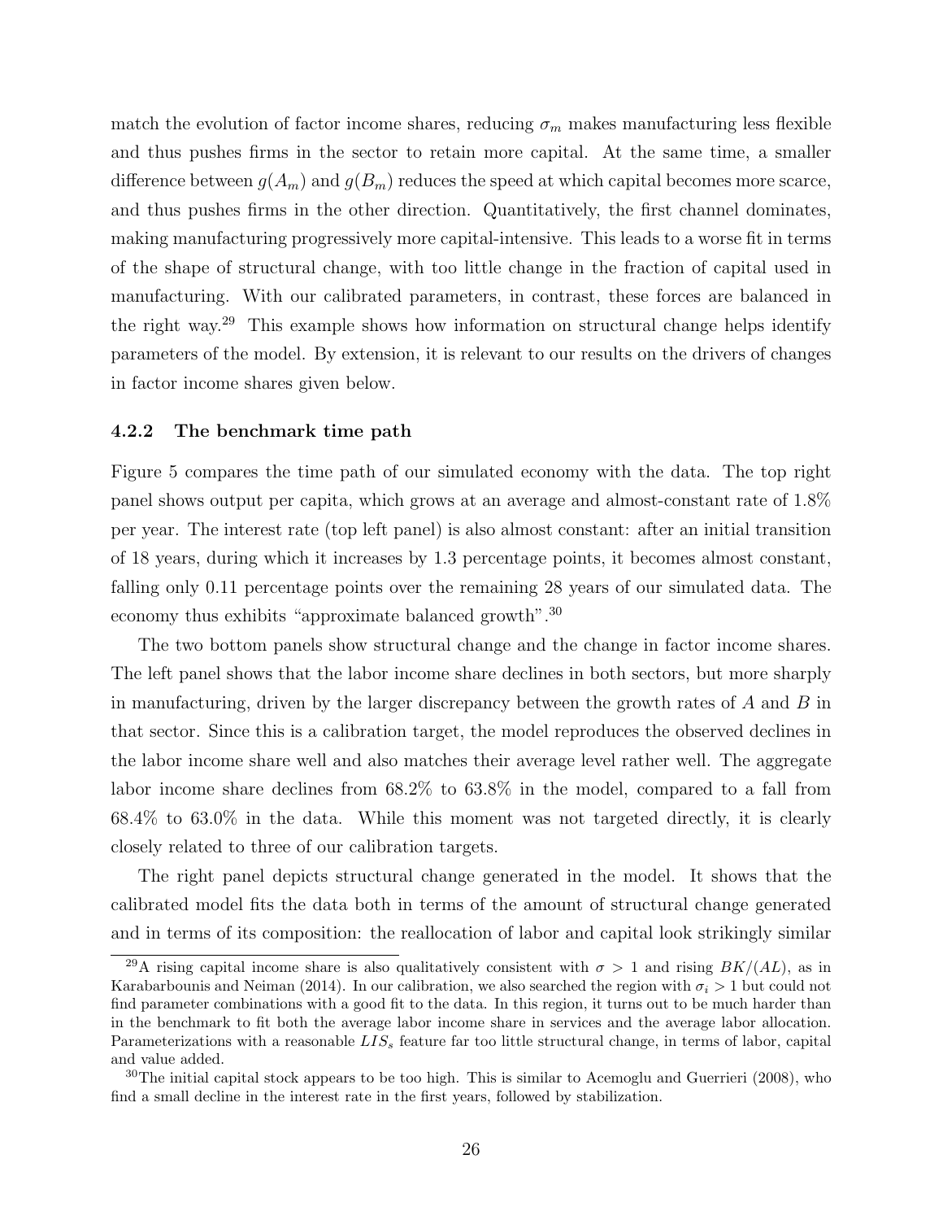match the evolution of factor income shares, reducing $\sigma_m$ makes manufacturing less flexible and thus pushes firms in the sector to retain more capital. At the same time, a smaller difference between $g(A_m)$ and $g(B_m)$ reduces the speed at which capital becomes more scarce, and thus pushes firms in the other direction. Quantitatively, the first channel dominates, making manufacturing progressively more capital-intensive. This leads to a worse fit in terms of the shape of structural change, with too little change in the fraction of capital used in manufacturing. With our calibrated parameters, in contrast, these forces are balanced in the right way.[29] This example shows how information on structural change helps identify parameters of the model. By extension, it is relevant to our results on the drivers of changes in factor income shares given below.

### 4.2.2 The benchmark time path

Figure 5 compares the time path of our simulated economy with the data. The top right panel shows output per capita, which grows at an average and almost-constant rate of 1.8% per year. The interest rate (top left panel) is also almost constant: after an initial transition of 18 years, during which it increases by 1.3 percentage points, it becomes almost constant, falling only 0.11 percentage points over the remaining 28 years of our simulated data. The economy thus exhibits "approximate balanced growth".[30]

The two bottom panels show structural change and the change in factor income shares. The left panel shows that the labor income share declines in both sectors, but more sharply in manufacturing, driven by the larger discrepancy between the growth rates of $A$ and $B$ in that sector. Since this is a calibration target, the model reproduces the observed declines in the labor income share well and also matches their average level rather well. The aggregate labor income share declines from 68.2% to 63.8% in the model, compared to a fall from 68.4% to 63.0% in the data. While this moment was not targeted directly, it is clearly closely related to three of our calibration targets.

The right panel depicts structural change generated in the model. It shows that the calibrated model fits the data both in terms of the amount of structural change generated and in terms of its composition: the reallocation of labor and capital look strikingly similar

---

[29] A rising capital income share is also qualitatively consistent with $\sigma > 1$ and rising $BK/(AL)$, as in Karabarbounis and Neiman (2014). In our calibration, we also searched the region with $\sigma_i > 1$ but could not find parameter combinations with a good fit to the data. In this region, it turns out to be much harder than in the benchmark to fit both the average labor income share in services and the average labor allocation. Parameterizations with a reasonable $LIS_s$ feature far too little structural change, in terms of labor, capital and value added.

[30] The initial capital stock appears to be too high. This is similar to Acemoglu and Guerrieri (2008), who find a small decline in the interest rate in the first years, followed by stabilization.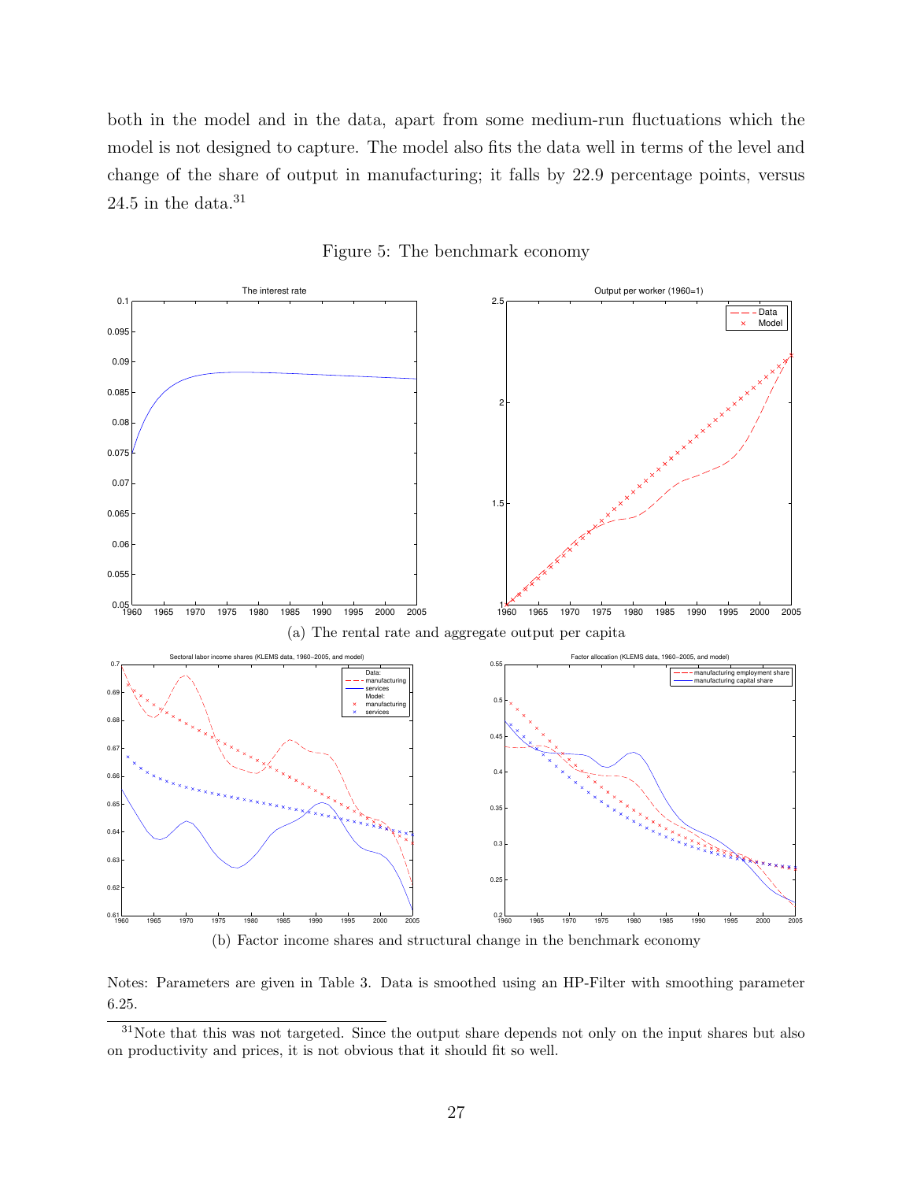both in the model and in the data, apart from some medium-run fluctuations which the model is not designed to capture. The model also fits the data well in terms of the level and change of the share of output in manufacturing; it falls by 22.9 percentage points, versus 24.5 in the data.[31]

Figure 5: The benchmark economy

(a) The rental rate and aggregate output per capita

(b) Factor income shares and structural change in the benchmark economy

Notes: Parameters are given in Table 3. Data is smoothed using an HP-Filter with smoothing parameter 6.25.

[31]Note that this was not targeted. Since the output share depends not only on the input shares but also on productivity and prices, it is not obvious that it should fit so well.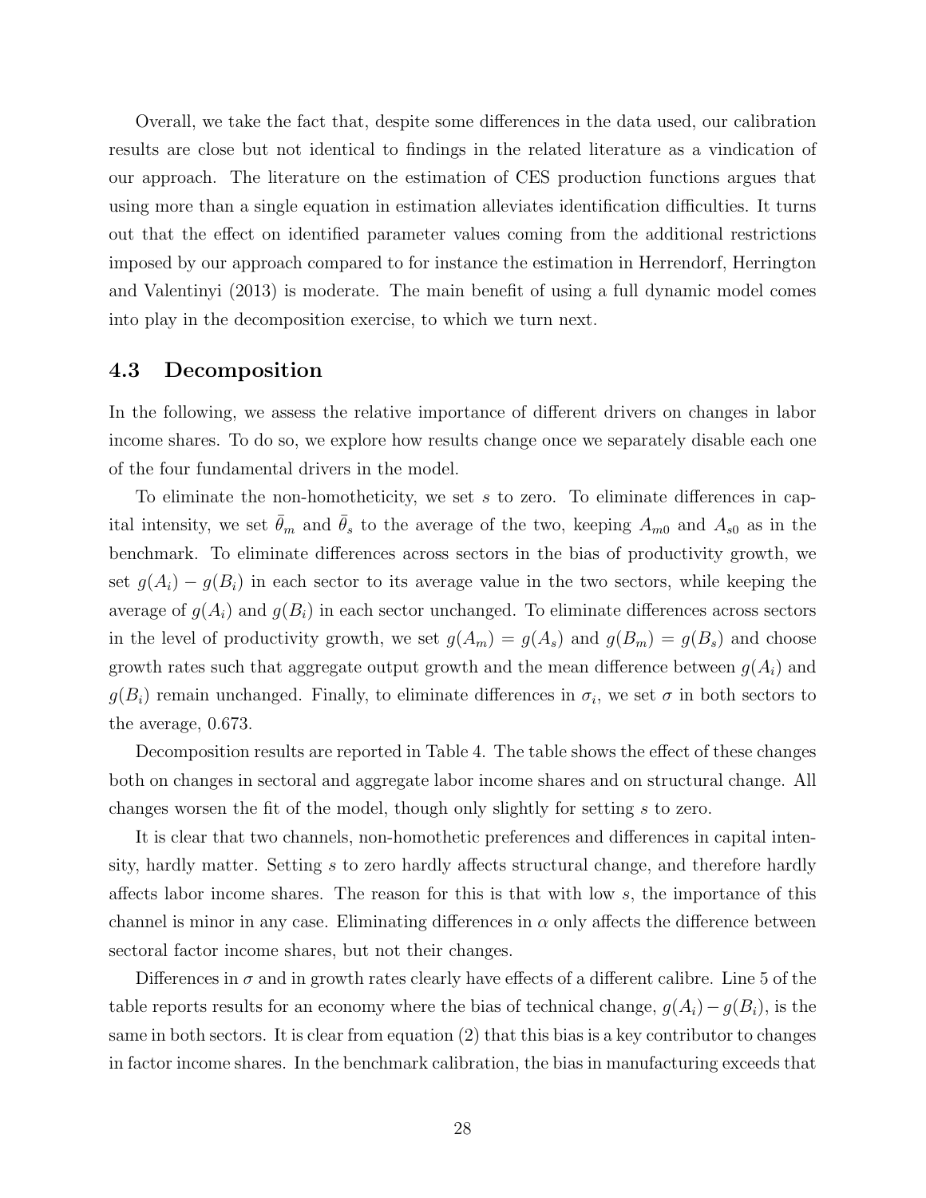Overall, we take the fact that, despite some differences in the data used, our calibration results are close but not identical to findings in the related literature as a vindication of our approach. The literature on the estimation of CES production functions argues that using more than a single equation in estimation alleviates identification difficulties. It turns out that the effect on identified parameter values coming from the additional restrictions imposed by our approach compared to for instance the estimation in Herrendorf, Herrington and Valentinyi (2013) is moderate. The main benefit of using a full dynamic model comes into play in the decomposition exercise, to which we turn next.

### 4.3 Decomposition

In the following, we assess the relative importance of different drivers on changes in labor income shares. To do so, we explore how results change once we separately disable each one of the four fundamental drivers in the model.

To eliminate the non-homotheticity, we set $s$ to zero. To eliminate differences in capital intensity, we set $\bar{\theta}_m$ and $\bar{\theta}_s$ to the average of the two, keeping $A_{m0}$ and $A_{s0}$ as in the benchmark. To eliminate differences across sectors in the bias of productivity growth, we set $g(A_i) - g(B_i)$ in each sector to its average value in the two sectors, while keeping the average of $g(A_i)$ and $g(B_i)$ in each sector unchanged. To eliminate differences across sectors in the level of productivity growth, we set $g(A_m) = g(A_s)$ and $g(B_m) = g(B_s)$ and choose growth rates such that aggregate output growth and the mean difference between $g(A_i)$ and $g(B_i)$ remain unchanged. Finally, to eliminate differences in $\sigma_i$, we set $\sigma$ in both sectors to the average, 0.673.

Decomposition results are reported in Table 4. The table shows the effect of these changes both on changes in sectoral and aggregate labor income shares and on structural change. All changes worsen the fit of the model, though only slightly for setting $s$ to zero.

It is clear that two channels, non-homothetic preferences and differences in capital intensity, hardly matter. Setting $s$ to zero hardly affects structural change, and therefore hardly affects labor income shares. The reason for this is that with low $s$, the importance of this channel is minor in any case. Eliminating differences in $\alpha$ only affects the difference between sectoral factor income shares, but not their changes.

Differences in $\sigma$ and in growth rates clearly have effects of a different calibre. Line 5 of the table reports results for an economy where the bias of technical change, $g(A_i) - g(B_i)$, is the same in both sectors. It is clear from equation (2) that this bias is a key contributor to changes in factor income shares. In the benchmark calibration, the bias in manufacturing exceeds that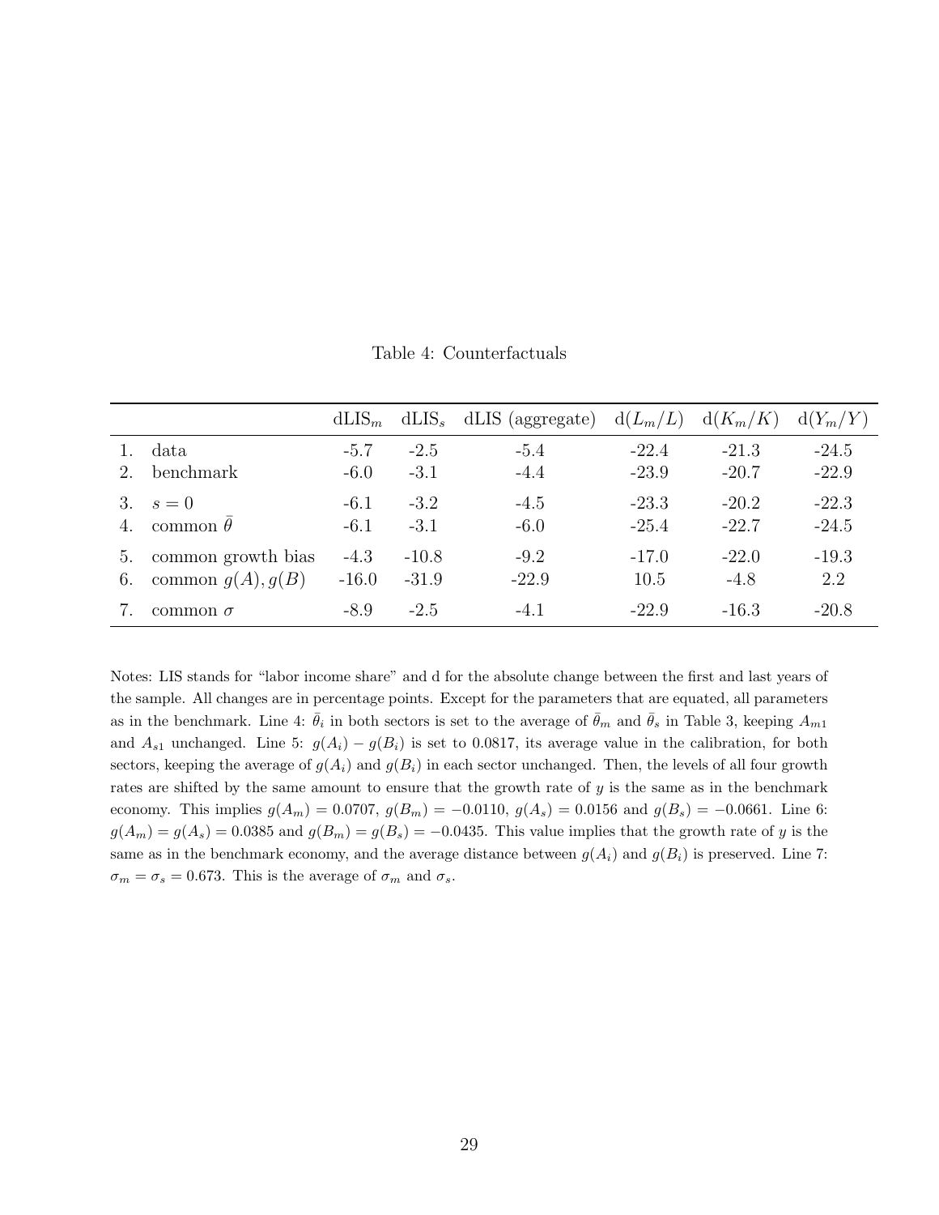Table 4: Counterfactuals

| | | $\text{dLIS}_m$ | $\text{dLIS}_s$ | dLIS (aggregate) | $\text{d}(L_m/L)$ | $\text{d}(K_m/K)$ | $\text{d}(Y_m/Y)$ |
|---|---|---|---|---|---|---|---|
| 1. | data | -5.7 | -2.5 | -5.4 | -22.4 | -21.3 | -24.5 |
| 2. | benchmark | -6.0 | -3.1 | -4.4 | -23.9 | -20.7 | -22.9 |
| 3. | $s = 0$ | -6.1 | -3.2 | -4.5 | -23.3 | -20.2 | -22.3 |
| 4. | common $\bar{\theta}$ | -6.1 | -3.1 | -6.0 | -25.4 | -22.7 | -24.5 |
| 5. | common growth bias | -4.3 | -10.8 | -9.2 | -17.0 | -22.0 | -19.3 |
| 6. | common $g(A), g(B)$ | -16.0 | -31.9 | -22.9 | 10.5 | -4.8 | 2.2 |
| 7. | common $\sigma$ | -8.9 | -2.5 | -4.1 | -22.9 | -16.3 | -20.8 |

Notes: LIS stands for "labor income share" and d for the absolute change between the first and last years of the sample. All changes are in percentage points. Except for the parameters that are equated, all parameters as in the benchmark. Line 4: $\bar{\theta}_i$ in both sectors is set to the average of $\bar{\theta}_m$ and $\bar{\theta}_s$ in Table 3, keeping $A_{m1}$ and $A_{s1}$ unchanged. Line 5: $g(A_i) - g(B_i)$ is set to 0.0817, its average value in the calibration, for both sectors, keeping the average of $g(A_i)$ and $g(B_i)$ in each sector unchanged. Then, the levels of all four growth rates are shifted by the same amount to ensure that the growth rate of $y$ is the same as in the benchmark economy. This implies $g(A_m) = 0.0707$, $g(B_m) = -0.0110$, $g(A_s) = 0.0156$ and $g(B_s) = -0.0661$. Line 6: $g(A_m) = g(A_s) = 0.0385$ and $g(B_m) = g(B_s) = -0.0435$. This value implies that the growth rate of $y$ is the same as in the benchmark economy, and the average distance between $g(A_i)$ and $g(B_i)$ is preserved. Line 7: $\sigma_m = \sigma_s = 0.673$. This is the average of $\sigma_m$ and $\sigma_s$.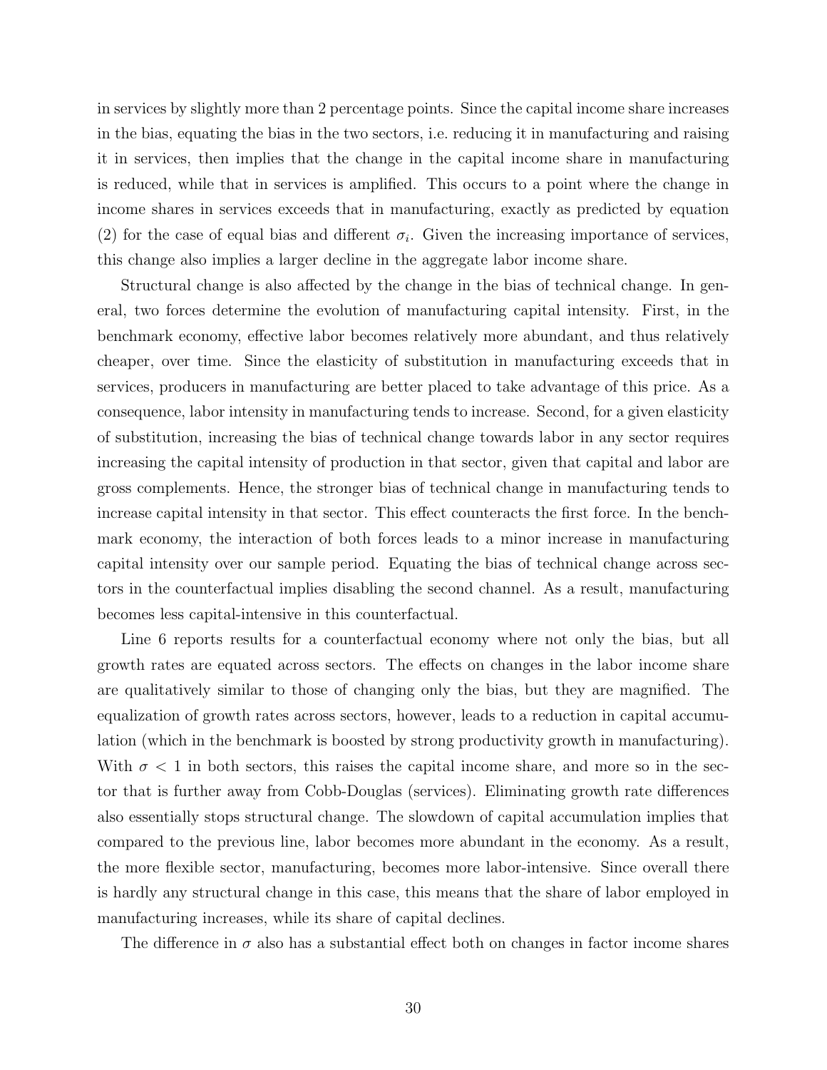in services by slightly more than 2 percentage points. Since the capital income share increases in the bias, equating the bias in the two sectors, i.e. reducing it in manufacturing and raising it in services, then implies that the change in the capital income share in manufacturing is reduced, while that in services is amplified. This occurs to a point where the change in income shares in services exceeds that in manufacturing, exactly as predicted by equation (2) for the case of equal bias and different $\sigma_i$. Given the increasing importance of services, this change also implies a larger decline in the aggregate labor income share.

Structural change is also affected by the change in the bias of technical change. In general, two forces determine the evolution of manufacturing capital intensity. First, in the benchmark economy, effective labor becomes relatively more abundant, and thus relatively cheaper, over time. Since the elasticity of substitution in manufacturing exceeds that in services, producers in manufacturing are better placed to take advantage of this price. As a consequence, labor intensity in manufacturing tends to increase. Second, for a given elasticity of substitution, increasing the bias of technical change towards labor in any sector requires increasing the capital intensity of production in that sector, given that capital and labor are gross complements. Hence, the stronger bias of technical change in manufacturing tends to increase capital intensity in that sector. This effect counteracts the first force. In the benchmark economy, the interaction of both forces leads to a minor increase in manufacturing capital intensity over our sample period. Equating the bias of technical change across sectors in the counterfactual implies disabling the second channel. As a result, manufacturing becomes less capital-intensive in this counterfactual.

Line 6 reports results for a counterfactual economy where not only the bias, but all growth rates are equated across sectors. The effects on changes in the labor income share are qualitatively similar to those of changing only the bias, but they are magnified. The equalization of growth rates across sectors, however, leads to a reduction in capital accumulation (which in the benchmark is boosted by strong productivity growth in manufacturing). With $\sigma < 1$ in both sectors, this raises the capital income share, and more so in the sector that is further away from Cobb-Douglas (services). Eliminating growth rate differences also essentially stops structural change. The slowdown of capital accumulation implies that compared to the previous line, labor becomes more abundant in the economy. As a result, the more flexible sector, manufacturing, becomes more labor-intensive. Since overall there is hardly any structural change in this case, this means that the share of labor employed in manufacturing increases, while its share of capital declines.

The difference in $\sigma$ also has a substantial effect both on changes in factor income shares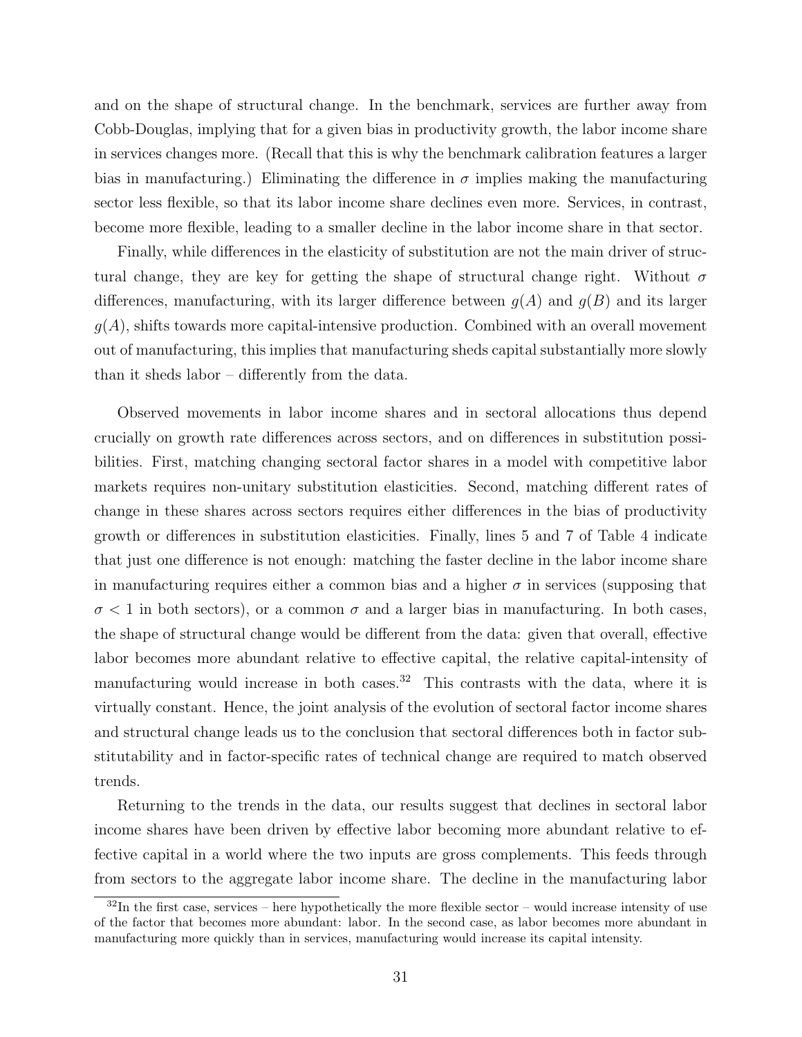and on the shape of structural change. In the benchmark, services are further away from Cobb-Douglas, implying that for a given bias in productivity growth, the labor income share in services changes more. (Recall that this is why the benchmark calibration features a larger bias in manufacturing.) Eliminating the difference in $\sigma$ implies making the manufacturing sector less flexible, so that its labor income share declines even more. Services, in contrast, become more flexible, leading to a smaller decline in the labor income share in that sector.

Finally, while differences in the elasticity of substitution are not the main driver of structural change, they are key for getting the shape of structural change right. Without $\sigma$ differences, manufacturing, with its larger difference between $g(A)$ and $g(B)$ and its larger $g(A)$, shifts towards more capital-intensive production. Combined with an overall movement out of manufacturing, this implies that manufacturing sheds capital substantially more slowly than it sheds labor – differently from the data.

Observed movements in labor income shares and in sectoral allocations thus depend crucially on growth rate differences across sectors, and on differences in substitution possibilities. First, matching changing sectoral factor shares in a model with competitive labor markets requires non-unitary substitution elasticities. Second, matching different rates of change in these shares across sectors requires either differences in the bias of productivity growth or differences in substitution elasticities. Finally, lines 5 and 7 of Table 4 indicate that just one difference is not enough: matching the faster decline in the labor income share in manufacturing requires either a common bias and a higher $\sigma$ in services (supposing that $\sigma < 1$ in both sectors), or a common $\sigma$ and a larger bias in manufacturing. In both cases, the shape of structural change would be different from the data: given that overall, effective labor becomes more abundant relative to effective capital, the relative capital-intensity of manufacturing would increase in both cases.[32] This contrasts with the data, where it is virtually constant. Hence, the joint analysis of the evolution of sectoral factor income shares and structural change leads us to the conclusion that sectoral differences both in factor substitutability and in factor-specific rates of technical change are required to match observed trends.

Returning to the trends in the data, our results suggest that declines in sectoral labor income shares have been driven by effective labor becoming more abundant relative to effective capital in a world where the two inputs are gross complements. This feeds through from sectors to the aggregate labor income share. The decline in the manufacturing labor

[32] In the first case, services – here hypothetically the more flexible sector – would increase intensity of use of the factor that becomes more abundant: labor. In the second case, as labor becomes more abundant in manufacturing more quickly than in services, manufacturing would increase its capital intensity.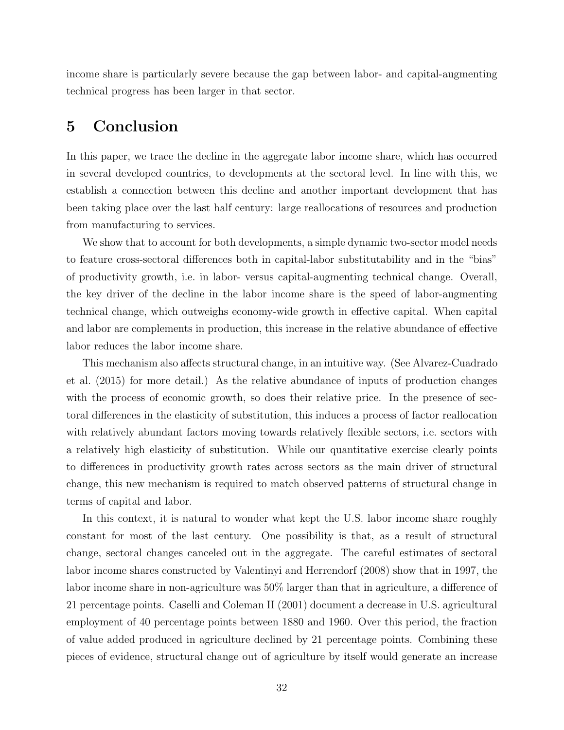income share is particularly severe because the gap between labor- and capital-augmenting technical progress has been larger in that sector.

# 5 Conclusion

In this paper, we trace the decline in the aggregate labor income share, which has occurred in several developed countries, to developments at the sectoral level. In line with this, we establish a connection between this decline and another important development that has been taking place over the last half century: large reallocations of resources and production from manufacturing to services.

We show that to account for both developments, a simple dynamic two-sector model needs to feature cross-sectoral differences both in capital-labor substitutability and in the "bias" of productivity growth, i.e. in labor- versus capital-augmenting technical change. Overall, the key driver of the decline in the labor income share is the speed of labor-augmenting technical change, which outweighs economy-wide growth in effective capital. When capital and labor are complements in production, this increase in the relative abundance of effective labor reduces the labor income share.

This mechanism also affects structural change, in an intuitive way. (See Alvarez-Cuadrado et al. (2015) for more detail.) As the relative abundance of inputs of production changes with the process of economic growth, so does their relative price. In the presence of sectoral differences in the elasticity of substitution, this induces a process of factor reallocation with relatively abundant factors moving towards relatively flexible sectors, i.e. sectors with a relatively high elasticity of substitution. While our quantitative exercise clearly points to differences in productivity growth rates across sectors as the main driver of structural change, this new mechanism is required to match observed patterns of structural change in terms of capital and labor.

In this context, it is natural to wonder what kept the U.S. labor income share roughly constant for most of the last century. One possibility is that, as a result of structural change, sectoral changes canceled out in the aggregate. The careful estimates of sectoral labor income shares constructed by Valentinyi and Herrendorf (2008) show that in 1997, the labor income share in non-agriculture was 50% larger than that in agriculture, a difference of 21 percentage points. Caselli and Coleman II (2001) document a decrease in U.S. agricultural employment of 40 percentage points between 1880 and 1960. Over this period, the fraction of value added produced in agriculture declined by 21 percentage points. Combining these pieces of evidence, structural change out of agriculture by itself would generate an increase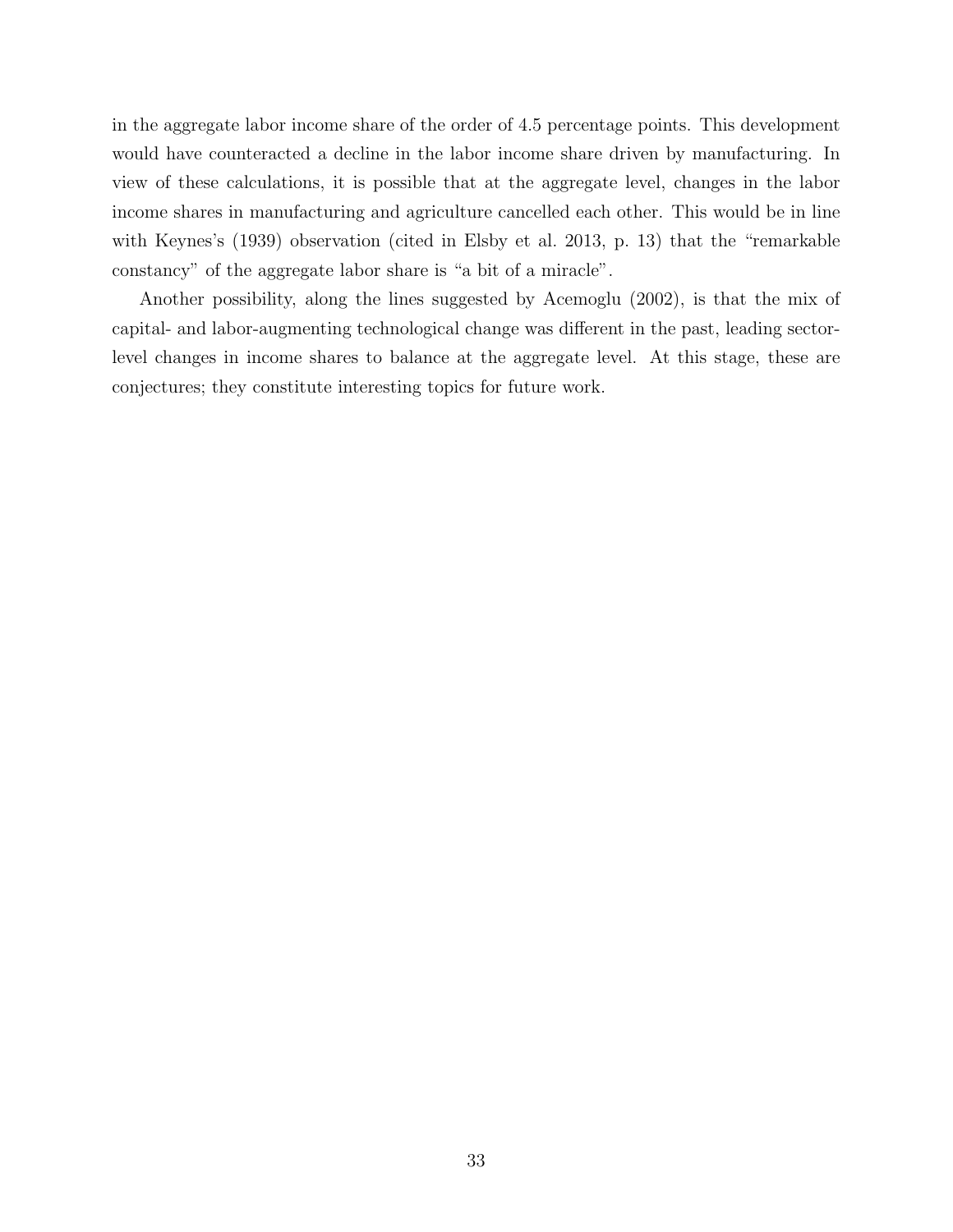in the aggregate labor income share of the order of 4.5 percentage points. This development would have counteracted a decline in the labor income share driven by manufacturing. In view of these calculations, it is possible that at the aggregate level, changes in the labor income shares in manufacturing and agriculture cancelled each other. This would be in line with Keynes's (1939) observation (cited in Elsby et al. 2013, p. 13) that the "remarkable constancy" of the aggregate labor share is "a bit of a miracle".

Another possibility, along the lines suggested by Acemoglu (2002), is that the mix of capital- and labor-augmenting technological change was different in the past, leading sector-level changes in income shares to balance at the aggregate level. At this stage, these are conjectures; they constitute interesting topics for future work.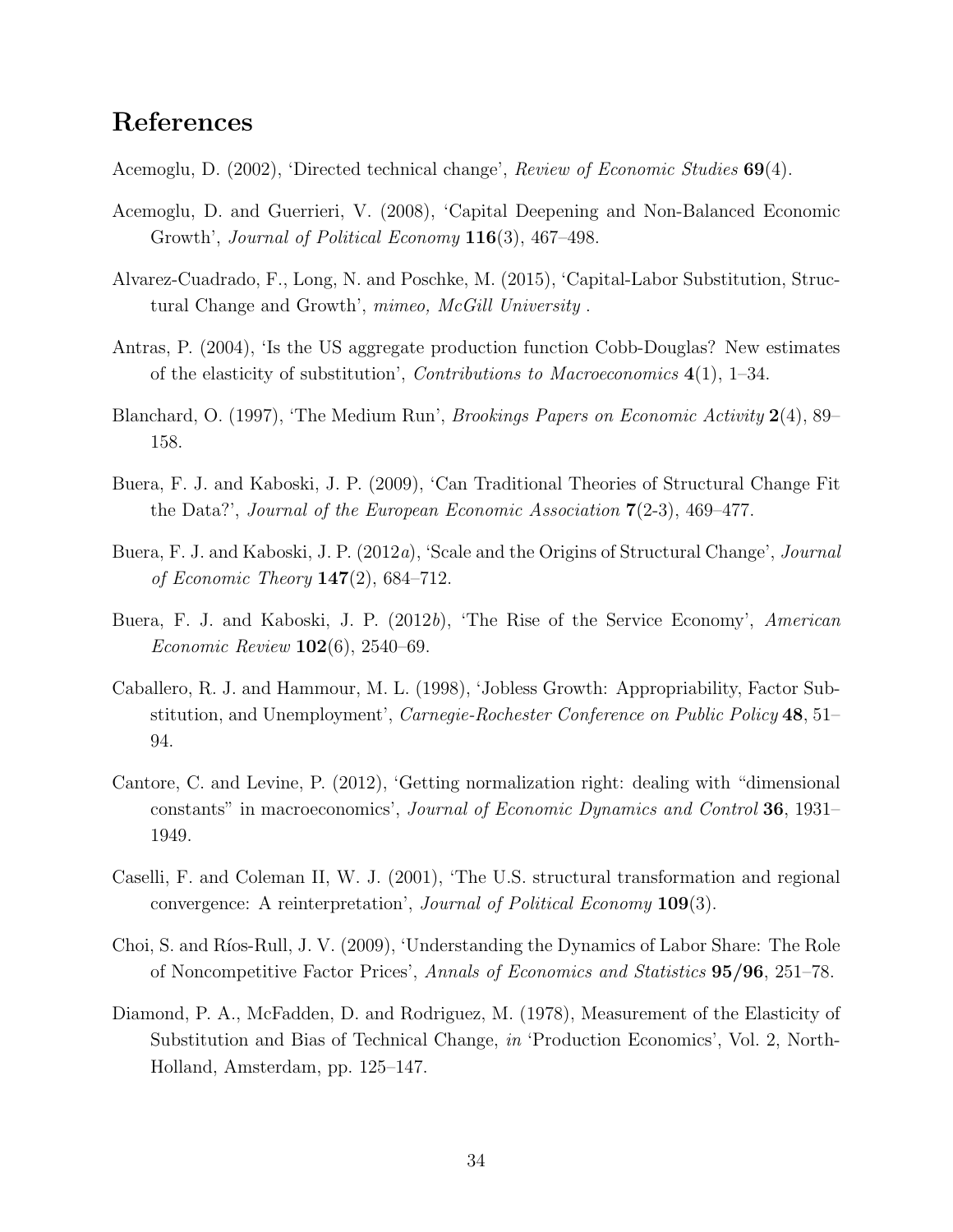## References

Acemoglu, D. (2002), 'Directed technical change', *Review of Economic Studies* **69**(4).

Acemoglu, D. and Guerrieri, V. (2008), 'Capital Deepening and Non-Balanced Economic Growth', *Journal of Political Economy* **116**(3), 467–498.

Alvarez-Cuadrado, F., Long, N. and Poschke, M. (2015), 'Capital-Labor Substitution, Structural Change and Growth', *mimeo, McGill University* .

Antras, P. (2004), 'Is the US aggregate production function Cobb-Douglas? New estimates of the elasticity of substitution', *Contributions to Macroeconomics* **4**(1), 1–34.

Blanchard, O. (1997), 'The Medium Run', *Brookings Papers on Economic Activity* **2**(4), 89–158.

Buera, F. J. and Kaboski, J. P. (2009), 'Can Traditional Theories of Structural Change Fit the Data?', *Journal of the European Economic Association* **7**(2-3), 469–477.

Buera, F. J. and Kaboski, J. P. (2012*a*), 'Scale and the Origins of Structural Change', *Journal of Economic Theory* **147**(2), 684–712.

Buera, F. J. and Kaboski, J. P. (2012*b*), 'The Rise of the Service Economy', *American Economic Review* **102**(6), 2540–69.

Caballero, R. J. and Hammour, M. L. (1998), 'Jobless Growth: Appropriability, Factor Substitution, and Unemployment', *Carnegie-Rochester Conference on Public Policy* **48**, 51–94.

Cantore, C. and Levine, P. (2012), 'Getting normalization right: dealing with "dimensional constants" in macroeconomics', *Journal of Economic Dynamics and Control* **36**, 1931–1949.

Caselli, F. and Coleman II, W. J. (2001), 'The U.S. structural transformation and regional convergence: A reinterpretation', *Journal of Political Economy* **109**(3).

Choi, S. and Ríos-Rull, J. V. (2009), 'Understanding the Dynamics of Labor Share: The Role of Noncompetitive Factor Prices', *Annals of Economics and Statistics* **95/96**, 251–78.

Diamond, P. A., McFadden, D. and Rodriguez, M. (1978), Measurement of the Elasticity of Substitution and Bias of Technical Change, *in* 'Production Economics', Vol. 2, North-Holland, Amsterdam, pp. 125–147.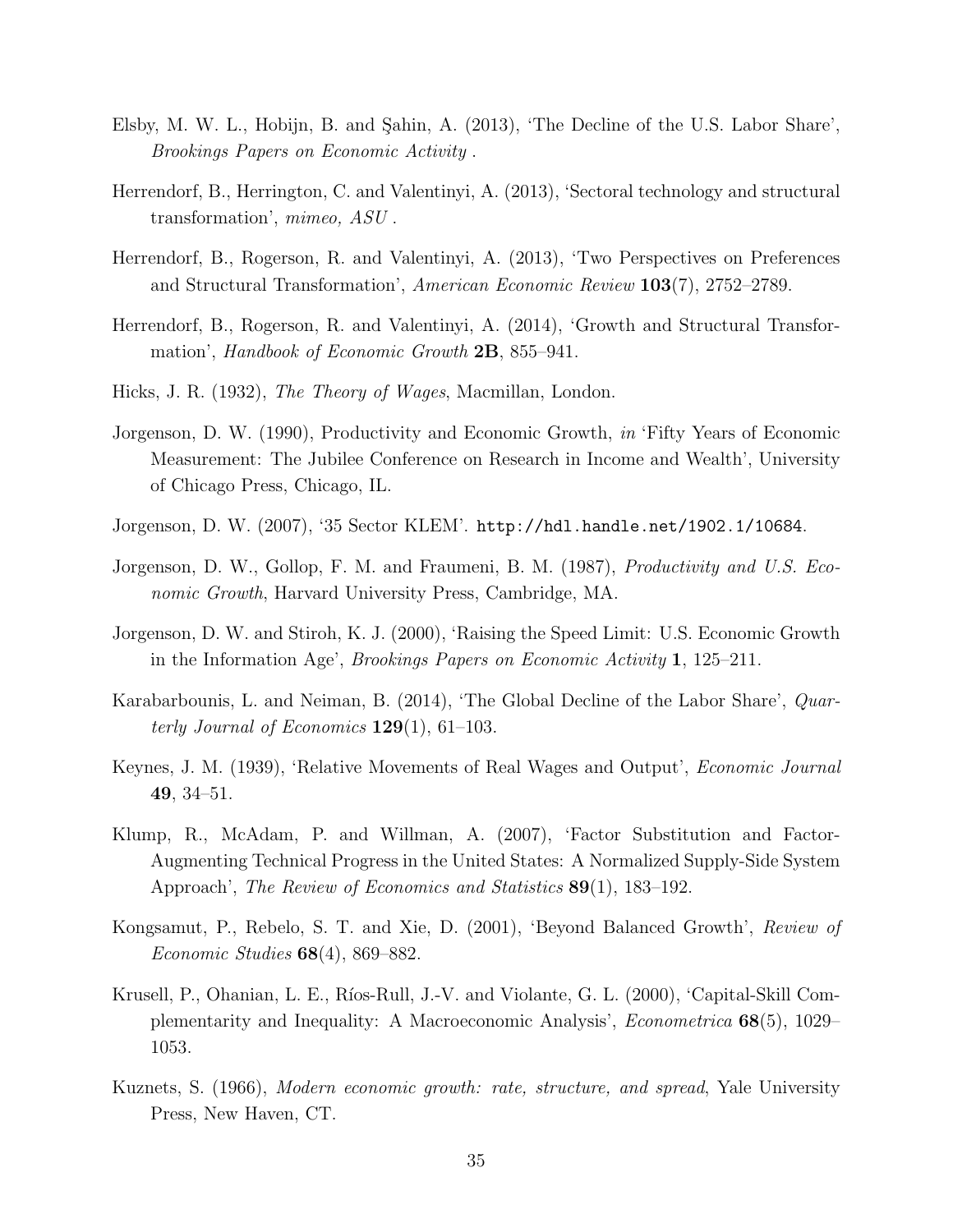Elsby, M. W. L., Hobijn, B. and Şahin, A. (2013), 'The Decline of the U.S. Labor Share', *Brookings Papers on Economic Activity* .

Herrendorf, B., Herrington, C. and Valentinyi, A. (2013), 'Sectoral technology and structural transformation', *mimeo, ASU* .

Herrendorf, B., Rogerson, R. and Valentinyi, A. (2013), 'Two Perspectives on Preferences and Structural Transformation', *American Economic Review* **103**(7), 2752–2789.

Herrendorf, B., Rogerson, R. and Valentinyi, A. (2014), 'Growth and Structural Transformation', *Handbook of Economic Growth* **2B**, 855–941.

Hicks, J. R. (1932), *The Theory of Wages*, Macmillan, London.

Jorgenson, D. W. (1990), Productivity and Economic Growth, *in* 'Fifty Years of Economic Measurement: The Jubilee Conference on Research in Income and Wealth', University of Chicago Press, Chicago, IL.

Jorgenson, D. W. (2007), '35 Sector KLEM'. `http://hdl.handle.net/1902.1/10684`.

Jorgenson, D. W., Gollop, F. M. and Fraumeni, B. M. (1987), *Productivity and U.S. Economic Growth*, Harvard University Press, Cambridge, MA.

Jorgenson, D. W. and Stiroh, K. J. (2000), 'Raising the Speed Limit: U.S. Economic Growth in the Information Age', *Brookings Papers on Economic Activity* **1**, 125–211.

Karabarbounis, L. and Neiman, B. (2014), 'The Global Decline of the Labor Share', *Quarterly Journal of Economics* **129**(1), 61–103.

Keynes, J. M. (1939), 'Relative Movements of Real Wages and Output', *Economic Journal* **49**, 34–51.

Klump, R., McAdam, P. and Willman, A. (2007), 'Factor Substitution and Factor-Augmenting Technical Progress in the United States: A Normalized Supply-Side System Approach', *The Review of Economics and Statistics* **89**(1), 183–192.

Kongsamut, P., Rebelo, S. T. and Xie, D. (2001), 'Beyond Balanced Growth', *Review of Economic Studies* **68**(4), 869–882.

Krusell, P., Ohanian, L. E., Ríos-Rull, J.-V. and Violante, G. L. (2000), 'Capital-Skill Complementarity and Inequality: A Macroeconomic Analysis', *Econometrica* **68**(5), 1029–1053.

Kuznets, S. (1966), *Modern economic growth: rate, structure, and spread*, Yale University Press, New Haven, CT.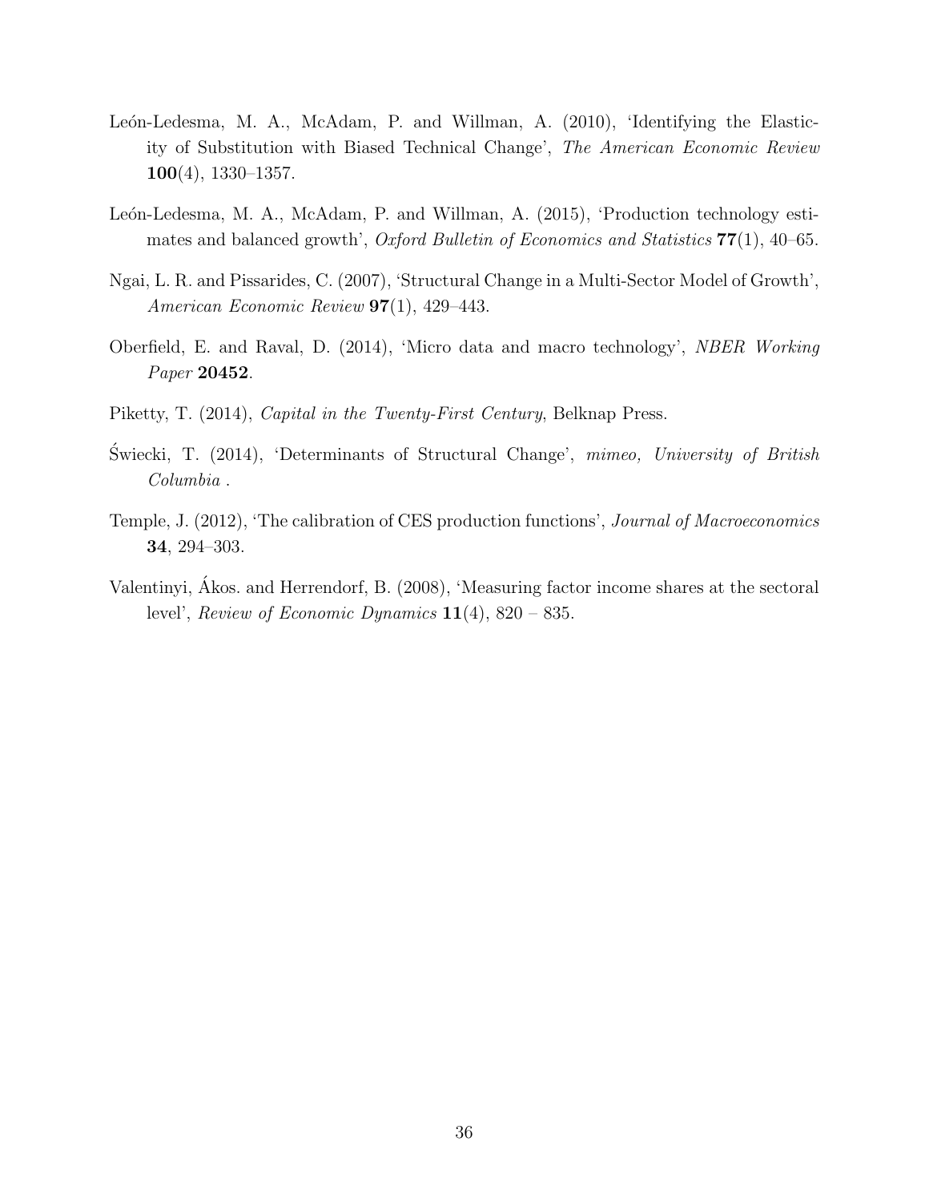León-Ledesma, M. A., McAdam, P. and Willman, A. (2010), 'Identifying the Elasticity of Substitution with Biased Technical Change', *The American Economic Review* **100**(4), 1330–1357.

León-Ledesma, M. A., McAdam, P. and Willman, A. (2015), 'Production technology estimates and balanced growth', *Oxford Bulletin of Economics and Statistics* **77**(1), 40–65.

Ngai, L. R. and Pissarides, C. (2007), 'Structural Change in a Multi-Sector Model of Growth', *American Economic Review* **97**(1), 429–443.

Oberfield, E. and Raval, D. (2014), 'Micro data and macro technology', *NBER Working Paper* **20452**.

Piketty, T. (2014), *Capital in the Twenty-First Century*, Belknap Press.

Świecki, T. (2014), 'Determinants of Structural Change', *mimeo, University of British Columbia* .

Temple, J. (2012), 'The calibration of CES production functions', *Journal of Macroeconomics* **34**, 294–303.

Valentinyi, Ákos. and Herrendorf, B. (2008), 'Measuring factor income shares at the sectoral level', *Review of Economic Dynamics* **11**(4), 820 – 835.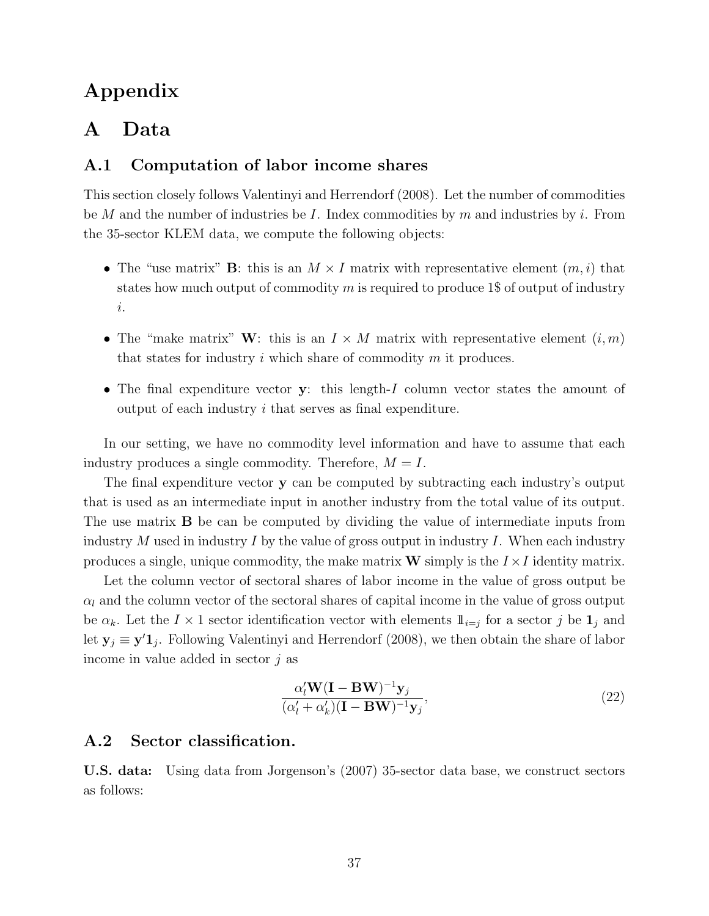# Appendix

# A Data

## A.1 Computation of labor income shares

This section closely follows Valentinyi and Herrendorf (2008). Let the number of commodities be $M$ and the number of industries be $I$. Index commodities by $m$ and industries by $i$. From the 35-sector KLEM data, we compute the following objects:

- The "use matrix" $\mathbf{B}$: this is an $M \times I$ matrix with representative element $(m, i)$ that states how much output of commodity $m$ is required to produce 1$ of output of industry $i$.
- The "make matrix" $\mathbf{W}$: this is an $I \times M$ matrix with representative element $(i, m)$ that states for industry $i$ which share of commodity $m$ it produces.
- The final expenditure vector $\mathbf{y}$: this length-$I$ column vector states the amount of output of each industry $i$ that serves as final expenditure.

In our setting, we have no commodity level information and have to assume that each industry produces a single commodity. Therefore, $M = I$.

The final expenditure vector $\mathbf{y}$ can be computed by subtracting each industry's output that is used as an intermediate input in another industry from the total value of its output. The use matrix $\mathbf{B}$ be can be computed by dividing the value of intermediate inputs from industry $M$ used in industry $I$ by the value of gross output in industry $I$. When each industry produces a single, unique commodity, the make matrix $\mathbf{W}$ simply is the $I \times I$ identity matrix.

Let the column vector of sectoral shares of labor income in the value of gross output be $\alpha_l$ and the column vector of the sectoral shares of capital income in the value of gross output be $\alpha_k$. Let the $I \times 1$ sector identification vector with elements $\mathbb{1}_{i=j}$ for a sector $j$ be $\mathbf{1}_j$ and let $\mathbf{y}_j \equiv \mathbf{y}'\mathbf{1}_j$. Following Valentinyi and Herrendorf (2008), we then obtain the share of labor income in value added in sector $j$ as

$$\frac{\alpha_l' \mathbf{W}(\mathbf{I} - \mathbf{B}\mathbf{W})^{-1}\mathbf{y}_j}{(\alpha_l' + \alpha_k')(\mathbf{I} - \mathbf{B}\mathbf{W})^{-1}\mathbf{y}_j}, \tag{22}$$

## A.2 Sector classification.

**U.S. data:** Using data from Jorgenson's (2007) 35-sector data base, we construct sectors as follows: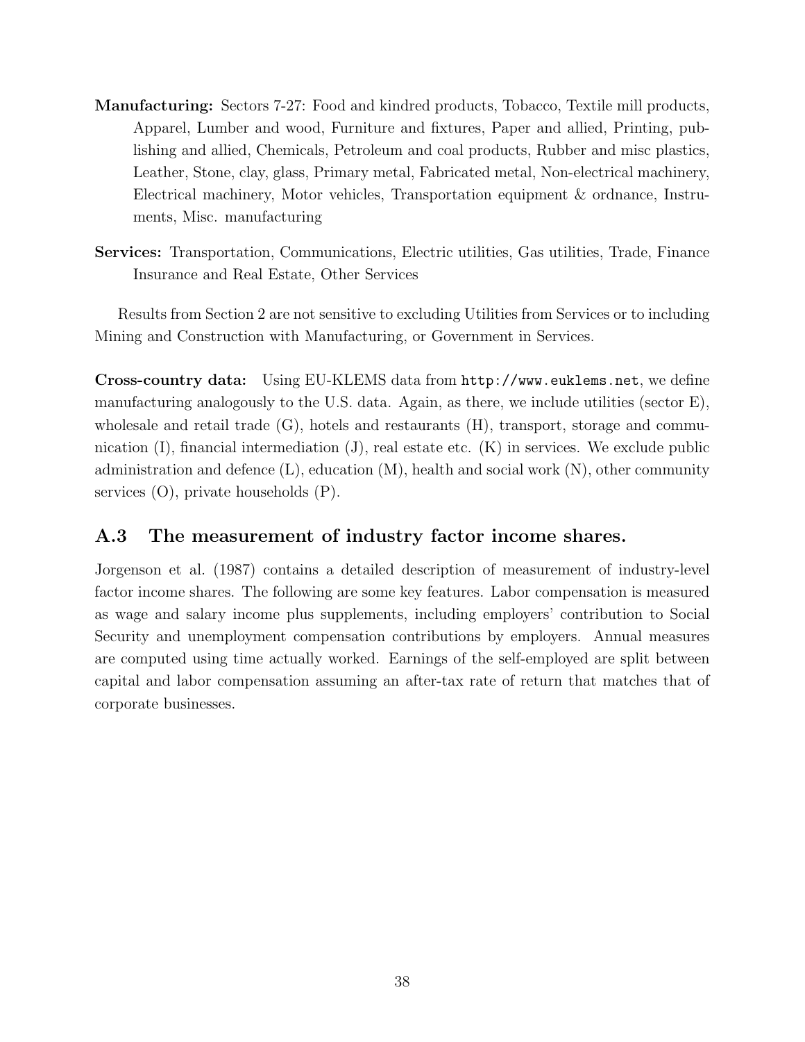**Manufacturing:** Sectors 7-27: Food and kindred products, Tobacco, Textile mill products, Apparel, Lumber and wood, Furniture and fixtures, Paper and allied, Printing, publishing and allied, Chemicals, Petroleum and coal products, Rubber and misc plastics, Leather, Stone, clay, glass, Primary metal, Fabricated metal, Non-electrical machinery, Electrical machinery, Motor vehicles, Transportation equipment & ordnance, Instruments, Misc. manufacturing

**Services:** Transportation, Communications, Electric utilities, Gas utilities, Trade, Finance Insurance and Real Estate, Other Services

Results from Section 2 are not sensitive to excluding Utilities from Services or to including Mining and Construction with Manufacturing, or Government in Services.

**Cross-country data:** Using EU-KLEMS data from `http://www.euklems.net`, we define manufacturing analogously to the U.S. data. Again, as there, we include utilities (sector E), wholesale and retail trade (G), hotels and restaurants (H), transport, storage and communication (I), financial intermediation (J), real estate etc. (K) in services. We exclude public administration and defence (L), education (M), health and social work (N), other community services (O), private households (P).

## A.3 The measurement of industry factor income shares.

Jorgenson et al. (1987) contains a detailed description of measurement of industry-level factor income shares. The following are some key features. Labor compensation is measured as wage and salary income plus supplements, including employers' contribution to Social Security and unemployment compensation contributions by employers. Annual measures are computed using time actually worked. Earnings of the self-employed are split between capital and labor compensation assuming an after-tax rate of return that matches that of corporate businesses.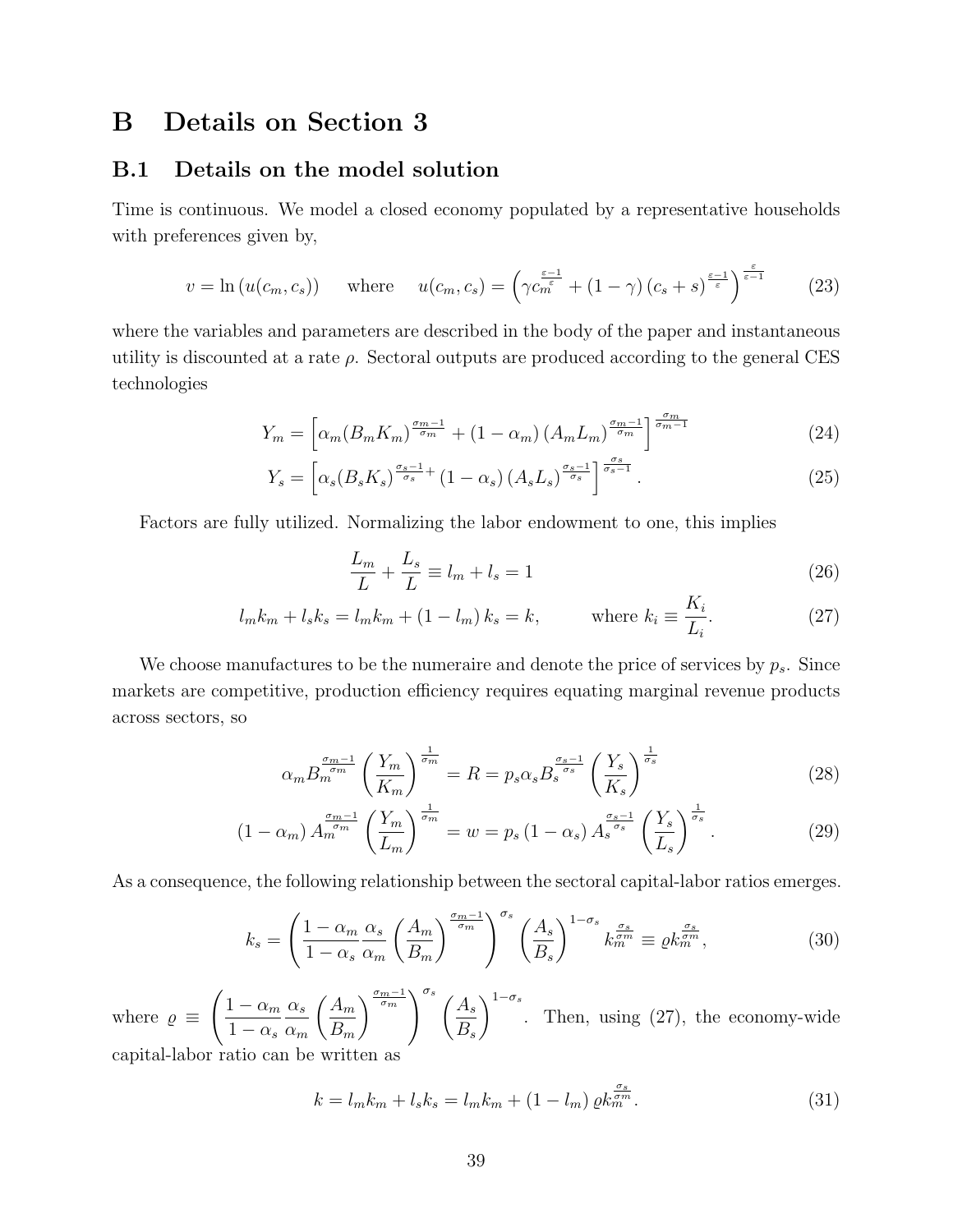# B Details on Section 3

## B.1 Details on the model solution

Time is continuous. We model a closed economy populated by a representative households with preferences given by,

$$v = \ln\left(u(c_m, c_s)\right) \qquad \text{where} \qquad u(c_m, c_s) = \left(\gamma c_m^{\frac{\varepsilon-1}{\varepsilon}} + (1-\gamma)\left(c_s + s\right)^{\frac{\varepsilon-1}{\varepsilon}}\right)^{\frac{\varepsilon}{\varepsilon-1}} \tag{23}$$

where the variables and parameters are described in the body of the paper and instantaneous utility is discounted at a rate $\rho$. Sectoral outputs are produced according to the general CES technologies

$$Y_m = \left[\alpha_m (B_m K_m)^{\frac{\sigma_m-1}{\sigma_m}} + (1-\alpha_m)\left(A_m L_m\right)^{\frac{\sigma_m-1}{\sigma_m}}\right]^{\frac{\sigma_m}{\sigma_m-1}} \tag{24}$$

$$Y_s = \left[\alpha_s (B_s K_s)^{\frac{\sigma_s-1}{\sigma_s}} + (1-\alpha_s)\left(A_s L_s\right)^{\frac{\sigma_s-1}{\sigma_s}}\right]^{\frac{\sigma_s}{\sigma_s-1}}. \tag{25}$$

Factors are fully utilized. Normalizing the labor endowment to one, this implies

$$\frac{L_m}{L} + \frac{L_s}{L} \equiv l_m + l_s = 1 \tag{26}$$

$$l_m k_m + l_s k_s = l_m k_m + (1-l_m)\, k_s = k, \qquad \text{where } k_i \equiv \frac{K_i}{L_i}. \tag{27}$$

We choose manufactures to be the numeraire and denote the price of services by $p_s$. Since markets are competitive, production efficiency requires equating marginal revenue products across sectors, so

$$\alpha_m B_m^{\frac{\sigma_m-1}{\sigma_m}} \left(\frac{Y_m}{K_m}\right)^{\frac{1}{\sigma_m}} = R = p_s \alpha_s B_s^{\frac{\sigma_s-1}{\sigma_s}} \left(\frac{Y_s}{K_s}\right)^{\frac{1}{\sigma_s}} \tag{28}$$

$$(1-\alpha_m)\, A_m^{\frac{\sigma_m-1}{\sigma_m}} \left(\frac{Y_m}{L_m}\right)^{\frac{1}{\sigma_m}} = w = p_s (1-\alpha_s)\, A_s^{\frac{\sigma_s-1}{\sigma_s}} \left(\frac{Y_s}{L_s}\right)^{\frac{1}{\sigma_s}}. \tag{29}$$

As a consequence, the following relationship between the sectoral capital-labor ratios emerges.

$$k_s = \left(\frac{1-\alpha_m}{1-\alpha_s}\frac{\alpha_s}{\alpha_m}\left(\frac{A_m}{B_m}\right)^{\frac{\sigma_m-1}{\sigma_m}}\right)^{\sigma_s} \left(\frac{A_s}{B_s}\right)^{1-\sigma_s} k_m^{\frac{\sigma_s}{\sigma_m}} \equiv \varrho k_m^{\frac{\sigma_s}{\sigma_m}}, \tag{30}$$

where $\varrho \equiv \left(\frac{1-\alpha_m}{1-\alpha_s}\frac{\alpha_s}{\alpha_m}\left(\frac{A_m}{B_m}\right)^{\frac{\sigma_m-1}{\sigma_m}}\right)^{\sigma_s} \left(\frac{A_s}{B_s}\right)^{1-\sigma_s}$. Then, using (27), the economy-wide capital-labor ratio can be written as

$$k = l_m k_m + l_s k_s = l_m k_m + (1-l_m)\, \varrho k_m^{\frac{\sigma_s}{\sigma_m}}. \tag{31}$$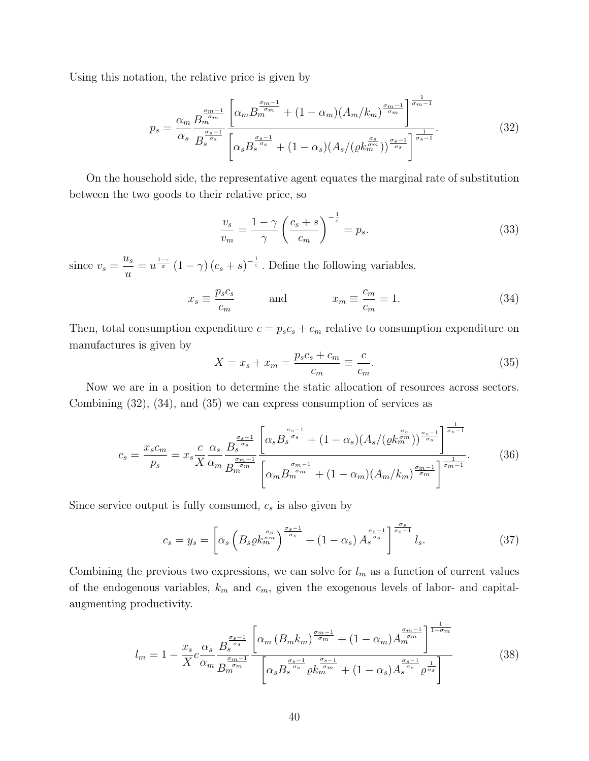Using this notation, the relative price is given by

$$p_s = \frac{\alpha_m}{\alpha_s} \frac{B_m^{\frac{\sigma_m - 1}{\sigma_m}}}{B_s^{\frac{\sigma_s - 1}{\sigma_s}}} \frac{\left[ \alpha_m B_m^{\frac{\sigma_m - 1}{\sigma_m}} + (1 - \alpha_m)(A_m / k_m)^{\frac{\sigma_m - 1}{\sigma_m}} \right]^{\frac{1}{\sigma_m - 1}}}{\left[ \alpha_s B_s^{\frac{\sigma_s - 1}{\sigma_s}} + (1 - \alpha_s)(A_s / (\varrho k_m^{\frac{\sigma_s}{\sigma_m}}))^{\frac{\sigma_s - 1}{\sigma_s}} \right]^{\frac{1}{\sigma_s - 1}}}. \tag{32}$$

On the household side, the representative agent equates the marginal rate of substitution between the two goods to their relative price, so

$$\frac{v_s}{v_m} = \frac{1 - \gamma}{\gamma} \left( \frac{c_s + s}{c_m} \right)^{-\frac{1}{\varepsilon}} = p_s. \tag{33}$$

since $v_s = \dfrac{u_s}{u} = u^{\frac{1-\varepsilon}{\varepsilon}} (1 - \gamma) (c_s + s)^{-\frac{1}{\varepsilon}}$. Define the following variables.

$$x_s \equiv \frac{p_s c_s}{c_m} \qquad \text{and} \qquad x_m \equiv \frac{c_m}{c_m} = 1. \tag{34}$$

Then, total consumption expenditure $c = p_s c_s + c_m$ relative to consumption expenditure on manufactures is given by

$$X = x_s + x_m = \frac{p_s c_s + c_m}{c_m} \equiv \frac{c}{c_m}. \tag{35}$$

Now we are in a position to determine the static allocation of resources across sectors. Combining (32), (34), and (35) we can express consumption of services as

$$c_s = \frac{x_s c_m}{p_s} = x_s \frac{c}{X} \frac{\alpha_s}{\alpha_m} \frac{B_s^{\frac{\sigma_s - 1}{\sigma_s}}}{B_m^{\frac{\sigma_m - 1}{\sigma_m}}} \frac{\left[ \alpha_s B_s^{\frac{\sigma_s - 1}{\sigma_s}} + (1 - \alpha_s)(A_s / (\varrho k_m^{\frac{\sigma_s}{\sigma_m}}))^{\frac{\sigma_s - 1}{\sigma_s}} \right]^{\frac{1}{\sigma_s - 1}}}{\left[ \alpha_m B_m^{\frac{\sigma_m - 1}{\sigma_m}} + (1 - \alpha_m)(A_m / k_m)^{\frac{\sigma_m - 1}{\sigma_m}} \right]^{\frac{1}{\sigma_m - 1}}}. \tag{36}$$

Since service output is fully consumed, $c_s$ is also given by

$$c_s = y_s = \left[ \alpha_s \left( B_s \varrho k_m^{\frac{\sigma_s}{\sigma_m}} \right)^{\frac{\sigma_s - 1}{\sigma_s}} + (1 - \alpha_s) A_s^{\frac{\sigma_s - 1}{\sigma_s}} \right]^{\frac{\sigma_s}{\sigma_s - 1}} l_s. \tag{37}$$

Combining the previous two expressions, we can solve for $l_m$ as a function of current values of the endogenous variables, $k_m$ and $c_m$, given the exogenous levels of labor- and capital-augmenting productivity.

$$l_m = 1 - \frac{x_s}{X} c \frac{\alpha_s}{\alpha_m} \frac{B_s^{\frac{\sigma_s - 1}{\sigma_s}}}{B_m^{\frac{\sigma_m - 1}{\sigma_m}}} \frac{\left[ \alpha_m (B_m k_m)^{\frac{\sigma_m - 1}{\sigma_m}} + (1 - \alpha_m) A_m^{\frac{\sigma_m - 1}{\sigma_m}} \right]^{\frac{1}{1 - \sigma_m}}}{\left[ \alpha_s B_s^{\frac{\sigma_s - 1}{\sigma_s}} \varrho k_m^{\frac{\sigma_s - 1}{\sigma_m}} + (1 - \alpha_s) A_s^{\frac{\sigma_s - 1}{\sigma_s}} \varrho^{\frac{1}{\sigma_s}} \right]} \tag{38}$$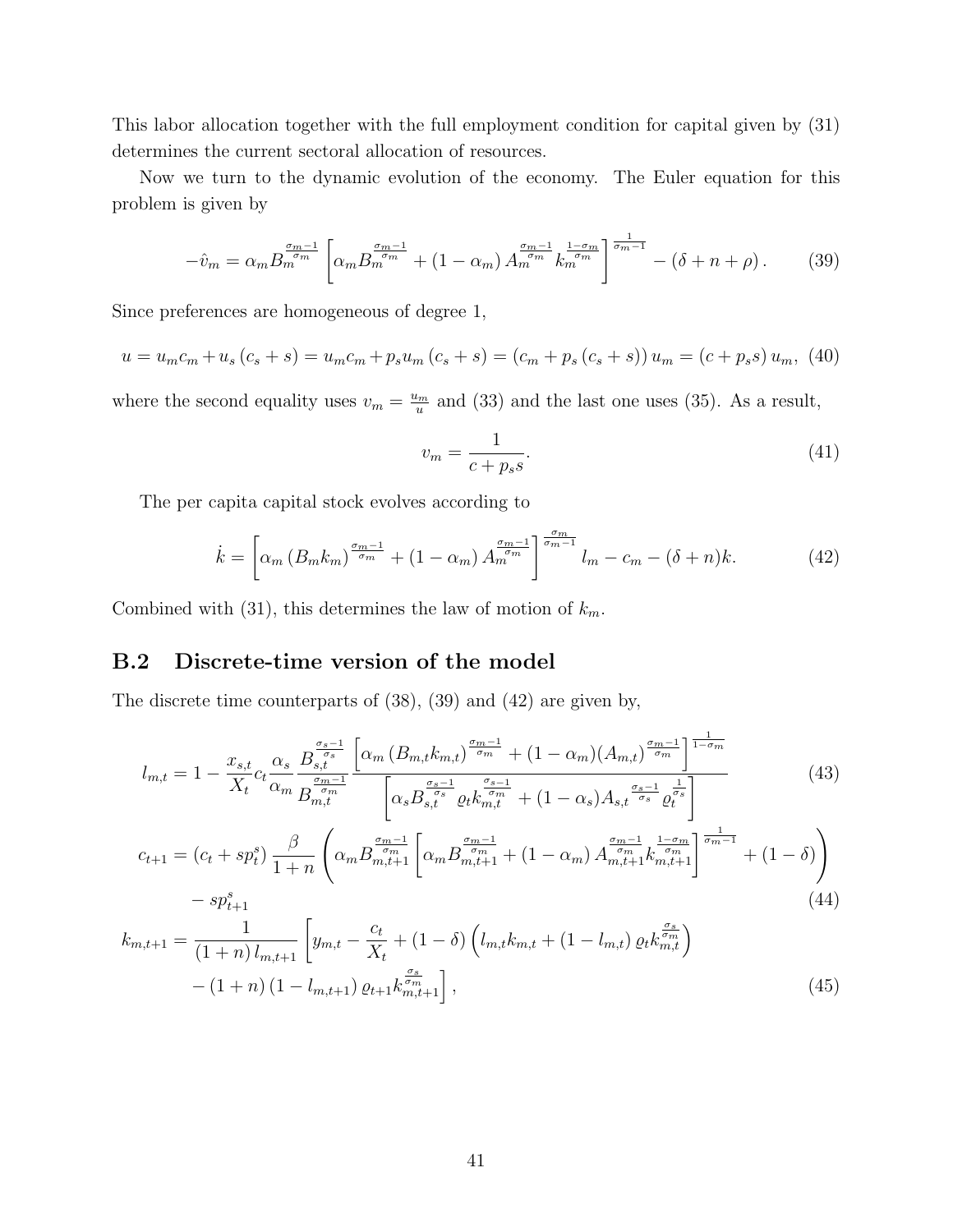This labor allocation together with the full employment condition for capital given by (31) determines the current sectoral allocation of resources.

Now we turn to the dynamic evolution of the economy. The Euler equation for this problem is given by

$$-\hat{v}_m = \alpha_m B_m^{\frac{\sigma_m - 1}{\sigma_m}} \left[ \alpha_m B_m^{\frac{\sigma_m - 1}{\sigma_m}} + (1 - \alpha_m) A_m^{\frac{\sigma_m - 1}{\sigma_m}} k_m^{\frac{1 - \sigma_m}{\sigma_m}} \right]^{\frac{1}{\sigma_m - 1}} - (\delta + n + \rho). \tag{39}$$

Since preferences are homogeneous of degree 1,

$$u = u_m c_m + u_s (c_s + s) = u_m c_m + p_s u_m (c_s + s) = (c_m + p_s (c_s + s)) u_m = (c + p_s s) u_m, \tag{40}$$

where the second equality uses $v_m = \frac{u_m}{u}$ and (33) and the last one uses (35). As a result,

$$v_m = \frac{1}{c + p_s s}. \tag{41}$$

The per capita capital stock evolves according to

$$\dot{k} = \left[ \alpha_m (B_m k_m)^{\frac{\sigma_m - 1}{\sigma_m}} + (1 - \alpha_m) A_m^{\frac{\sigma_m - 1}{\sigma_m}} \right]^{\frac{\sigma_m}{\sigma_m - 1}} l_m - c_m - (\delta + n) k. \tag{42}$$

Combined with (31), this determines the law of motion of $k_m$.

## B.2 Discrete-time version of the model

The discrete time counterparts of (38), (39) and (42) are given by,

$$l_{m,t} = 1 - \frac{x_{s,t}}{X_t} c_t \frac{\alpha_s}{\alpha_m} \frac{B_{s,t}^{\frac{\sigma_s - 1}{\sigma_s}}}{B_{m,t}^{\frac{\sigma_m - 1}{\sigma_m}}} \frac{\left[ \alpha_m (B_{m,t} k_{m,t})^{\frac{\sigma_m - 1}{\sigma_m}} + (1 - \alpha_m)(A_{m,t})^{\frac{\sigma_m - 1}{\sigma_m}} \right]^{\frac{1}{1 - \sigma_m}}}{\left[ \alpha_s B_{s,t}^{\frac{\sigma_s - 1}{\sigma_s}} \varrho_t k_{m,t}^{\frac{\sigma_s - 1}{\sigma_m}} + (1 - \alpha_s) A_{s,t}^{\frac{\sigma_s - 1}{\sigma_s}} \varrho_t^{\frac{1}{\sigma_s}} \right]} \tag{43}$$

$$c_{t+1} = (c_t + s p_t^s) \frac{\beta}{1 + n} \left( \alpha_m B_{m,t+1}^{\frac{\sigma_m - 1}{\sigma_m}} \left[ \alpha_m B_{m,t+1}^{\frac{\sigma_m - 1}{\sigma_m}} + (1 - \alpha_m) A_{m,t+1}^{\frac{\sigma_m - 1}{\sigma_m}} k_{m,t+1}^{\frac{1 - \sigma_m}{\sigma_m}} \right]^{\frac{1}{\sigma_m - 1}} + (1 - \delta) \right) - s p_{t+1}^s \tag{44}$$

$$k_{m,t+1} = \frac{1}{(1 + n) l_{m,t+1}} \left[ y_{m,t} - \frac{c_t}{X_t} + (1 - \delta) \left( l_{m,t} k_{m,t} + (1 - l_{m,t}) \varrho_t k_{m,t}^{\frac{\sigma_s}{\sigma_m}} \right) - (1 + n)(1 - l_{m,t+1}) \varrho_{t+1} k_{m,t+1}^{\frac{\sigma_s}{\sigma_m}} \right], \tag{45}$$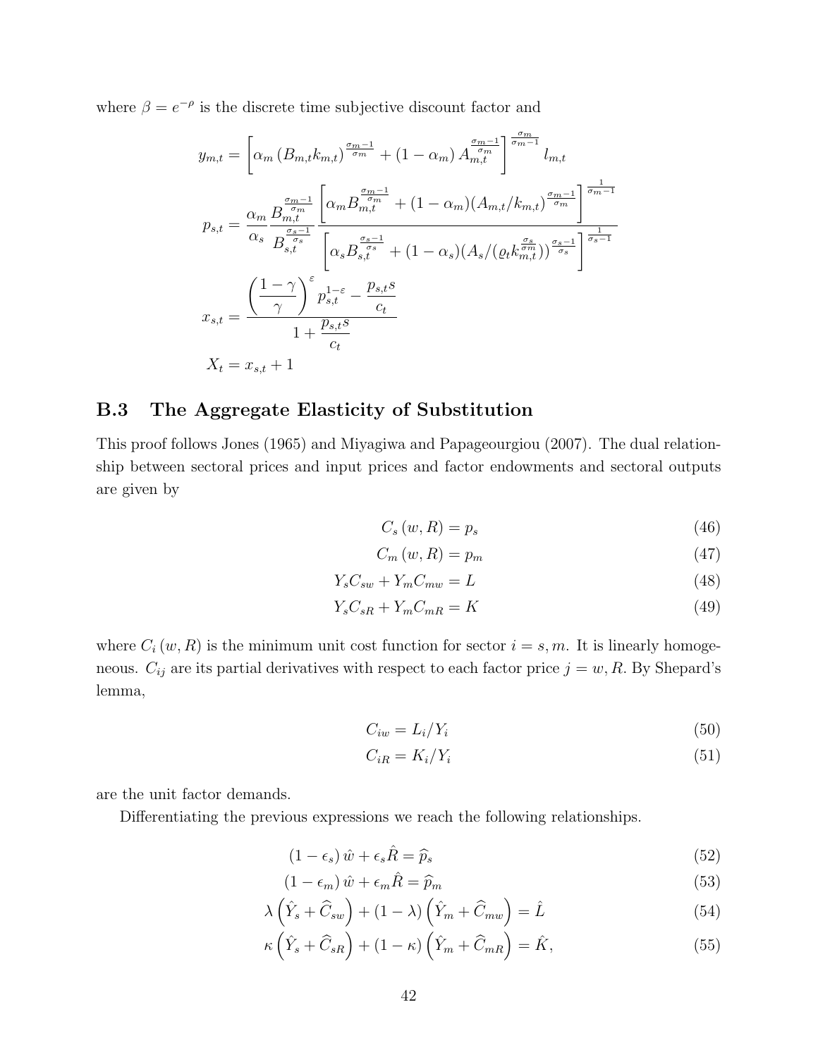where $\beta = e^{-\rho}$ is the discrete time subjective discount factor and

$$y_{m,t} = \left[ \alpha_m \left( B_{m,t} k_{m,t} \right)^{\frac{\sigma_m - 1}{\sigma_m}} + (1 - \alpha_m) A_{m,t}^{\frac{\sigma_m - 1}{\sigma_m}} \right]^{\frac{\sigma_m}{\sigma_m - 1}} l_{m,t}$$

$$p_{s,t} = \frac{\alpha_m}{\alpha_s} \frac{B_{m,t}^{\frac{\sigma_m - 1}{\sigma_m}}}{B_{s,t}^{\frac{\sigma_s - 1}{\sigma_s}}} \frac{\left[ \alpha_m B_{m,t}^{\frac{\sigma_m - 1}{\sigma_m}} + (1 - \alpha_m)(A_{m,t}/k_{m,t})^{\frac{\sigma_m - 1}{\sigma_m}} \right]^{\frac{1}{\sigma_m - 1}}}{\left[ \alpha_s B_{s,t}^{\frac{\sigma_s - 1}{\sigma_s}} + (1 - \alpha_s)(A_s/(\varrho_t k_{m,t}^{\frac{\sigma_s}{\sigma_m}}))^{\frac{\sigma_s - 1}{\sigma_s}} \right]^{\frac{1}{\sigma_s - 1}}}$$

$$x_{s,t} = \frac{\left( \frac{1 - \gamma}{\gamma} \right)^{\varepsilon} p_{s,t}^{1 - \varepsilon} - \frac{p_{s,t} s}{c_t}}{1 + \frac{p_{s,t} s}{c_t}}$$

$$X_t = x_{s,t} + 1$$

### B.3 The Aggregate Elasticity of Substitution

This proof follows Jones (1965) and Miyagiwa and Papageourgiou (2007). The dual relationship between sectoral prices and input prices and factor endowments and sectoral outputs are given by

$$C_s(w, R) = p_s \tag{46}$$

$$C_m(w, R) = p_m \tag{47}$$

$$Y_s C_{sw} + Y_m C_{mw} = L \tag{48}$$

$$Y_s C_{sR} + Y_m C_{mR} = K \tag{49}$$

where $C_i(w, R)$ is the minimum unit cost function for sector $i = s, m$. It is linearly homogeneous. $C_{ij}$ are its partial derivatives with respect to each factor price $j = w, R$. By Shepard's lemma,

$$C_{iw} = L_i / Y_i \tag{50}$$

$$C_{iR} = K_i / Y_i \tag{51}$$

are the unit factor demands.

Differentiating the previous expressions we reach the following relationships.

$$(1 - \epsilon_s) \hat{w} + \epsilon_s \hat{R} = \widehat{p}_s \tag{52}$$

$$(1 - \epsilon_m) \hat{w} + \epsilon_m \hat{R} = \widehat{p}_m \tag{53}$$

$$\lambda \left( \hat{Y}_s + \widehat{C}_{sw} \right) + (1 - \lambda) \left( \hat{Y}_m + \widehat{C}_{mw} \right) = \hat{L} \tag{54}$$

$$\kappa \left( \hat{Y}_s + \widehat{C}_{sR} \right) + (1 - \kappa) \left( \hat{Y}_m + \widehat{C}_{mR} \right) = \hat{K}, \tag{55}$$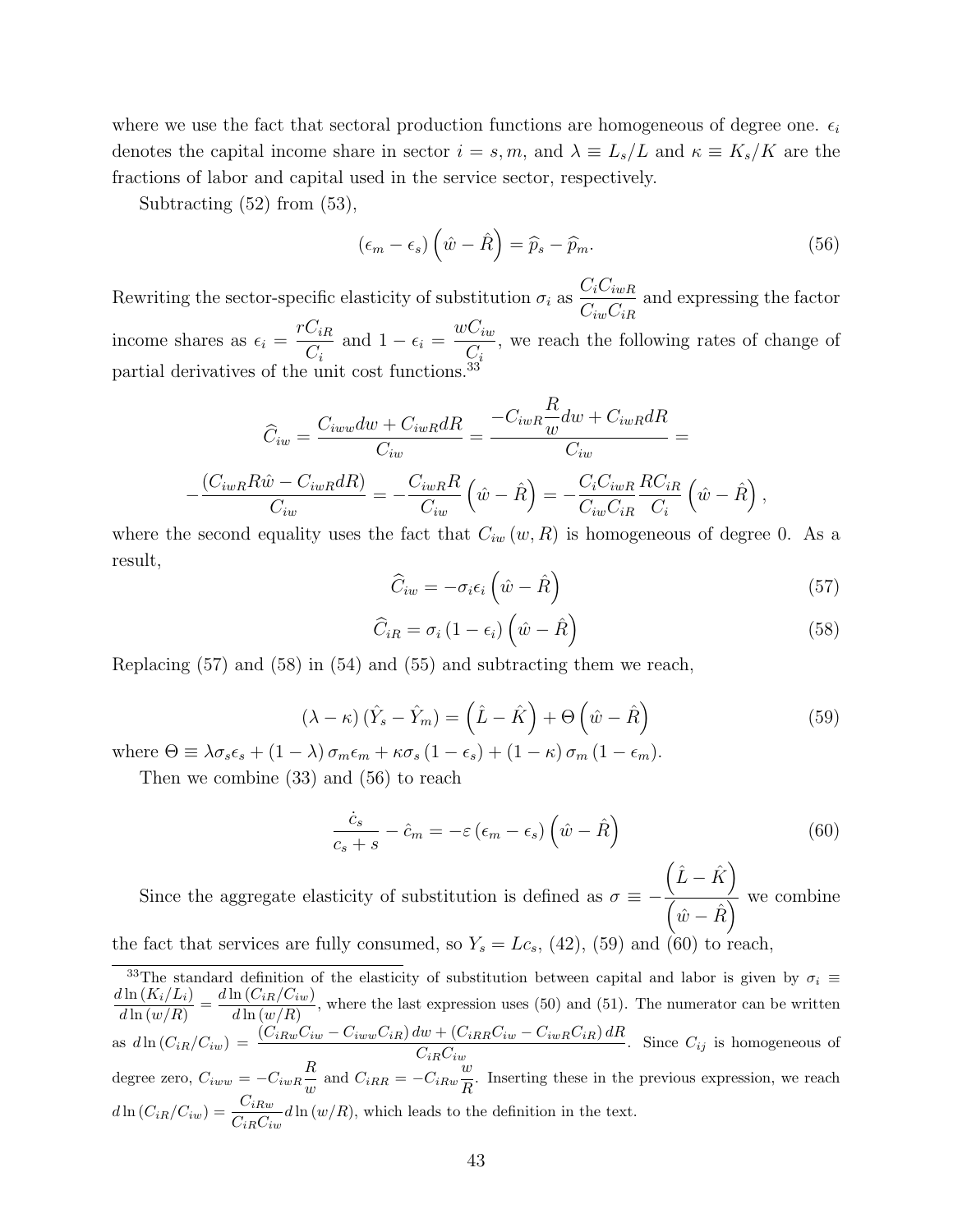where we use the fact that sectoral production functions are homogeneous of degree one. $\epsilon_i$ denotes the capital income share in sector $i = s, m$, and $\lambda \equiv L_s/L$ and $\kappa \equiv K_s/K$ are the fractions of labor and capital used in the service sector, respectively.

Subtracting (52) from (53),

$$(\epsilon_m - \epsilon_s)\left(\hat{w} - \hat{R}\right) = \widehat{p}_s - \widehat{p}_m. \tag{56}$$

Rewriting the sector-specific elasticity of substitution $\sigma_i$ as $\dfrac{C_i C_{iwR}}{C_{iw} C_{iR}}$ and expressing the factor income shares as $\epsilon_i = \dfrac{rC_{iR}}{C_i}$ and $1 - \epsilon_i = \dfrac{wC_{iw}}{C_i}$, we reach the following rates of change of partial derivatives of the unit cost functions.[33]

$$\widehat{C}_{iw} = \frac{C_{iww}dw + C_{iwR}dR}{C_{iw}} = \frac{-C_{iwR}\dfrac{R}{w}dw + C_{iwR}dR}{C_{iw}} =$$

$$-\frac{\left(C_{iwR}R\hat{w} - C_{iwR}dR\right)}{C_{iw}} = -\frac{C_{iwR}R}{C_{iw}}\left(\hat{w} - \hat{R}\right) = -\frac{C_i C_{iwR}}{C_{iw}C_{iR}}\frac{RC_{iR}}{C_i}\left(\hat{w} - \hat{R}\right),$$

where the second equality uses the fact that $C_{iw}(w, R)$ is homogeneous of degree 0. As a result,

$$\widehat{C}_{iw} = -\sigma_i \epsilon_i \left(\hat{w} - \hat{R}\right) \tag{57}$$

$$\widehat{C}_{iR} = \sigma_i \left(1 - \epsilon_i\right)\left(\hat{w} - \hat{R}\right) \tag{58}$$

Replacing (57) and (58) in (54) and (55) and subtracting them we reach,

$$(\lambda - \kappa)\left(\hat{Y}_s - \hat{Y}_m\right) = \left(\hat{L} - \hat{K}\right) + \Theta\left(\hat{w} - \hat{R}\right) \tag{59}$$

where $\Theta \equiv \lambda\sigma_s\epsilon_s + (1-\lambda)\sigma_m\epsilon_m + \kappa\sigma_s(1-\epsilon_s) + (1-\kappa)\sigma_m(1-\epsilon_m)$.

Then we combine (33) and (56) to reach

$$\frac{\dot{c}_s}{c_s + s} - \hat{c}_m = -\varepsilon\left(\epsilon_m - \epsilon_s\right)\left(\hat{w} - \hat{R}\right) \tag{60}$$

Since the aggregate elasticity of substitution is defined as $\sigma \equiv -\dfrac{\left(\hat{L} - \hat{K}\right)}{\left(\hat{w} - \hat{R}\right)}$ we combine the fact that services are fully consumed, so $Y_s = Lc_s$, (42), (59) and (60) to reach,

[33] The standard definition of the elasticity of substitution between capital and labor is given by $\sigma_i \equiv \dfrac{d\ln(K_i/L_i)}{d\ln(w/R)} = \dfrac{d\ln(C_{iR}/C_{iw})}{d\ln(w/R)}$, where the last expression uses (50) and (51). The numerator can be written as $d\ln(C_{iR}/C_{iw}) = \dfrac{\left(C_{iRw}C_{iw} - C_{iww}C_{iR}\right)dw + \left(C_{iRR}C_{iw} - C_{iwR}C_{iR}\right)dR}{C_{iR}C_{iw}}$. Since $C_{ij}$ is homogeneous of degree zero, $C_{iww} = -C_{iwR}\dfrac{R}{w}$ and $C_{iRR} = -C_{iRw}\dfrac{w}{R}$. Inserting these in the previous expression, we reach $d\ln(C_{iR}/C_{iw}) = \dfrac{C_{iRw}}{C_{iR}C_{iw}}d\ln(w/R)$, which leads to the definition in the text.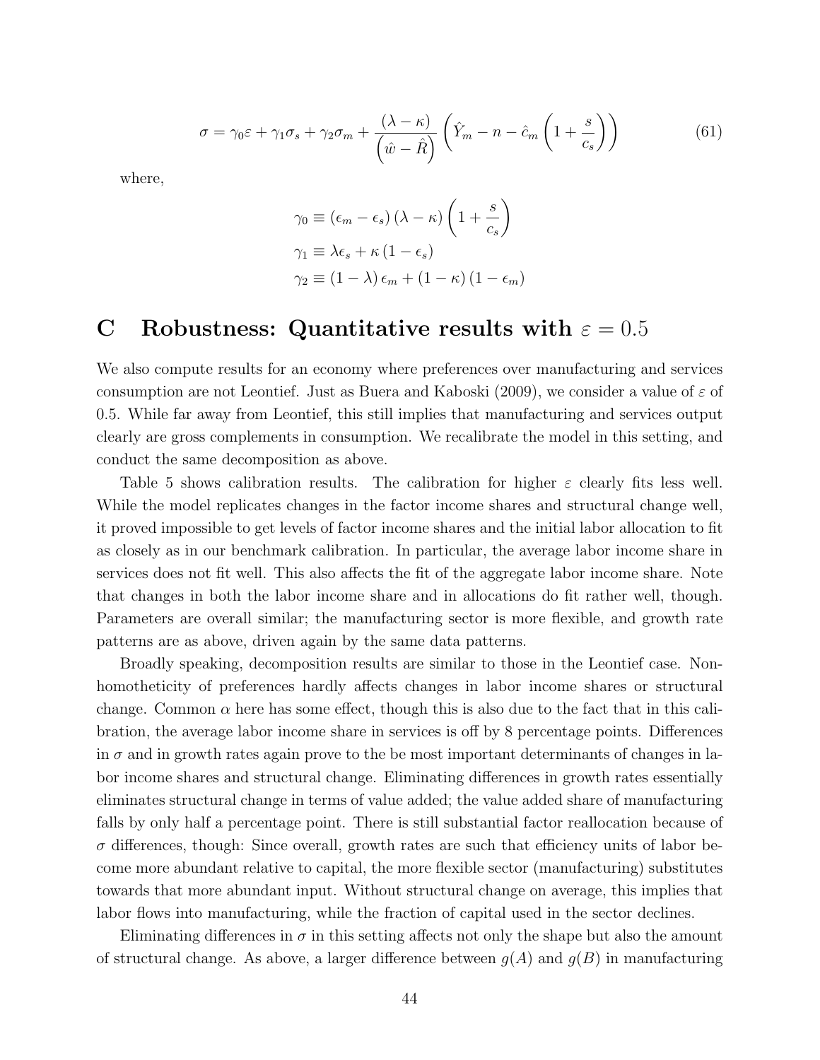$$\sigma = \gamma_0 \varepsilon + \gamma_1 \sigma_s + \gamma_2 \sigma_m + \frac{(\lambda - \kappa)}{\left(\hat{w} - \hat{R}\right)} \left( \hat{Y}_m - n - \hat{c}_m \left( 1 + \frac{s}{c_s} \right) \right) \tag{61}$$

where,

$$\gamma_0 \equiv (\epsilon_m - \epsilon_s)(\lambda - \kappa) \left( 1 + \frac{s}{c_s} \right)$$
$$\gamma_1 \equiv \lambda \epsilon_s + \kappa (1 - \epsilon_s)$$
$$\gamma_2 \equiv (1 - \lambda) \epsilon_m + (1 - \kappa)(1 - \epsilon_m)$$

# C Robustness: Quantitative results with $\varepsilon = 0.5$

We also compute results for an economy where preferences over manufacturing and services consumption are not Leontief. Just as Buera and Kaboski (2009), we consider a value of $\varepsilon$ of 0.5. While far away from Leontief, this still implies that manufacturing and services output clearly are gross complements in consumption. We recalibrate the model in this setting, and conduct the same decomposition as above.

Table 5 shows calibration results. The calibration for higher $\varepsilon$ clearly fits less well. While the model replicates changes in the factor income shares and structural change well, it proved impossible to get levels of factor income shares and the initial labor allocation to fit as closely as in our benchmark calibration. In particular, the average labor income share in services does not fit well. This also affects the fit of the aggregate labor income share. Note that changes in both the labor income share and in allocations do fit rather well, though. Parameters are overall similar; the manufacturing sector is more flexible, and growth rate patterns are as above, driven again by the same data patterns.

Broadly speaking, decomposition results are similar to those in the Leontief case. Nonhomotheticity of preferences hardly affects changes in labor income shares or structural change. Common $\alpha$ here has some effect, though this is also due to the fact that in this calibration, the average labor income share in services is off by 8 percentage points. Differences in $\sigma$ and in growth rates again prove to the be most important determinants of changes in labor income shares and structural change. Eliminating differences in growth rates essentially eliminates structural change in terms of value added; the value added share of manufacturing falls by only half a percentage point. There is still substantial factor reallocation because of $\sigma$ differences, though: Since overall, growth rates are such that efficiency units of labor become more abundant relative to capital, the more flexible sector (manufacturing) substitutes towards that more abundant input. Without structural change on average, this implies that labor flows into manufacturing, while the fraction of capital used in the sector declines.

Eliminating differences in $\sigma$ in this setting affects not only the shape but also the amount of structural change. As above, a larger difference between $g(A)$ and $g(B)$ in manufacturing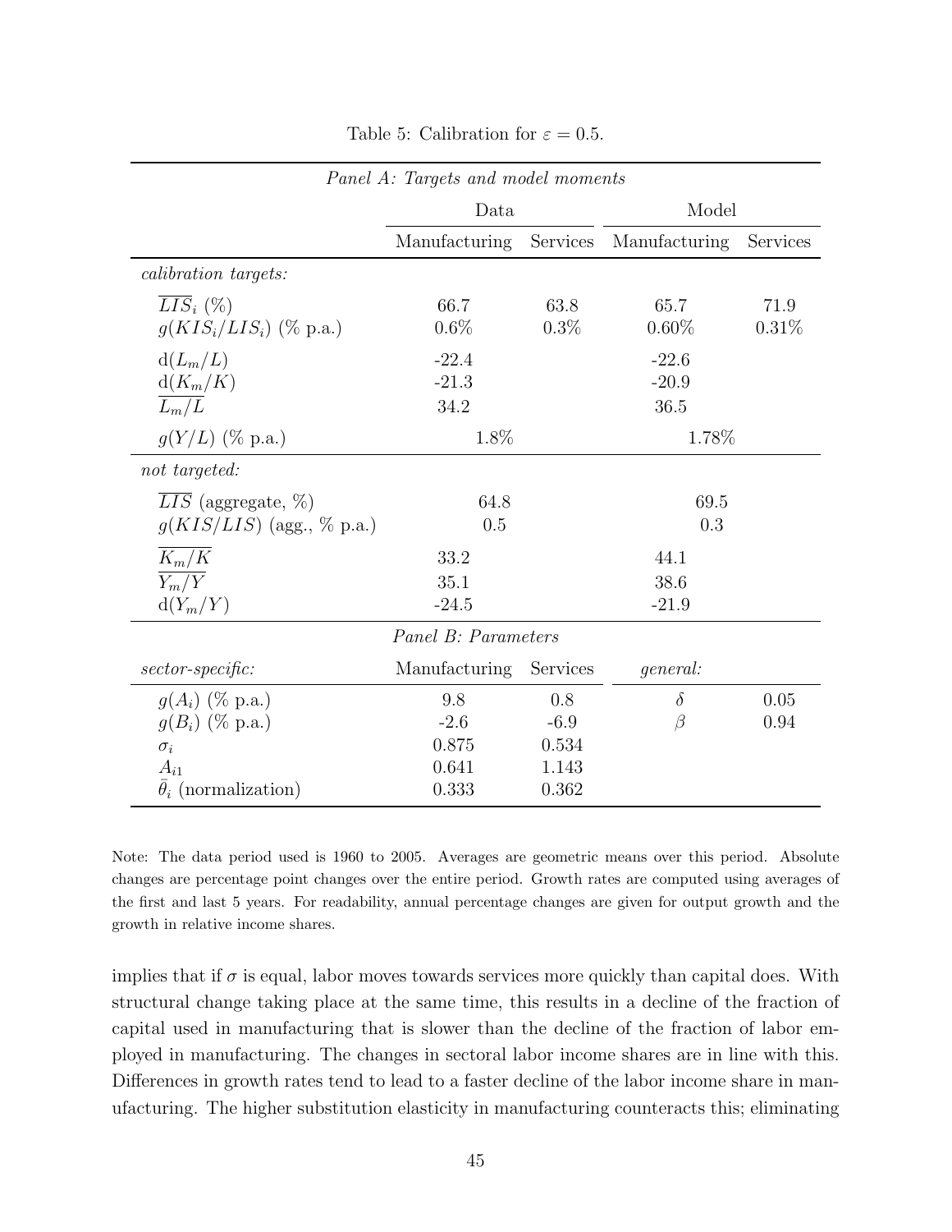Table 5: Calibration for $\varepsilon = 0.5$.

| *Panel A: Targets and model moments* | | | | |
|---|---|---|---|---|
| | Data | | Model | |
| | Manufacturing | Services | Manufacturing | Services |
| *calibration targets:* | | | | |
| $\overline{LIS}_i$ (%) | 66.7 | 63.8 | 65.7 | 71.9 |
| $g(KIS_i/LIS_i)$ (% p.a.) | 0.6% | 0.3% | 0.60% | 0.31% |
| $\mathrm{d}(L_m/L)$ | -22.4 | | -22.6 | |
| $\mathrm{d}(K_m/K)$ | -21.3 | | -20.9 | |
| $\overline{L_m/L}$ | 34.2 | | 36.5 | |
| $g(Y/L)$ (% p.a.) | 1.8% | | 1.78% | |
| *not targeted:* | | | | |
| $\overline{LIS}$ (aggregate, %) | 64.8 | | 69.5 | |
| $g(KIS/LIS)$ (agg., % p.a.) | 0.5 | | 0.3 | |
| $\overline{K_m/K}$ | 33.2 | | 44.1 | |
| $\overline{Y_m/Y}$ | 35.1 | | 38.6 | |
| $\mathrm{d}(Y_m/Y)$ | -24.5 | | -21.9 | |
| *Panel B: Parameters* | | | | |
| *sector-specific:* | Manufacturing | Services | *general:* | |
| $g(A_i)$ (% p.a.) | 9.8 | 0.8 | $\delta$ | 0.05 |
| $g(B_i)$ (% p.a.) | -2.6 | -6.9 | $\beta$ | 0.94 |
| $\sigma_i$ | 0.875 | 0.534 | | |
| $A_{i1}$ | 0.641 | 1.143 | | |
| $\bar{\theta}_i$ (normalization) | 0.333 | 0.362 | | |

Note: The data period used is 1960 to 2005. Averages are geometric means over this period. Absolute changes are percentage point changes over the entire period. Growth rates are computed using averages of the first and last 5 years. For readability, annual percentage changes are given for output growth and the growth in relative income shares.

implies that if $\sigma$ is equal, labor moves towards services more quickly than capital does. With structural change taking place at the same time, this results in a decline of the fraction of capital used in manufacturing that is slower than the decline of the fraction of labor employed in manufacturing. The changes in sectoral labor income shares are in line with this. Differences in growth rates tend to lead to a faster decline of the labor income share in manufacturing. The higher substitution elasticity in manufacturing counteracts this; eliminating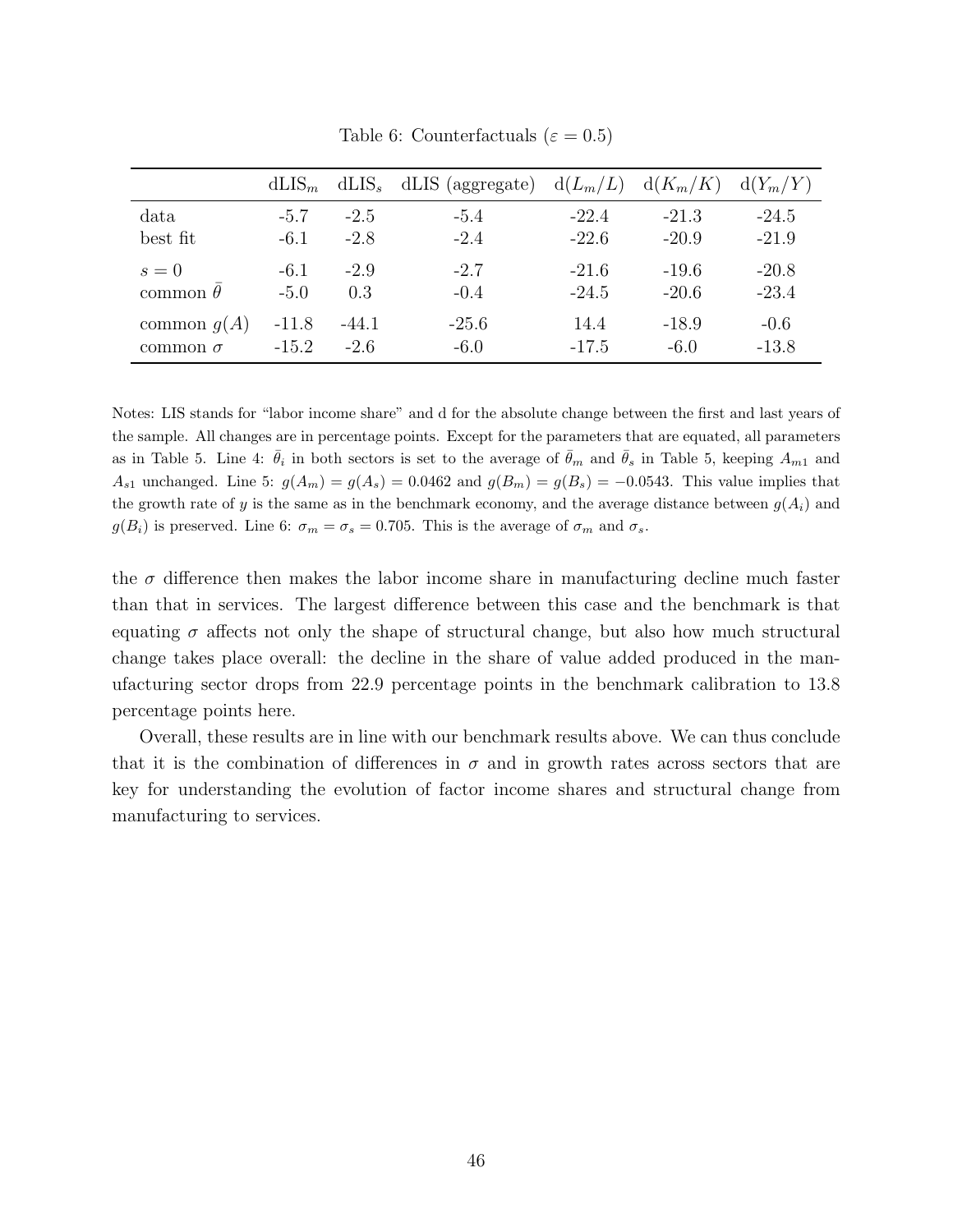Table 6: Counterfactuals ($\varepsilon = 0.5$)

| | dLIS$_m$ | dLIS$_s$ | dLIS (aggregate) | d($L_m/L$) | d($K_m/K$) | d($Y_m/Y$) |
|---|---|---|---|---|---|---|
| data | -5.7 | -2.5 | -5.4 | -22.4 | -21.3 | -24.5 |
| best fit | -6.1 | -2.8 | -2.4 | -22.6 | -20.9 | -21.9 |
| $s = 0$ | -6.1 | -2.9 | -2.7 | -21.6 | -19.6 | -20.8 |
| common $\bar{\theta}$ | -5.0 | 0.3 | -0.4 | -24.5 | -20.6 | -23.4 |
| common $g(A)$ | -11.8 | -44.1 | -25.6 | 14.4 | -18.9 | -0.6 |
| common $\sigma$ | -15.2 | -2.6 | -6.0 | -17.5 | -6.0 | -13.8 |

Notes: LIS stands for "labor income share" and d for the absolute change between the first and last years of the sample. All changes are in percentage points. Except for the parameters that are equated, all parameters as in Table 5. Line 4: $\bar{\theta}_i$ in both sectors is set to the average of $\bar{\theta}_m$ and $\bar{\theta}_s$ in Table 5, keeping $A_{m1}$ and $A_{s1}$ unchanged. Line 5: $g(A_m) = g(A_s) = 0.0462$ and $g(B_m) = g(B_s) = -0.0543$. This value implies that the growth rate of $y$ is the same as in the benchmark economy, and the average distance between $g(A_i)$ and $g(B_i)$ is preserved. Line 6: $\sigma_m = \sigma_s = 0.705$. This is the average of $\sigma_m$ and $\sigma_s$.

the $\sigma$ difference then makes the labor income share in manufacturing decline much faster than that in services. The largest difference between this case and the benchmark is that equating $\sigma$ affects not only the shape of structural change, but also how much structural change takes place overall: the decline in the share of value added produced in the manufacturing sector drops from 22.9 percentage points in the benchmark calibration to 13.8 percentage points here.

Overall, these results are in line with our benchmark results above. We can thus conclude that it is the combination of differences in $\sigma$ and in growth rates across sectors that are key for understanding the evolution of factor income shares and structural change from manufacturing to services.